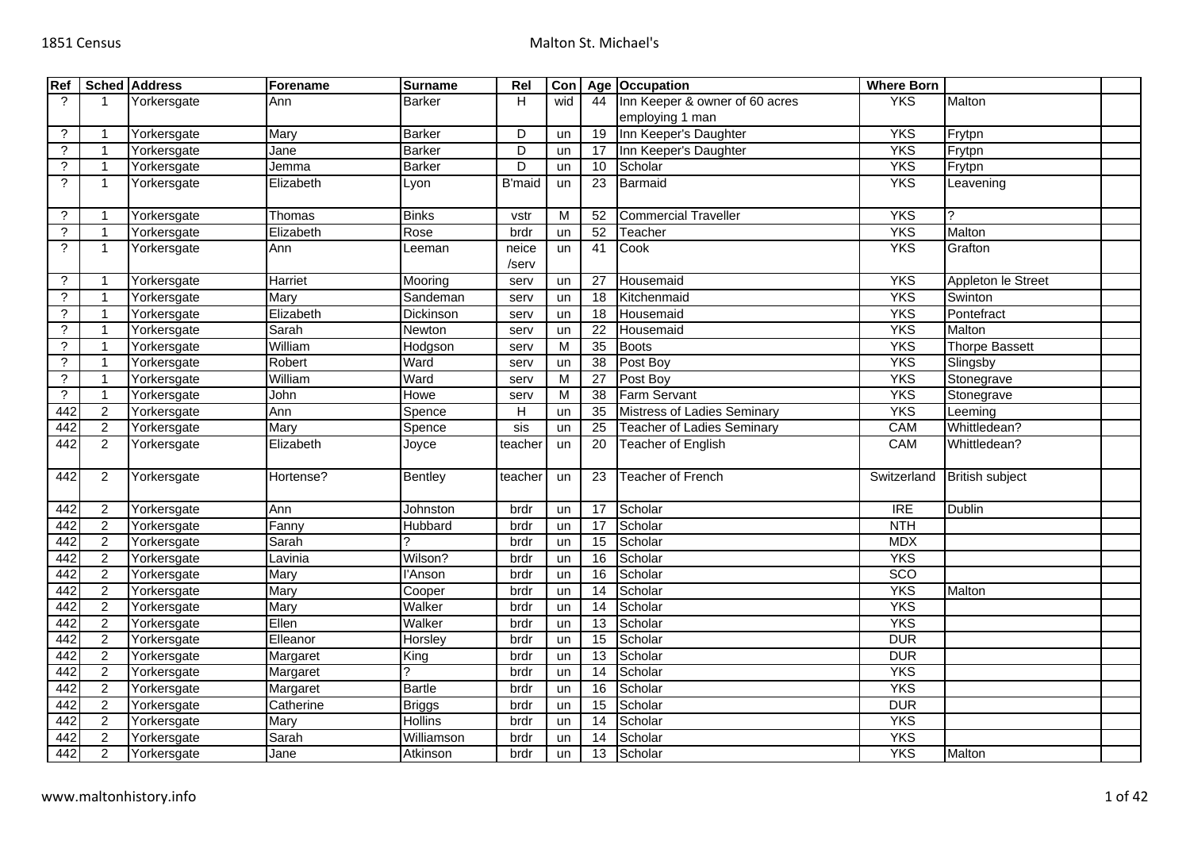| Ref | Sched | Address | Forename | Surname | Rel | Con | Age | Occupation | Where Born | | |
|---|---|---|---|---|---|---|---|---|---|---|---|
| ? | 1 | Yorkersgate | Ann | Barker | H | wid | 44 | Inn Keeper & owner of 60 acres employing 1 man | YKS | Malton | |
| ? | 1 | Yorkersgate | Mary | Barker | D | un | 19 | Inn Keeper's Daughter | YKS | Frytpn | |
| ? | 1 | Yorkersgate | Jane | Barker | D | un | 17 | Inn Keeper's Daughter | YKS | Frytpn | |
| ? | 1 | Yorkersgate | Jemma | Barker | D | un | 10 | Scholar | YKS | Frytpn | |
| ? | 1 | Yorkersgate | Elizabeth | Lyon | B'maid | un | 23 | Barmaid | YKS | Leavening | |
| ? | 1 | Yorkersgate | Thomas | Binks | vstr | M | 52 | Commercial Traveller | YKS | ? | |
| ? | 1 | Yorkersgate | Elizabeth | Rose | brdr | un | 52 | Teacher | YKS | Malton | |
| ? | 1 | Yorkersgate | Ann | Leeman | neice /serv | un | 41 | Cook | YKS | Grafton | |
| ? | 1 | Yorkersgate | Harriet | Mooring | serv | un | 27 | Housemaid | YKS | Appleton le Street | |
| ? | 1 | Yorkersgate | Mary | Sandeman | serv | un | 18 | Kitchenmaid | YKS | Swinton | |
| ? | 1 | Yorkersgate | Elizabeth | Dickinson | serv | un | 18 | Housemaid | YKS | Pontefract | |
| ? | 1 | Yorkersgate | Sarah | Newton | serv | un | 22 | Housemaid | YKS | Malton | |
| ? | 1 | Yorkersgate | William | Hodgson | serv | M | 35 | Boots | YKS | Thorpe Bassett | |
| ? | 1 | Yorkersgate | Robert | Ward | serv | un | 38 | Post Boy | YKS | Slingsby | |
| ? | 1 | Yorkersgate | William | Ward | serv | M | 27 | Post Boy | YKS | Stonegrave | |
| ? | 1 | Yorkersgate | John | Howe | serv | M | 38 | Farm Servant | YKS | Stonegrave | |
| 442 | 2 | Yorkersgate | Ann | Spence | H | un | 35 | Mistress of Ladies Seminary | YKS | Leeming | |
| 442 | 2 | Yorkersgate | Mary | Spence | sis | un | 25 | Teacher of Ladies Seminary | CAM | Whittledean? | |
| 442 | 2 | Yorkersgate | Elizabeth | Joyce | teacher | un | 20 | Teacher of English | CAM | Whittledean? | |
| 442 | 2 | Yorkersgate | Hortense? | Bentley | teacher | un | 23 | Teacher of French | Switzerland | British subject | |
| 442 | 2 | Yorkersgate | Ann | Johnston | brdr | un | 17 | Scholar | IRE | Dublin | |
| 442 | 2 | Yorkersgate | Fanny | Hubbard | brdr | un | 17 | Scholar | NTH | | |
| 442 | 2 | Yorkersgate | Sarah | ? | brdr | un | 15 | Scholar | MDX | | |
| 442 | 2 | Yorkersgate | Lavinia | Wilson? | brdr | un | 16 | Scholar | YKS | | |
| 442 | 2 | Yorkersgate | Mary | I'Anson | brdr | un | 16 | Scholar | SCO | | |
| 442 | 2 | Yorkersgate | Mary | Cooper | brdr | un | 14 | Scholar | YKS | Malton | |
| 442 | 2 | Yorkersgate | Mary | Walker | brdr | un | 14 | Scholar | YKS | | |
| 442 | 2 | Yorkersgate | Ellen | Walker | brdr | un | 13 | Scholar | YKS | | |
| 442 | 2 | Yorkersgate | Elleanor | Horsley | brdr | un | 15 | Scholar | DUR | | |
| 442 | 2 | Yorkersgate | Margaret | King | brdr | un | 13 | Scholar | DUR | | |
| 442 | 2 | Yorkersgate | Margaret | ? | brdr | un | 14 | Scholar | YKS | | |
| 442 | 2 | Yorkersgate | Margaret | Bartle | brdr | un | 16 | Scholar | YKS | | |
| 442 | 2 | Yorkersgate | Catherine | Briggs | brdr | un | 15 | Scholar | DUR | | |
| 442 | 2 | Yorkersgate | Mary | Hollins | brdr | un | 14 | Scholar | YKS | | |
| 442 | 2 | Yorkersgate | Sarah | Williamson | brdr | un | 14 | Scholar | YKS | | |
| 442 | 2 | Yorkersgate | Jane | Atkinson | brdr | un | 13 | Scholar | YKS | Malton | |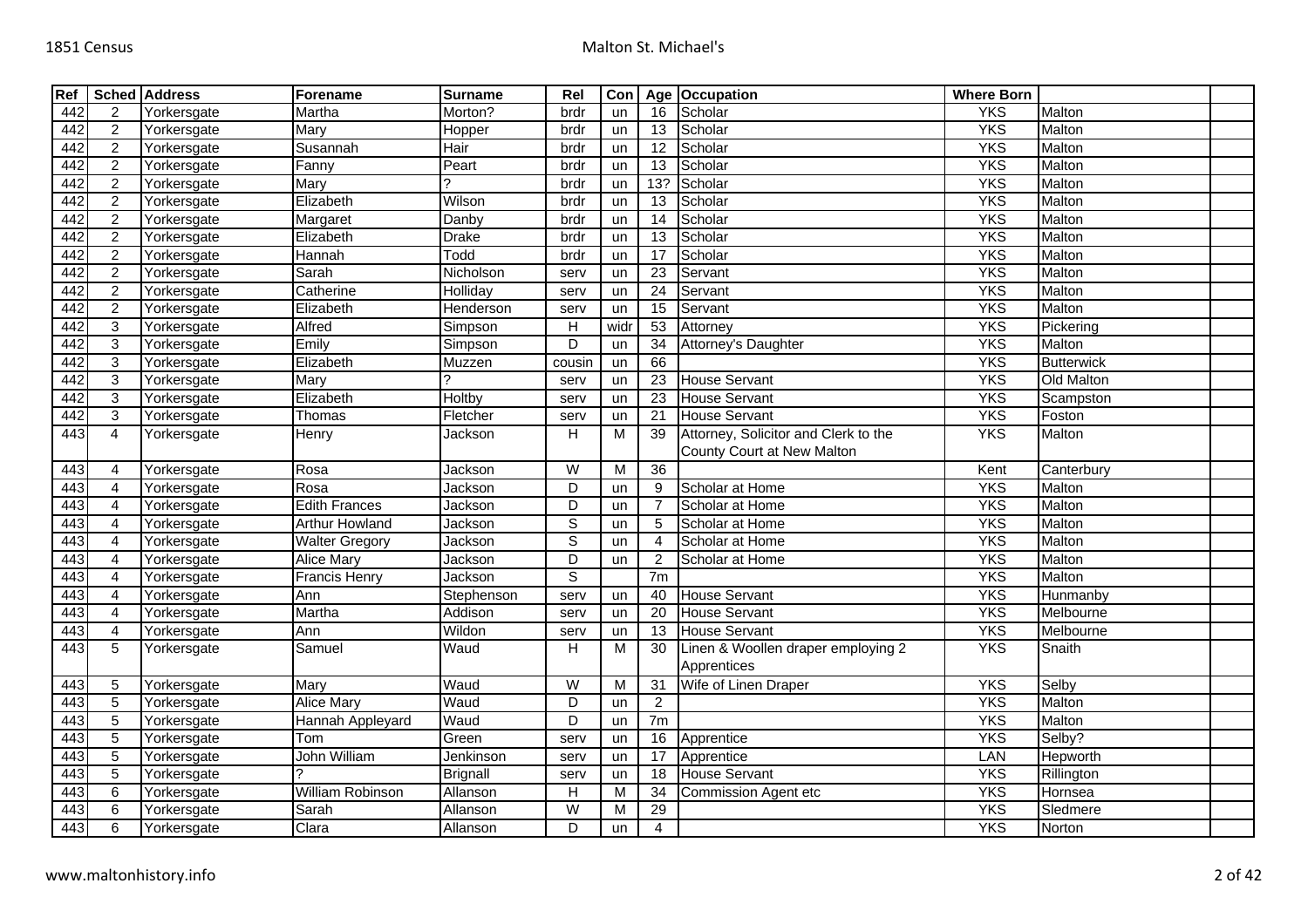| Ref | Sched | Address | Forename | Surname | Rel | Con | Age | Occupation | Where Born | | |
|---|---|---|---|---|---|---|---|---|---|---|---|
| 442 | 2 | Yorkersgate | Martha | Morton? | brdr | un | 16 | Scholar | YKS | Malton | |
| 442 | 2 | Yorkersgate | Mary | Hopper | brdr | un | 13 | Scholar | YKS | Malton | |
| 442 | 2 | Yorkersgate | Susannah | Hair | brdr | un | 12 | Scholar | YKS | Malton | |
| 442 | 2 | Yorkersgate | Fanny | Peart | brdr | un | 13 | Scholar | YKS | Malton | |
| 442 | 2 | Yorkersgate | Mary | ? | brdr | un | 13? | Scholar | YKS | Malton | |
| 442 | 2 | Yorkersgate | Elizabeth | Wilson | brdr | un | 13 | Scholar | YKS | Malton | |
| 442 | 2 | Yorkersgate | Margaret | Danby | brdr | un | 14 | Scholar | YKS | Malton | |
| 442 | 2 | Yorkersgate | Elizabeth | Drake | brdr | un | 13 | Scholar | YKS | Malton | |
| 442 | 2 | Yorkersgate | Hannah | Todd | brdr | un | 17 | Scholar | YKS | Malton | |
| 442 | 2 | Yorkersgate | Sarah | Nicholson | serv | un | 23 | Servant | YKS | Malton | |
| 442 | 2 | Yorkersgate | Catherine | Holliday | serv | un | 24 | Servant | YKS | Malton | |
| 442 | 2 | Yorkersgate | Elizabeth | Henderson | serv | un | 15 | Servant | YKS | Malton | |
| 442 | 3 | Yorkersgate | Alfred | Simpson | H | widr | 53 | Attorney | YKS | Pickering | |
| 442 | 3 | Yorkersgate | Emily | Simpson | D | un | 34 | Attorney's Daughter | YKS | Malton | |
| 442 | 3 | Yorkersgate | Elizabeth | Muzzen | cousin | un | 66 | | YKS | Butterwick | |
| 442 | 3 | Yorkersgate | Mary | ? | serv | un | 23 | House Servant | YKS | Old Malton | |
| 442 | 3 | Yorkersgate | Elizabeth | Holtby | serv | un | 23 | House Servant | YKS | Scampston | |
| 442 | 3 | Yorkersgate | Thomas | Fletcher | serv | un | 21 | House Servant | YKS | Foston | |
| 443 | 4 | Yorkersgate | Henry | Jackson | H | M | 39 | Attorney, Solicitor and Clerk to the County Court at New Malton | YKS | Malton | |
| 443 | 4 | Yorkersgate | Rosa | Jackson | W | M | 36 | | Kent | Canterbury | |
| 443 | 4 | Yorkersgate | Rosa | Jackson | D | un | 9 | Scholar at Home | YKS | Malton | |
| 443 | 4 | Yorkersgate | Edith Frances | Jackson | D | un | 7 | Scholar at Home | YKS | Malton | |
| 443 | 4 | Yorkersgate | Arthur Howland | Jackson | S | un | 5 | Scholar at Home | YKS | Malton | |
| 443 | 4 | Yorkersgate | Walter Gregory | Jackson | S | un | 4 | Scholar at Home | YKS | Malton | |
| 443 | 4 | Yorkersgate | Alice Mary | Jackson | D | un | 2 | Scholar at Home | YKS | Malton | |
| 443 | 4 | Yorkersgate | Francis Henry | Jackson | S | | 7m | | YKS | Malton | |
| 443 | 4 | Yorkersgate | Ann | Stephenson | serv | un | 40 | House Servant | YKS | Hunmanby | |
| 443 | 4 | Yorkersgate | Martha | Addison | serv | un | 20 | House Servant | YKS | Melbourne | |
| 443 | 4 | Yorkersgate | Ann | Wildon | serv | un | 13 | House Servant | YKS | Melbourne | |
| 443 | 5 | Yorkersgate | Samuel | Waud | H | M | 30 | Linen & Woollen draper employing 2 Apprentices | YKS | Snaith | |
| 443 | 5 | Yorkersgate | Mary | Waud | W | M | 31 | Wife of Linen Draper | YKS | Selby | |
| 443 | 5 | Yorkersgate | Alice Mary | Waud | D | un | 2 | | YKS | Malton | |
| 443 | 5 | Yorkersgate | Hannah Appleyard | Waud | D | un | 7m | | YKS | Malton | |
| 443 | 5 | Yorkersgate | Tom | Green | serv | un | 16 | Apprentice | YKS | Selby? | |
| 443 | 5 | Yorkersgate | John William | Jenkinson | serv | un | 17 | Apprentice | LAN | Hepworth | |
| 443 | 5 | Yorkersgate | ? | Brignall | serv | un | 18 | House Servant | YKS | Rillington | |
| 443 | 6 | Yorkersgate | William Robinson | Allanson | H | M | 34 | Commission Agent etc | YKS | Hornsea | |
| 443 | 6 | Yorkersgate | Sarah | Allanson | W | M | 29 | | YKS | Sledmere | |
| 443 | 6 | Yorkersgate | Clara | Allanson | D | un | 4 | | YKS | Norton | |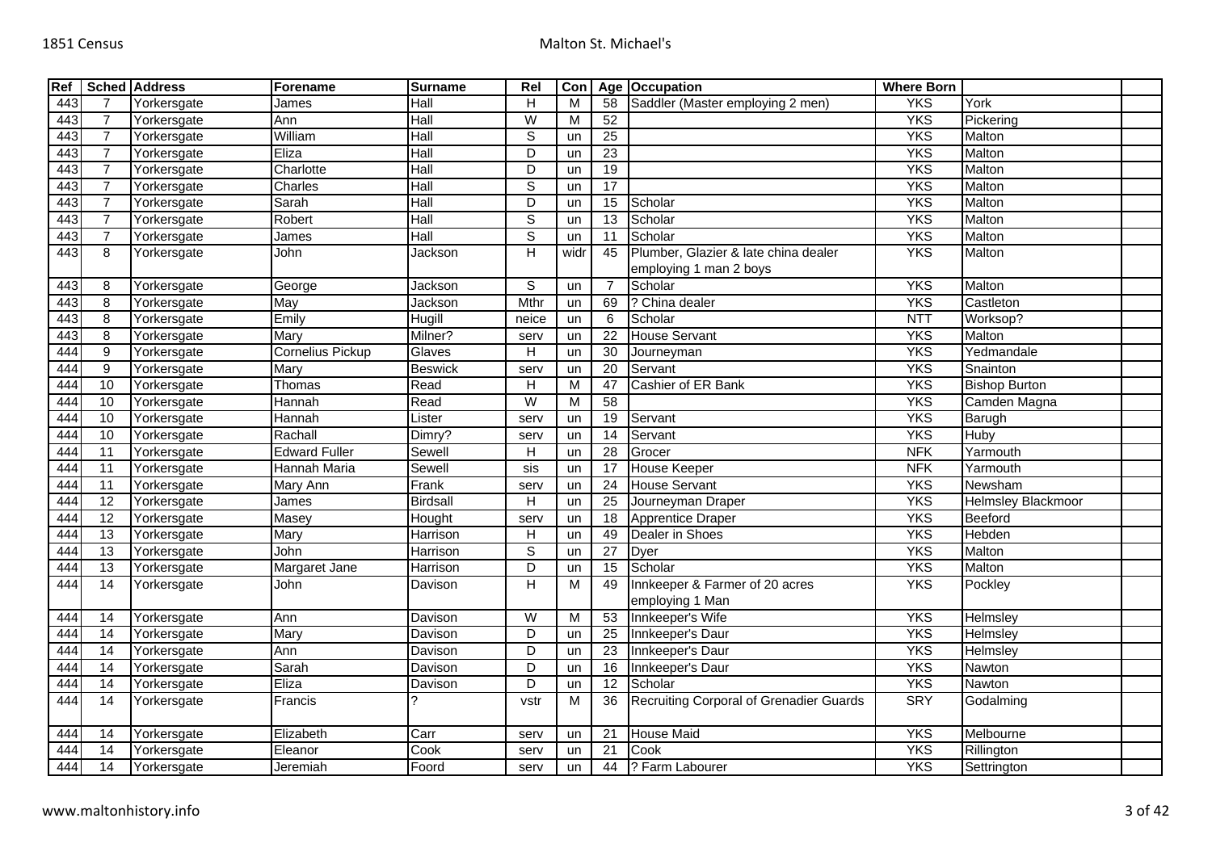| Ref | Sched | Address | Forename | Surname | Rel | Con | Age | Occupation | Where Born | | |
|---|---|---|---|---|---|---|---|---|---|---|---|
| 443 | 7 | Yorkersgate | James | Hall | H | M | 58 | Saddler (Master employing 2 men) | YKS | York | |
| 443 | 7 | Yorkersgate | Ann | Hall | W | M | 52 | | YKS | Pickering | |
| 443 | 7 | Yorkersgate | William | Hall | S | un | 25 | | YKS | Malton | |
| 443 | 7 | Yorkersgate | Eliza | Hall | D | un | 23 | | YKS | Malton | |
| 443 | 7 | Yorkersgate | Charlotte | Hall | D | un | 19 | | YKS | Malton | |
| 443 | 7 | Yorkersgate | Charles | Hall | S | un | 17 | | YKS | Malton | |
| 443 | 7 | Yorkersgate | Sarah | Hall | D | un | 15 | Scholar | YKS | Malton | |
| 443 | 7 | Yorkersgate | Robert | Hall | S | un | 13 | Scholar | YKS | Malton | |
| 443 | 7 | Yorkersgate | James | Hall | S | un | 11 | Scholar | YKS | Malton | |
| 443 | 8 | Yorkersgate | John | Jackson | H | widr | 45 | Plumber, Glazier & late china dealer employing 1 man 2 boys | YKS | Malton | |
| 443 | 8 | Yorkersgate | George | Jackson | S | un | 7 | Scholar | YKS | Malton | |
| 443 | 8 | Yorkersgate | May | Jackson | Mthr | un | 69 | ? China dealer | YKS | Castleton | |
| 443 | 8 | Yorkersgate | Emily | Hugill | neice | un | 6 | Scholar | NTT | Worksop? | |
| 443 | 8 | Yorkersgate | Mary | Milner? | serv | un | 22 | House Servant | YKS | Malton | |
| 444 | 9 | Yorkersgate | Cornelius Pickup | Glaves | H | un | 30 | Journeyman | YKS | Yedmandale | |
| 444 | 9 | Yorkersgate | Mary | Beswick | serv | un | 20 | Servant | YKS | Snainton | |
| 444 | 10 | Yorkersgate | Thomas | Read | H | M | 47 | Cashier of ER Bank | YKS | Bishop Burton | |
| 444 | 10 | Yorkersgate | Hannah | Read | W | M | 58 | | YKS | Camden Magna | |
| 444 | 10 | Yorkersgate | Hannah | Lister | serv | un | 19 | Servant | YKS | Barugh | |
| 444 | 10 | Yorkersgate | Rachall | Dimry? | serv | un | 14 | Servant | YKS | Huby | |
| 444 | 11 | Yorkersgate | Edward Fuller | Sewell | H | un | 28 | Grocer | NFK | Yarmouth | |
| 444 | 11 | Yorkersgate | Hannah Maria | Sewell | sis | un | 17 | House Keeper | NFK | Yarmouth | |
| 444 | 11 | Yorkersgate | Mary Ann | Frank | serv | un | 24 | House Servant | YKS | Newsham | |
| 444 | 12 | Yorkersgate | James | Birdsall | H | un | 25 | Journeyman Draper | YKS | Helmsley Blackmoor | |
| 444 | 12 | Yorkersgate | Masey | Hought | serv | un | 18 | Apprentice Draper | YKS | Beeford | |
| 444 | 13 | Yorkersgate | Mary | Harrison | H | un | 49 | Dealer in Shoes | YKS | Hebden | |
| 444 | 13 | Yorkersgate | John | Harrison | S | un | 27 | Dyer | YKS | Malton | |
| 444 | 13 | Yorkersgate | Margaret Jane | Harrison | D | un | 15 | Scholar | YKS | Malton | |
| 444 | 14 | Yorkersgate | John | Davison | H | M | 49 | Innkeeper & Farmer of 20 acres employing 1 Man | YKS | Pockley | |
| 444 | 14 | Yorkersgate | Ann | Davison | W | M | 53 | Innkeeper's Wife | YKS | Helmsley | |
| 444 | 14 | Yorkersgate | Mary | Davison | D | un | 25 | Innkeeper's Daur | YKS | Helmsley | |
| 444 | 14 | Yorkersgate | Ann | Davison | D | un | 23 | Innkeeper's Daur | YKS | Helmsley | |
| 444 | 14 | Yorkersgate | Sarah | Davison | D | un | 16 | Innkeeper's Daur | YKS | Nawton | |
| 444 | 14 | Yorkersgate | Eliza | Davison | D | un | 12 | Scholar | YKS | Nawton | |
| 444 | 14 | Yorkersgate | Francis | ? | vstr | M | 36 | Recruiting Corporal of Grenadier Guards | SRY | Godalming | |
| 444 | 14 | Yorkersgate | Elizabeth | Carr | serv | un | 21 | House Maid | YKS | Melbourne | |
| 444 | 14 | Yorkersgate | Eleanor | Cook | serv | un | 21 | Cook | YKS | Rillington | |
| 444 | 14 | Yorkersgate | Jeremiah | Foord | serv | un | 44 | ? Farm Labourer | YKS | Settrington | |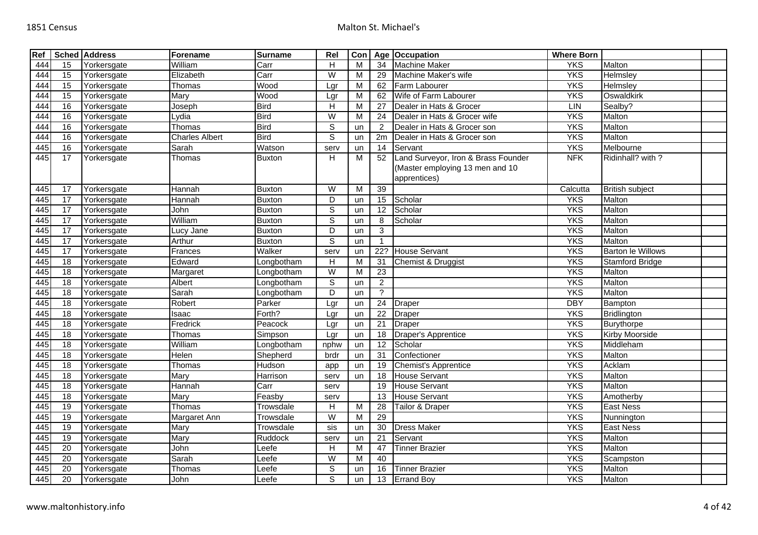| Ref | Sched | Address | Forename | Surname | Rel | Con | Age | Occupation | Where Born | | |
|---|---|---|---|---|---|---|---|---|---|---|---|
| 444 | 15 | Yorkersgate | William | Carr | H | M | 34 | Machine Maker | YKS | Malton | |
| 444 | 15 | Yorkersgate | Elizabeth | Carr | W | M | 29 | Machine Maker's wife | YKS | Helmsley | |
| 444 | 15 | Yorkersgate | Thomas | Wood | Lgr | M | 62 | Farm Labourer | YKS | Helmsley | |
| 444 | 15 | Yorkersgate | Mary | Wood | Lgr | M | 62 | Wife of Farm Labourer | YKS | Oswaldkirk | |
| 444 | 16 | Yorkersgate | Joseph | Bird | H | M | 27 | Dealer in Hats & Grocer | LIN | Sealby? | |
| 444 | 16 | Yorkersgate | Lydia | Bird | W | M | 24 | Dealer in Hats & Grocer wife | YKS | Malton | |
| 444 | 16 | Yorkersgate | Thomas | Bird | S | un | 2 | Dealer in Hats & Grocer son | YKS | Malton | |
| 444 | 16 | Yorkersgate | Charles Albert | Bird | S | un | 2m | Dealer in Hats & Grocer son | YKS | Malton | |
| 445 | 16 | Yorkersgate | Sarah | Watson | serv | un | 14 | Servant | YKS | Melbourne | |
| 445 | 17 | Yorkersgate | Thomas | Buxton | H | M | 52 | Land Surveyor, Iron & Brass Founder (Master employing 13 men and 10 apprentices) | NFK | Ridinhall? with ? | |
| 445 | 17 | Yorkersgate | Hannah | Buxton | W | M | 39 | | Calcutta | British subject | |
| 445 | 17 | Yorkersgate | Hannah | Buxton | D | un | 15 | Scholar | YKS | Malton | |
| 445 | 17 | Yorkersgate | John | Buxton | S | un | 12 | Scholar | YKS | Malton | |
| 445 | 17 | Yorkersgate | William | Buxton | S | un | 8 | Scholar | YKS | Malton | |
| 445 | 17 | Yorkersgate | Lucy Jane | Buxton | D | un | 3 | | YKS | Malton | |
| 445 | 17 | Yorkersgate | Arthur | Buxton | S | un | 1 | | YKS | Malton | |
| 445 | 17 | Yorkersgate | Frances | Walker | serv | un | 22? | House Servant | YKS | Barton le Willows | |
| 445 | 18 | Yorkersgate | Edward | Longbotham | H | M | 31 | Chemist & Druggist | YKS | Stamford Bridge | |
| 445 | 18 | Yorkersgate | Margaret | Longbotham | W | M | 23 | | YKS | Malton | |
| 445 | 18 | Yorkersgate | Albert | Longbotham | S | un | 2 | | YKS | Malton | |
| 445 | 18 | Yorkersgate | Sarah | Longbotham | D | un | ? | | YKS | Malton | |
| 445 | 18 | Yorkersgate | Robert | Parker | Lgr | un | 24 | Draper | DBY | Bampton | |
| 445 | 18 | Yorkersgate | Isaac | Forth? | Lgr | un | 22 | Draper | YKS | Bridlington | |
| 445 | 18 | Yorkersgate | Fredrick | Peacock | Lgr | un | 21 | Draper | YKS | Burythorpe | |
| 445 | 18 | Yorkersgate | Thomas | Simpson | Lgr | un | 18 | Draper's Apprentice | YKS | Kirby Moorside | |
| 445 | 18 | Yorkersgate | William | Longbotham | nphw | un | 12 | Scholar | YKS | Middleham | |
| 445 | 18 | Yorkersgate | Helen | Shepherd | brdr | un | 31 | Confectioner | YKS | Malton | |
| 445 | 18 | Yorkersgate | Thomas | Hudson | app | un | 19 | Chemist's Apprentice | YKS | Acklam | |
| 445 | 18 | Yorkersgate | Mary | Harrison | serv | un | 18 | House Servant | YKS | Malton | |
| 445 | 18 | Yorkersgate | Hannah | Carr | serv | | 19 | House Servant | YKS | Malton | |
| 445 | 18 | Yorkersgate | Mary | Feasby | serv | | 13 | House Servant | YKS | Amotherby | |
| 445 | 19 | Yorkersgate | Thomas | Trowsdale | H | M | 28 | Tailor & Draper | YKS | East Ness | |
| 445 | 19 | Yorkersgate | Margaret Ann | Trowsdale | W | M | 29 | | YKS | Nunnington | |
| 445 | 19 | Yorkersgate | Mary | Trowsdale | sis | un | 30 | Dress Maker | YKS | East Ness | |
| 445 | 19 | Yorkersgate | Mary | Ruddock | serv | un | 21 | Servant | YKS | Malton | |
| 445 | 20 | Yorkersgate | John | Leefe | H | M | 47 | Tinner Brazier | YKS | Malton | |
| 445 | 20 | Yorkersgate | Sarah | Leefe | W | M | 40 | | YKS | Scampston | |
| 445 | 20 | Yorkersgate | Thomas | Leefe | S | un | 16 | Tinner Brazier | YKS | Malton | |
| 445 | 20 | Yorkersgate | John | Leefe | S | un | 13 | Errand Boy | YKS | Malton | |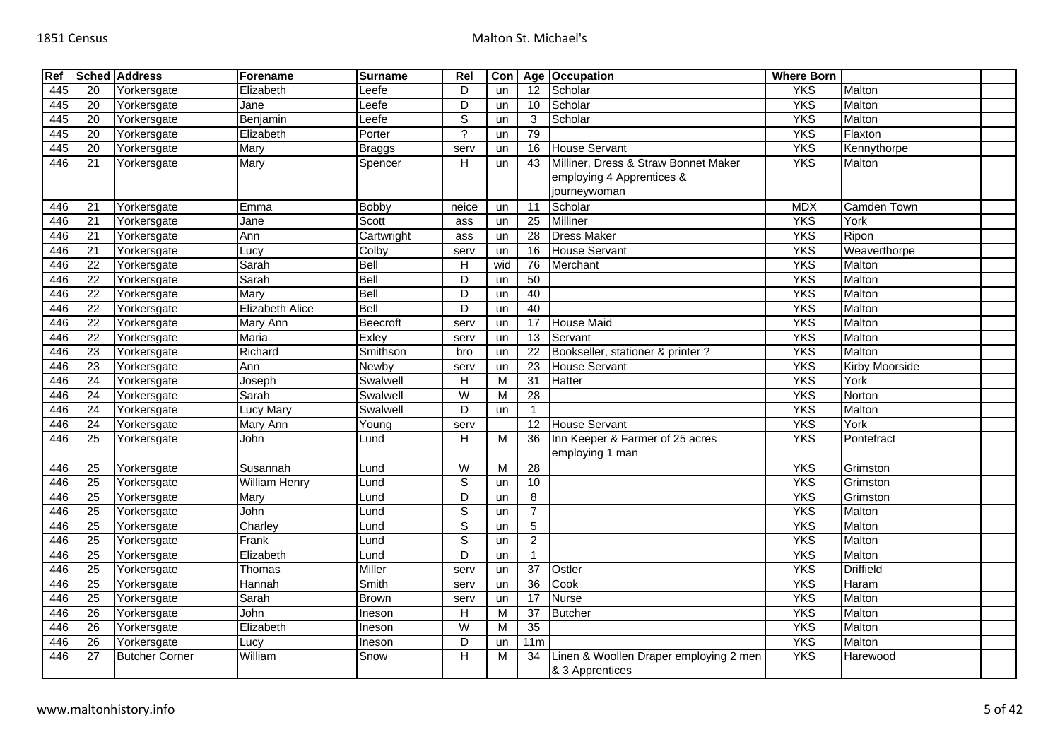| Ref | Sched | Address | Forename | Surname | Rel | Con | Age | Occupation | Where Born | | |
|---|---|---|---|---|---|---|---|---|---|---|---|
| 445 | 20 | Yorkersgate | Elizabeth | Leefe | D | un | 12 | Scholar | YKS | Malton | |
| 445 | 20 | Yorkersgate | Jane | Leefe | D | un | 10 | Scholar | YKS | Malton | |
| 445 | 20 | Yorkersgate | Benjamin | Leefe | S | un | 3 | Scholar | YKS | Malton | |
| 445 | 20 | Yorkersgate | Elizabeth | Porter | ? | un | 79 | | YKS | Flaxton | |
| 445 | 20 | Yorkersgate | Mary | Braggs | serv | un | 16 | House Servant | YKS | Kennythorpe | |
| 446 | 21 | Yorkersgate | Mary | Spencer | H | un | 43 | Milliner, Dress & Straw Bonnet Maker employing 4 Apprentices & journeywoman | YKS | Malton | |
| 446 | 21 | Yorkersgate | Emma | Bobby | neice | un | 11 | Scholar | MDX | Camden Town | |
| 446 | 21 | Yorkersgate | Jane | Scott | ass | un | 25 | Milliner | YKS | York | |
| 446 | 21 | Yorkersgate | Ann | Cartwright | ass | un | 28 | Dress Maker | YKS | Ripon | |
| 446 | 21 | Yorkersgate | Lucy | Colby | serv | un | 16 | House Servant | YKS | Weaverthorpe | |
| 446 | 22 | Yorkersgate | Sarah | Bell | H | wid | 76 | Merchant | YKS | Malton | |
| 446 | 22 | Yorkersgate | Sarah | Bell | D | un | 50 | | YKS | Malton | |
| 446 | 22 | Yorkersgate | Mary | Bell | D | un | 40 | | YKS | Malton | |
| 446 | 22 | Yorkersgate | Elizabeth Alice | Bell | D | un | 40 | | YKS | Malton | |
| 446 | 22 | Yorkersgate | Mary Ann | Beecroft | serv | un | 17 | House Maid | YKS | Malton | |
| 446 | 22 | Yorkersgate | Maria | Exley | serv | un | 13 | Servant | YKS | Malton | |
| 446 | 23 | Yorkersgate | Richard | Smithson | bro | un | 22 | Bookseller, stationer & printer ? | YKS | Malton | |
| 446 | 23 | Yorkersgate | Ann | Newby | serv | un | 23 | House Servant | YKS | Kirby Moorside | |
| 446 | 24 | Yorkersgate | Joseph | Swalwell | H | M | 31 | Hatter | YKS | York | |
| 446 | 24 | Yorkersgate | Sarah | Swalwell | W | M | 28 | | YKS | Norton | |
| 446 | 24 | Yorkersgate | Lucy Mary | Swalwell | D | un | 1 | | YKS | Malton | |
| 446 | 24 | Yorkersgate | Mary Ann | Young | serv | | 12 | House Servant | YKS | York | |
| 446 | 25 | Yorkersgate | John | Lund | H | M | 36 | Inn Keeper & Farmer of 25 acres employing 1 man | YKS | Pontefract | |
| 446 | 25 | Yorkersgate | Susannah | Lund | W | M | 28 | | YKS | Grimston | |
| 446 | 25 | Yorkersgate | William Henry | Lund | S | un | 10 | | YKS | Grimston | |
| 446 | 25 | Yorkersgate | Mary | Lund | D | un | 8 | | YKS | Grimston | |
| 446 | 25 | Yorkersgate | John | Lund | S | un | 7 | | YKS | Malton | |
| 446 | 25 | Yorkersgate | Charley | Lund | S | un | 5 | | YKS | Malton | |
| 446 | 25 | Yorkersgate | Frank | Lund | S | un | 2 | | YKS | Malton | |
| 446 | 25 | Yorkersgate | Elizabeth | Lund | D | un | 1 | | YKS | Malton | |
| 446 | 25 | Yorkersgate | Thomas | Miller | serv | un | 37 | Ostler | YKS | Driffield | |
| 446 | 25 | Yorkersgate | Hannah | Smith | serv | un | 36 | Cook | YKS | Haram | |
| 446 | 25 | Yorkersgate | Sarah | Brown | serv | un | 17 | Nurse | YKS | Malton | |
| 446 | 26 | Yorkersgate | John | Ineson | H | M | 37 | Butcher | YKS | Malton | |
| 446 | 26 | Yorkersgate | Elizabeth | Ineson | W | M | 35 | | YKS | Malton | |
| 446 | 26 | Yorkersgate | Lucy | Ineson | D | un | 11m | | YKS | Malton | |
| 446 | 27 | Butcher Corner | William | Snow | H | M | 34 | Linen & Woollen Draper employing 2 men & 3 Apprentices | YKS | Harewood | |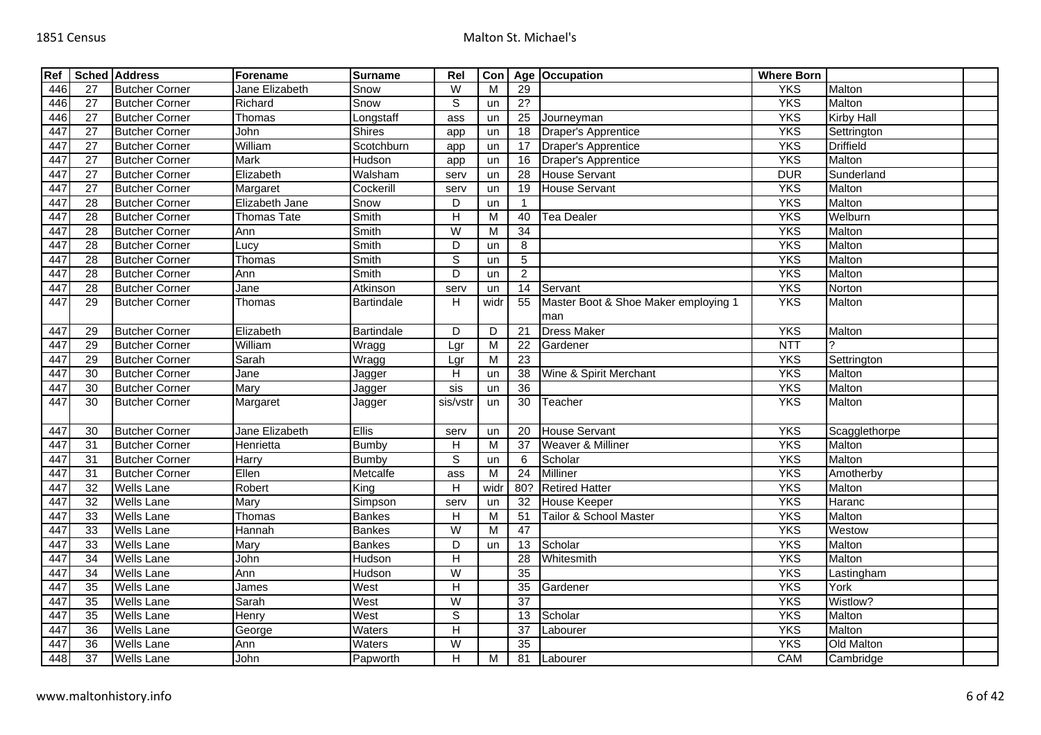| Ref | Sched | Address | Forename | Surname | Rel | Con | Age | Occupation | Where Born | | |
|---|---|---|---|---|---|---|---|---|---|---|---|
| 446 | 27 | Butcher Corner | Jane Elizabeth | Snow | W | M | 29 | | YKS | Malton | |
| 446 | 27 | Butcher Corner | Richard | Snow | S | un | 2? | | YKS | Malton | |
| 446 | 27 | Butcher Corner | Thomas | Longstaff | ass | un | 25 | Journeyman | YKS | Kirby Hall | |
| 447 | 27 | Butcher Corner | John | Shires | app | un | 18 | Draper's Apprentice | YKS | Settrington | |
| 447 | 27 | Butcher Corner | William | Scotchburn | app | un | 17 | Draper's Apprentice | YKS | Driffield | |
| 447 | 27 | Butcher Corner | Mark | Hudson | app | un | 16 | Draper's Apprentice | YKS | Malton | |
| 447 | 27 | Butcher Corner | Elizabeth | Walsham | serv | un | 28 | House Servant | DUR | Sunderland | |
| 447 | 27 | Butcher Corner | Margaret | Cockerill | serv | un | 19 | House Servant | YKS | Malton | |
| 447 | 28 | Butcher Corner | Elizabeth Jane | Snow | D | un | 1 | | YKS | Malton | |
| 447 | 28 | Butcher Corner | Thomas Tate | Smith | H | M | 40 | Tea Dealer | YKS | Welburn | |
| 447 | 28 | Butcher Corner | Ann | Smith | W | M | 34 | | YKS | Malton | |
| 447 | 28 | Butcher Corner | Lucy | Smith | D | un | 8 | | YKS | Malton | |
| 447 | 28 | Butcher Corner | Thomas | Smith | S | un | 5 | | YKS | Malton | |
| 447 | 28 | Butcher Corner | Ann | Smith | D | un | 2 | | YKS | Malton | |
| 447 | 28 | Butcher Corner | Jane | Atkinson | serv | un | 14 | Servant | YKS | Norton | |
| 447 | 29 | Butcher Corner | Thomas | Bartindale | H | widr | 55 | Master Boot & Shoe Maker employing 1 man | YKS | Malton | |
| 447 | 29 | Butcher Corner | Elizabeth | Bartindale | D | D | 21 | Dress Maker | YKS | Malton | |
| 447 | 29 | Butcher Corner | William | Wragg | Lgr | M | 22 | Gardener | NTT | ? | |
| 447 | 29 | Butcher Corner | Sarah | Wragg | Lgr | M | 23 | | YKS | Settrington | |
| 447 | 30 | Butcher Corner | Jane | Jagger | H | un | 38 | Wine & Spirit Merchant | YKS | Malton | |
| 447 | 30 | Butcher Corner | Mary | Jagger | sis | un | 36 | | YKS | Malton | |
| 447 | 30 | Butcher Corner | Margaret | Jagger | sis/vstr | un | 30 | Teacher | YKS | Malton | |
| 447 | 30 | Butcher Corner | Jane Elizabeth | Ellis | serv | un | 20 | House Servant | YKS | Scagglethorpe | |
| 447 | 31 | Butcher Corner | Henrietta | Bumby | H | M | 37 | Weaver & Milliner | YKS | Malton | |
| 447 | 31 | Butcher Corner | Harry | Bumby | S | un | 6 | Scholar | YKS | Malton | |
| 447 | 31 | Butcher Corner | Ellen | Metcalfe | ass | M | 24 | Milliner | YKS | Amotherby | |
| 447 | 32 | Wells Lane | Robert | King | H | widr | 80? | Retired Hatter | YKS | Malton | |
| 447 | 32 | Wells Lane | Mary | Simpson | serv | un | 32 | House Keeper | YKS | Haranc | |
| 447 | 33 | Wells Lane | Thomas | Bankes | H | M | 51 | Tailor & School Master | YKS | Malton | |
| 447 | 33 | Wells Lane | Hannah | Bankes | W | M | 47 | | YKS | Westow | |
| 447 | 33 | Wells Lane | Mary | Bankes | D | un | 13 | Scholar | YKS | Malton | |
| 447 | 34 | Wells Lane | John | Hudson | H | | 28 | Whitesmith | YKS | Malton | |
| 447 | 34 | Wells Lane | Ann | Hudson | W | | 35 | | YKS | Lastingham | |
| 447 | 35 | Wells Lane | James | West | H | | 35 | Gardener | YKS | York | |
| 447 | 35 | Wells Lane | Sarah | West | W | | 37 | | YKS | Wistlow? | |
| 447 | 35 | Wells Lane | Henry | West | S | | 13 | Scholar | YKS | Malton | |
| 447 | 36 | Wells Lane | George | Waters | H | | 37 | Labourer | YKS | Malton | |
| 447 | 36 | Wells Lane | Ann | Waters | W | | 35 | | YKS | Old Malton | |
| 448 | 37 | Wells Lane | John | Papworth | H | M | 81 | Labourer | CAM | Cambridge | |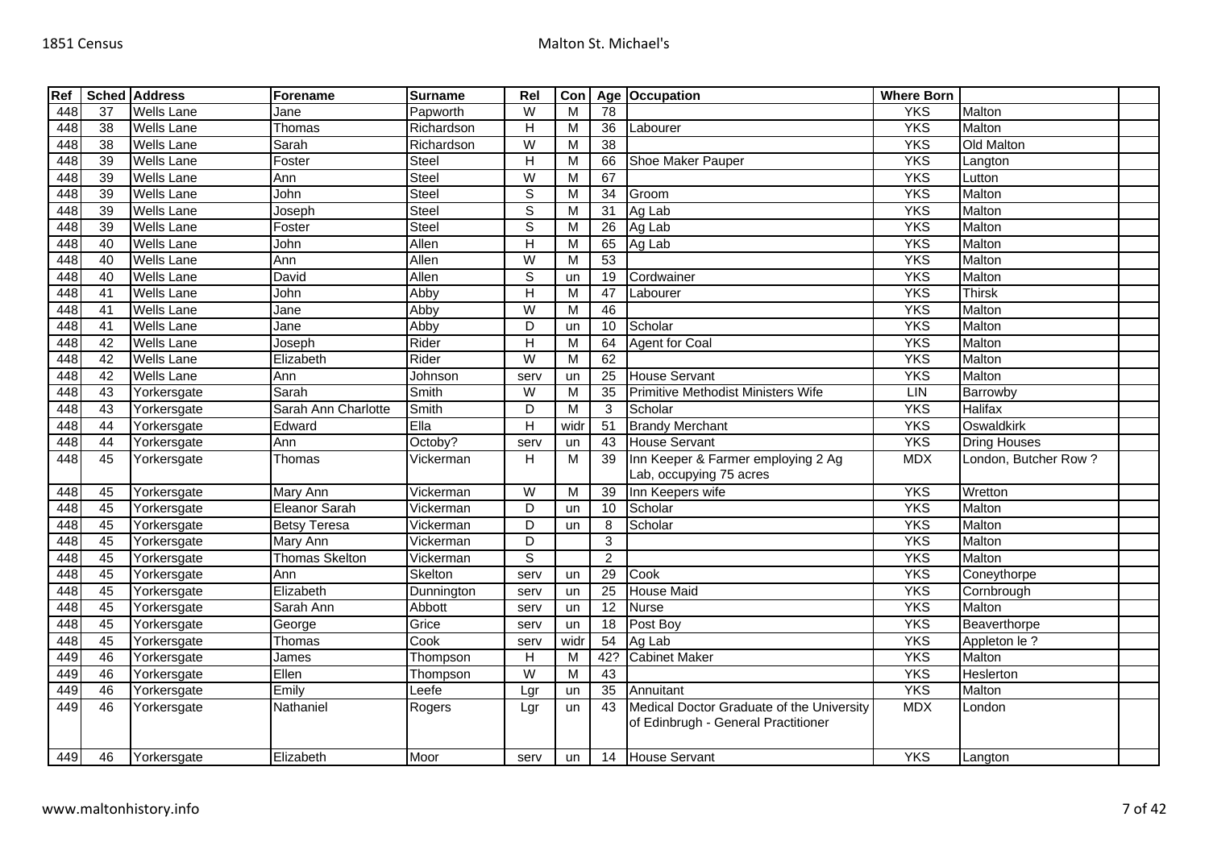| Ref | Sched | Address | Forename | Surname | Rel | Con | Age | Occupation | Where Born | | |
|---|---|---|---|---|---|---|---|---|---|---|---|
| 448 | 37 | Wells Lane | Jane | Papworth | W | M | 78 | | YKS | Malton | |
| 448 | 38 | Wells Lane | Thomas | Richardson | H | M | 36 | Labourer | YKS | Malton | |
| 448 | 38 | Wells Lane | Sarah | Richardson | W | M | 38 | | YKS | Old Malton | |
| 448 | 39 | Wells Lane | Foster | Steel | H | M | 66 | Shoe Maker Pauper | YKS | Langton | |
| 448 | 39 | Wells Lane | Ann | Steel | W | M | 67 | | YKS | Lutton | |
| 448 | 39 | Wells Lane | John | Steel | S | M | 34 | Groom | YKS | Malton | |
| 448 | 39 | Wells Lane | Joseph | Steel | S | M | 31 | Ag Lab | YKS | Malton | |
| 448 | 39 | Wells Lane | Foster | Steel | S | M | 26 | Ag Lab | YKS | Malton | |
| 448 | 40 | Wells Lane | John | Allen | H | M | 65 | Ag Lab | YKS | Malton | |
| 448 | 40 | Wells Lane | Ann | Allen | W | M | 53 | | YKS | Malton | |
| 448 | 40 | Wells Lane | David | Allen | S | un | 19 | Cordwainer | YKS | Malton | |
| 448 | 41 | Wells Lane | John | Abby | H | M | 47 | Labourer | YKS | Thirsk | |
| 448 | 41 | Wells Lane | Jane | Abby | W | M | 46 | | YKS | Malton | |
| 448 | 41 | Wells Lane | Jane | Abby | D | un | 10 | Scholar | YKS | Malton | |
| 448 | 42 | Wells Lane | Joseph | Rider | H | M | 64 | Agent for Coal | YKS | Malton | |
| 448 | 42 | Wells Lane | Elizabeth | Rider | W | M | 62 | | YKS | Malton | |
| 448 | 42 | Wells Lane | Ann | Johnson | serv | un | 25 | House Servant | YKS | Malton | |
| 448 | 43 | Yorkersgate | Sarah | Smith | W | M | 35 | Primitive Methodist Ministers Wife | LIN | Barrowby | |
| 448 | 43 | Yorkersgate | Sarah Ann Charlotte | Smith | D | M | 3 | Scholar | YKS | Halifax | |
| 448 | 44 | Yorkersgate | Edward | Ella | H | widr | 51 | Brandy Merchant | YKS | Oswaldkirk | |
| 448 | 44 | Yorkersgate | Ann | Octoby? | serv | un | 43 | House Servant | YKS | Dring Houses | |
| 448 | 45 | Yorkersgate | Thomas | Vickerman | H | M | 39 | Inn Keeper & Farmer employing 2 Ag Lab, occupying 75 acres | MDX | London, Butcher Row ? | |
| 448 | 45 | Yorkersgate | Mary Ann | Vickerman | W | M | 39 | Inn Keepers wife | YKS | Wretton | |
| 448 | 45 | Yorkersgate | Eleanor Sarah | Vickerman | D | un | 10 | Scholar | YKS | Malton | |
| 448 | 45 | Yorkersgate | Betsy Teresa | Vickerman | D | un | 8 | Scholar | YKS | Malton | |
| 448 | 45 | Yorkersgate | Mary Ann | Vickerman | D | | 3 | | YKS | Malton | |
| 448 | 45 | Yorkersgate | Thomas Skelton | Vickerman | S | | 2 | | YKS | Malton | |
| 448 | 45 | Yorkersgate | Ann | Skelton | serv | un | 29 | Cook | YKS | Coneythorpe | |
| 448 | 45 | Yorkersgate | Elizabeth | Dunnington | serv | un | 25 | House Maid | YKS | Cornbrough | |
| 448 | 45 | Yorkersgate | Sarah Ann | Abbott | serv | un | 12 | Nurse | YKS | Malton | |
| 448 | 45 | Yorkersgate | George | Grice | serv | un | 18 | Post Boy | YKS | Beaverthorpe | |
| 448 | 45 | Yorkersgate | Thomas | Cook | serv | widr | 54 | Ag Lab | YKS | Appleton le ? | |
| 449 | 46 | Yorkersgate | James | Thompson | H | M | 42? | Cabinet Maker | YKS | Malton | |
| 449 | 46 | Yorkersgate | Ellen | Thompson | W | M | 43 | | YKS | Heslerton | |
| 449 | 46 | Yorkersgate | Emily | Leefe | Lgr | un | 35 | Annuitant | YKS | Malton | |
| 449 | 46 | Yorkersgate | Nathaniel | Rogers | Lgr | un | 43 | Medical Doctor Graduate of the University of Edinbrugh - General Practitioner | MDX | London | |
| 449 | 46 | Yorkersgate | Elizabeth | Moor | serv | un | 14 | House Servant | YKS | Langton | |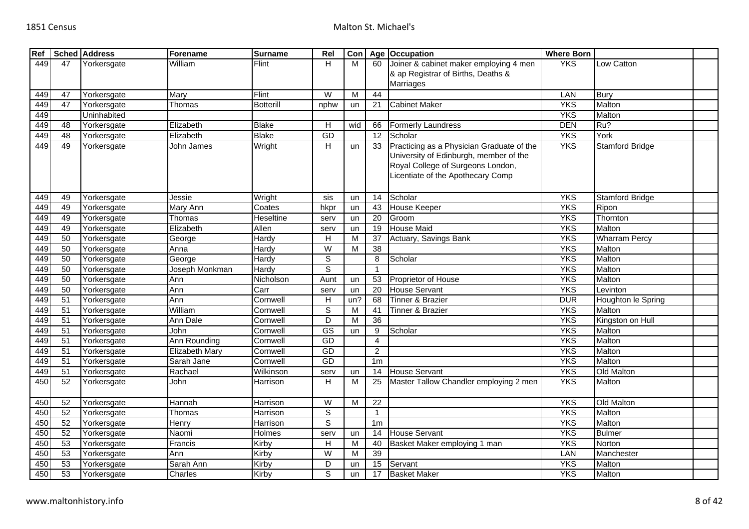| Ref | Sched | Address | Forename | Surname | Rel | Con | Age | Occupation | Where Born | | |
|---|---|---|---|---|---|---|---|---|---|---|---|
| 449 | 47 | Yorkersgate | William | Flint | H | M | 60 | Joiner & cabinet maker employing 4 men & ap Registrar of Births, Deaths & Marriages | YKS | Low Catton | |
| 449 | 47 | Yorkersgate | Mary | Flint | W | M | 44 | | LAN | Bury | |
| 449 | 47 | Yorkersgate | Thomas | Botterill | nphw | un | 21 | Cabinet Maker | YKS | Malton | |
| 449 | | Uninhabited | | | | | | | YKS | Malton | |
| 449 | 48 | Yorkersgate | Elizabeth | Blake | H | wid | 66 | Formerly Laundress | DEN | Ru? | |
| 449 | 48 | Yorkersgate | Elizabeth | Blake | GD | | 12 | Scholar | YKS | York | |
| 449 | 49 | Yorkersgate | John James | Wright | H | un | 33 | Practicing as a Physician Graduate of the University of Edinburgh, member of the Royal College of Surgeons London, Licentiate of the Apothecary Comp | YKS | Stamford Bridge | |
| 449 | 49 | Yorkersgate | Jessie | Wright | sis | un | 14 | Scholar | YKS | Stamford Bridge | |
| 449 | 49 | Yorkersgate | Mary Ann | Coates | hkpr | un | 43 | House Keeper | YKS | Ripon | |
| 449 | 49 | Yorkersgate | Thomas | Heseltine | serv | un | 20 | Groom | YKS | Thornton | |
| 449 | 49 | Yorkersgate | Elizabeth | Allen | serv | un | 19 | House Maid | YKS | Malton | |
| 449 | 50 | Yorkersgate | George | Hardy | H | M | 37 | Actuary, Savings Bank | YKS | Wharram Percy | |
| 449 | 50 | Yorkersgate | Anna | Hardy | W | M | 38 | | YKS | Malton | |
| 449 | 50 | Yorkersgate | George | Hardy | S | | 8 | Scholar | YKS | Malton | |
| 449 | 50 | Yorkersgate | Joseph Monkman | Hardy | S | | 1 | | YKS | Malton | |
| 449 | 50 | Yorkersgate | Ann | Nicholson | Aunt | un | 53 | Proprietor of House | YKS | Malton | |
| 449 | 50 | Yorkersgate | Ann | Carr | serv | un | 20 | House Servant | YKS | Levinton | |
| 449 | 51 | Yorkersgate | Ann | Cornwell | H | un? | 68 | Tinner & Brazier | DUR | Houghton le Spring | |
| 449 | 51 | Yorkersgate | William | Cornwell | S | M | 41 | Tinner & Brazier | YKS | Malton | |
| 449 | 51 | Yorkersgate | Ann Dale | Cornwell | D | M | 36 | | YKS | Kingston on Hull | |
| 449 | 51 | Yorkersgate | John | Cornwell | GS | un | 9 | Scholar | YKS | Malton | |
| 449 | 51 | Yorkersgate | Ann Rounding | Cornwell | GD | | 4 | | YKS | Malton | |
| 449 | 51 | Yorkersgate | Elizabeth Mary | Cornwell | GD | | 2 | | YKS | Malton | |
| 449 | 51 | Yorkersgate | Sarah Jane | Cornwell | GD | | 1m | | YKS | Malton | |
| 449 | 51 | Yorkersgate | Rachael | Wilkinson | serv | un | 14 | House Servant | YKS | Old Malton | |
| 450 | 52 | Yorkersgate | John | Harrison | H | M | 25 | Master Tallow Chandler employing 2 men | YKS | Malton | |
| 450 | 52 | Yorkersgate | Hannah | Harrison | W | M | 22 | | YKS | Old Malton | |
| 450 | 52 | Yorkersgate | Thomas | Harrison | S | | 1 | | YKS | Malton | |
| 450 | 52 | Yorkersgate | Henry | Harrison | S | | 1m | | YKS | Malton | |
| 450 | 52 | Yorkersgate | Naomi | Holmes | serv | un | 14 | House Servant | YKS | Bulmer | |
| 450 | 53 | Yorkersgate | Francis | Kirby | H | M | 40 | Basket Maker employing 1 man | YKS | Norton | |
| 450 | 53 | Yorkersgate | Ann | Kirby | W | M | 39 | | LAN | Manchester | |
| 450 | 53 | Yorkersgate | Sarah Ann | Kirby | D | un | 15 | Servant | YKS | Malton | |
| 450 | 53 | Yorkersgate | Charles | Kirby | S | un | 17 | Basket Maker | YKS | Malton | |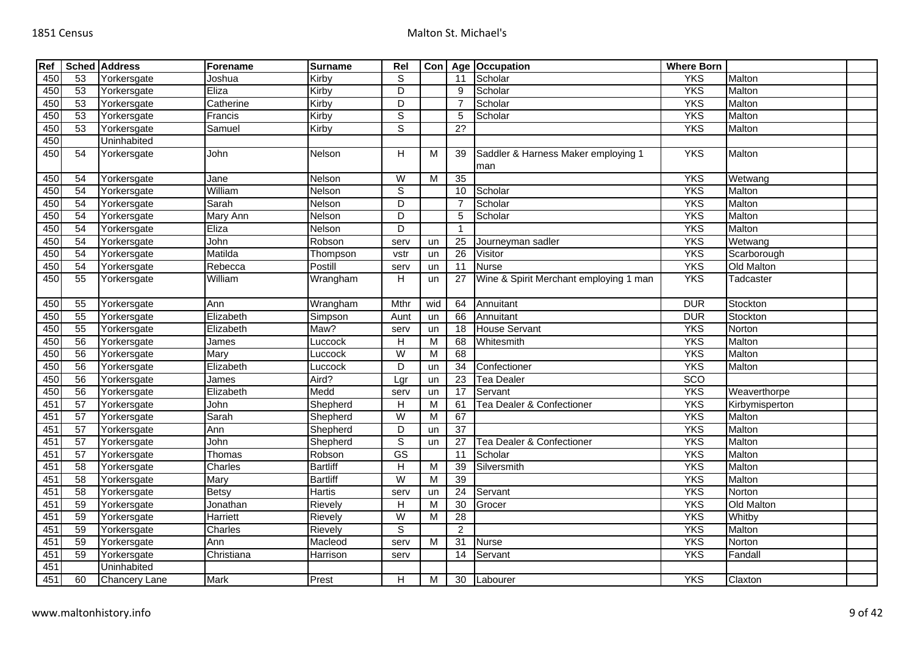| Ref | Sched | Address | Forename | Surname | Rel | Con | Age | Occupation | Where Born | | |
|---|---|---|---|---|---|---|---|---|---|---|---|
| 450 | 53 | Yorkersgate | Joshua | Kirby | S | | 11 | Scholar | YKS | Malton | |
| 450 | 53 | Yorkersgate | Eliza | Kirby | D | | 9 | Scholar | YKS | Malton | |
| 450 | 53 | Yorkersgate | Catherine | Kirby | D | | 7 | Scholar | YKS | Malton | |
| 450 | 53 | Yorkersgate | Francis | Kirby | S | | 5 | Scholar | YKS | Malton | |
| 450 | 53 | Yorkersgate | Samuel | Kirby | S | | 2? | | YKS | Malton | |
| 450 | | Uninhabited | | | | | | | | | |
| 450 | 54 | Yorkersgate | John | Nelson | H | M | 39 | Saddler & Harness Maker employing 1 man | YKS | Malton | |
| 450 | 54 | Yorkersgate | Jane | Nelson | W | M | 35 | | YKS | Wetwang | |
| 450 | 54 | Yorkersgate | William | Nelson | S | | 10 | Scholar | YKS | Malton | |
| 450 | 54 | Yorkersgate | Sarah | Nelson | D | | 7 | Scholar | YKS | Malton | |
| 450 | 54 | Yorkersgate | Mary Ann | Nelson | D | | 5 | Scholar | YKS | Malton | |
| 450 | 54 | Yorkersgate | Eliza | Nelson | D | | 1 | | YKS | Malton | |
| 450 | 54 | Yorkersgate | John | Robson | serv | un | 25 | Journeyman sadler | YKS | Wetwang | |
| 450 | 54 | Yorkersgate | Matilda | Thompson | vstr | un | 26 | Visitor | YKS | Scarborough | |
| 450 | 54 | Yorkersgate | Rebecca | Postill | serv | un | 11 | Nurse | YKS | Old Malton | |
| 450 | 55 | Yorkersgate | William | Wrangham | H | un | 27 | Wine & Spirit Merchant employing 1 man | YKS | Tadcaster | |
| 450 | 55 | Yorkersgate | Ann | Wrangham | Mthr | wid | 64 | Annuitant | DUR | Stockton | |
| 450 | 55 | Yorkersgate | Elizabeth | Simpson | Aunt | un | 66 | Annuitant | DUR | Stockton | |
| 450 | 55 | Yorkersgate | Elizabeth | Maw? | serv | un | 18 | House Servant | YKS | Norton | |
| 450 | 56 | Yorkersgate | James | Luccock | H | M | 68 | Whitesmith | YKS | Malton | |
| 450 | 56 | Yorkersgate | Mary | Luccock | W | M | 68 | | YKS | Malton | |
| 450 | 56 | Yorkersgate | Elizabeth | Luccock | D | un | 34 | Confectioner | YKS | Malton | |
| 450 | 56 | Yorkersgate | James | Aird? | Lgr | un | 23 | Tea Dealer | SCO | | |
| 450 | 56 | Yorkersgate | Elizabeth | Medd | serv | un | 17 | Servant | YKS | Weaverthorpe | |
| 451 | 57 | Yorkersgate | John | Shepherd | H | M | 61 | Tea Dealer & Confectioner | YKS | Kirbymisperton | |
| 451 | 57 | Yorkersgate | Sarah | Shepherd | W | M | 67 | | YKS | Malton | |
| 451 | 57 | Yorkersgate | Ann | Shepherd | D | un | 37 | | YKS | Malton | |
| 451 | 57 | Yorkersgate | John | Shepherd | S | un | 27 | Tea Dealer & Confectioner | YKS | Malton | |
| 451 | 57 | Yorkersgate | Thomas | Robson | GS | | 11 | Scholar | YKS | Malton | |
| 451 | 58 | Yorkersgate | Charles | Bartliff | H | M | 39 | Silversmith | YKS | Malton | |
| 451 | 58 | Yorkersgate | Mary | Bartliff | W | M | 39 | | YKS | Malton | |
| 451 | 58 | Yorkersgate | Betsy | Hartis | serv | un | 24 | Servant | YKS | Norton | |
| 451 | 59 | Yorkersgate | Jonathan | Rievely | H | M | 30 | Grocer | YKS | Old Malton | |
| 451 | 59 | Yorkersgate | Harriett | Rievely | W | M | 28 | | YKS | Whitby | |
| 451 | 59 | Yorkersgate | Charles | Rievely | S | | 2 | | YKS | Malton | |
| 451 | 59 | Yorkersgate | Ann | Macleod | serv | M | 31 | Nurse | YKS | Norton | |
| 451 | 59 | Yorkersgate | Christiana | Harrison | serv | | 14 | Servant | YKS | Fandall | |
| 451 | | Uninhabited | | | | | | | | | |
| 451 | 60 | Chancery Lane | Mark | Prest | H | M | 30 | Labourer | YKS | Claxton | |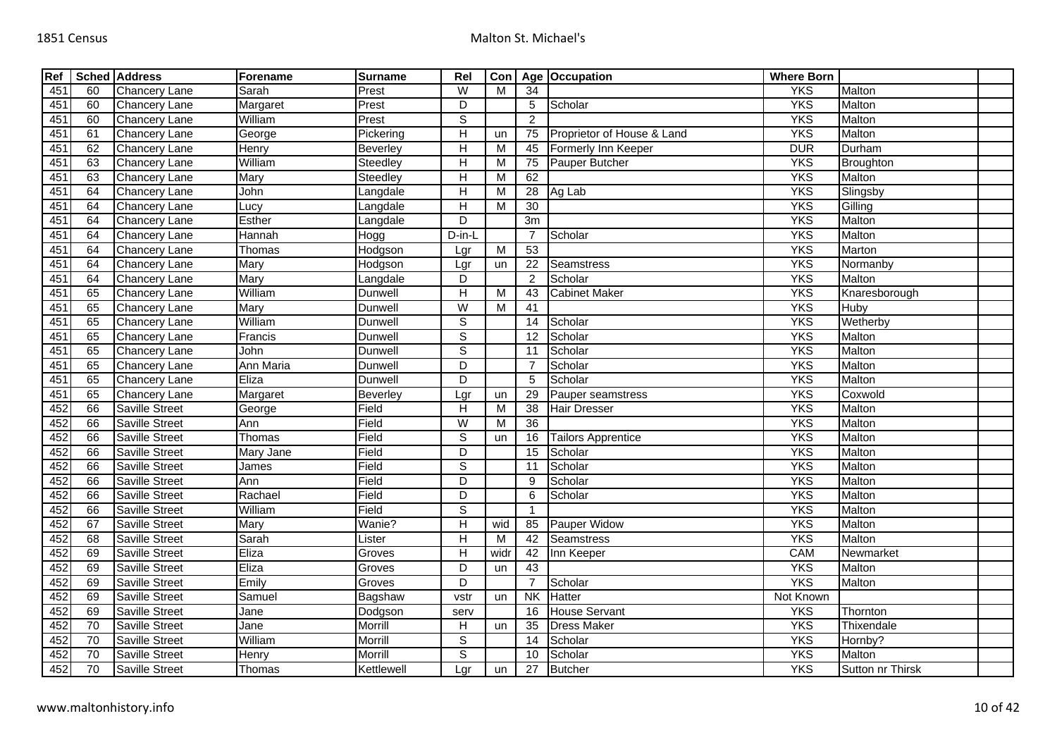| Ref | Sched | Address | Forename | Surname | Rel | Con | Age | Occupation | Where Born | | |
|---|---|---|---|---|---|---|---|---|---|---|---|
| 451 | 60 | Chancery Lane | Sarah | Prest | W | M | 34 | | YKS | Malton | |
| 451 | 60 | Chancery Lane | Margaret | Prest | D | | 5 | Scholar | YKS | Malton | |
| 451 | 60 | Chancery Lane | William | Prest | S | | 2 | | YKS | Malton | |
| 451 | 61 | Chancery Lane | George | Pickering | H | un | 75 | Proprietor of House & Land | YKS | Malton | |
| 451 | 62 | Chancery Lane | Henry | Beverley | H | M | 45 | Formerly Inn Keeper | DUR | Durham | |
| 451 | 63 | Chancery Lane | William | Steedley | H | M | 75 | Pauper Butcher | YKS | Broughton | |
| 451 | 63 | Chancery Lane | Mary | Steedley | H | M | 62 | | YKS | Malton | |
| 451 | 64 | Chancery Lane | John | Langdale | H | M | 28 | Ag Lab | YKS | Slingsby | |
| 451 | 64 | Chancery Lane | Lucy | Langdale | H | M | 30 | | YKS | Gilling | |
| 451 | 64 | Chancery Lane | Esther | Langdale | D | | 3m | | YKS | Malton | |
| 451 | 64 | Chancery Lane | Hannah | Hogg | D-in-L | | 7 | Scholar | YKS | Malton | |
| 451 | 64 | Chancery Lane | Thomas | Hodgson | Lgr | M | 53 | | YKS | Marton | |
| 451 | 64 | Chancery Lane | Mary | Hodgson | Lgr | un | 22 | Seamstress | YKS | Normanby | |
| 451 | 64 | Chancery Lane | Mary | Langdale | D | | 2 | Scholar | YKS | Malton | |
| 451 | 65 | Chancery Lane | William | Dunwell | H | M | 43 | Cabinet Maker | YKS | Knaresborough | |
| 451 | 65 | Chancery Lane | Mary | Dunwell | W | M | 41 | | YKS | Huby | |
| 451 | 65 | Chancery Lane | William | Dunwell | S | | 14 | Scholar | YKS | Wetherby | |
| 451 | 65 | Chancery Lane | Francis | Dunwell | S | | 12 | Scholar | YKS | Malton | |
| 451 | 65 | Chancery Lane | John | Dunwell | S | | 11 | Scholar | YKS | Malton | |
| 451 | 65 | Chancery Lane | Ann Maria | Dunwell | D | | 7 | Scholar | YKS | Malton | |
| 451 | 65 | Chancery Lane | Eliza | Dunwell | D | | 5 | Scholar | YKS | Malton | |
| 451 | 65 | Chancery Lane | Margaret | Beverley | Lgr | un | 29 | Pauper seamstress | YKS | Coxwold | |
| 452 | 66 | Saville Street | George | Field | H | M | 38 | Hair Dresser | YKS | Malton | |
| 452 | 66 | Saville Street | Ann | Field | W | M | 36 | | YKS | Malton | |
| 452 | 66 | Saville Street | Thomas | Field | S | un | 16 | Tailors Apprentice | YKS | Malton | |
| 452 | 66 | Saville Street | Mary Jane | Field | D | | 15 | Scholar | YKS | Malton | |
| 452 | 66 | Saville Street | James | Field | S | | 11 | Scholar | YKS | Malton | |
| 452 | 66 | Saville Street | Ann | Field | D | | 9 | Scholar | YKS | Malton | |
| 452 | 66 | Saville Street | Rachael | Field | D | | 6 | Scholar | YKS | Malton | |
| 452 | 66 | Saville Street | William | Field | S | | 1 | | YKS | Malton | |
| 452 | 67 | Saville Street | Mary | Wanie? | H | wid | 85 | Pauper Widow | YKS | Malton | |
| 452 | 68 | Saville Street | Sarah | Lister | H | M | 42 | Seamstress | YKS | Malton | |
| 452 | 69 | Saville Street | Eliza | Groves | H | widr | 42 | Inn Keeper | CAM | Newmarket | |
| 452 | 69 | Saville Street | Eliza | Groves | D | un | 43 | | YKS | Malton | |
| 452 | 69 | Saville Street | Emily | Groves | D | | 7 | Scholar | YKS | Malton | |
| 452 | 69 | Saville Street | Samuel | Bagshaw | vstr | un | NK | Hatter | Not Known | | |
| 452 | 69 | Saville Street | Jane | Dodgson | serv | | 16 | House Servant | YKS | Thornton | |
| 452 | 70 | Saville Street | Jane | Morrill | H | un | 35 | Dress Maker | YKS | Thixendale | |
| 452 | 70 | Saville Street | William | Morrill | S | | 14 | Scholar | YKS | Hornby? | |
| 452 | 70 | Saville Street | Henry | Morrill | S | | 10 | Scholar | YKS | Malton | |
| 452 | 70 | Saville Street | Thomas | Kettlewell | Lgr | un | 27 | Butcher | YKS | Sutton nr Thirsk | |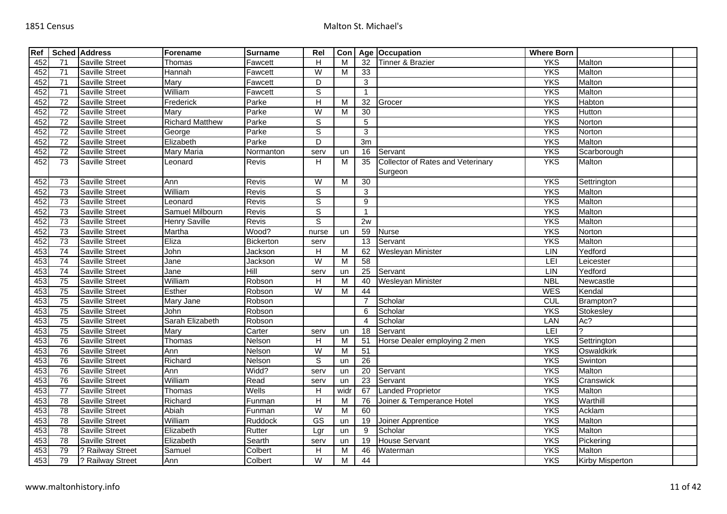| Ref | Sched | Address | Forename | Surname | Rel | Con | Age | Occupation | Where Born | | |
|---|---|---|---|---|---|---|---|---|---|---|---|
| 452 | 71 | Saville Street | Thomas | Fawcett | H | M | 32 | Tinner & Brazier | YKS | Malton | |
| 452 | 71 | Saville Street | Hannah | Fawcett | W | M | 33 | | YKS | Malton | |
| 452 | 71 | Saville Street | Mary | Fawcett | D | | 3 | | YKS | Malton | |
| 452 | 71 | Saville Street | William | Fawcett | S | | 1 | | YKS | Malton | |
| 452 | 72 | Saville Street | Frederick | Parke | H | M | 32 | Grocer | YKS | Habton | |
| 452 | 72 | Saville Street | Mary | Parke | W | M | 30 | | YKS | Hutton | |
| 452 | 72 | Saville Street | Richard Matthew | Parke | S | | 5 | | YKS | Norton | |
| 452 | 72 | Saville Street | George | Parke | S | | 3 | | YKS | Norton | |
| 452 | 72 | Saville Street | Elizabeth | Parke | D | | 3m | | YKS | Malton | |
| 452 | 72 | Saville Street | Mary Maria | Normanton | serv | un | 16 | Servant | YKS | Scarborough | |
| 452 | 73 | Saville Street | Leonard | Revis | H | M | 35 | Collector of Rates and Veterinary Surgeon | YKS | Malton | |
| 452 | 73 | Saville Street | Ann | Revis | W | M | 30 | | YKS | Settrington | |
| 452 | 73 | Saville Street | William | Revis | S | | 3 | | YKS | Malton | |
| 452 | 73 | Saville Street | Leonard | Revis | S | | 9 | | YKS | Malton | |
| 452 | 73 | Saville Street | Samuel Milbourn | Revis | S | | 1 | | YKS | Malton | |
| 452 | 73 | Saville Street | Henry Saville | Revis | S | | 2w | | YKS | Malton | |
| 452 | 73 | Saville Street | Martha | Wood? | nurse | un | 59 | Nurse | YKS | Norton | |
| 452 | 73 | Saville Street | Eliza | Bickerton | serv | | 13 | Servant | YKS | Malton | |
| 453 | 74 | Saville Street | John | Jackson | H | M | 62 | Wesleyan Minister | LIN | Yedford | |
| 453 | 74 | Saville Street | Jane | Jackson | W | M | 58 | | LEI | Leicester | |
| 453 | 74 | Saville Street | Jane | Hill | serv | un | 25 | Servant | LIN | Yedford | |
| 453 | 75 | Saville Street | William | Robson | H | M | 40 | Wesleyan Minister | NBL | Newcastle | |
| 453 | 75 | Saville Street | Esther | Robson | W | M | 44 | | WES | Kendal | |
| 453 | 75 | Saville Street | Mary Jane | Robson | | | 7 | Scholar | CUL | Brampton? | |
| 453 | 75 | Saville Street | John | Robson | | | 6 | Scholar | YKS | Stokesley | |
| 453 | 75 | Saville Street | Sarah Elizabeth | Robson | | | 4 | Scholar | LAN | Ac? | |
| 453 | 75 | Saville Street | Mary | Carter | serv | un | 18 | Servant | LEI | ? | |
| 453 | 76 | Saville Street | Thomas | Nelson | H | M | 51 | Horse Dealer employing 2 men | YKS | Settrington | |
| 453 | 76 | Saville Street | Ann | Nelson | W | M | 51 | | YKS | Oswaldkirk | |
| 453 | 76 | Saville Street | Richard | Nelson | S | un | 26 | | YKS | Swinton | |
| 453 | 76 | Saville Street | Ann | Widd? | serv | un | 20 | Servant | YKS | Malton | |
| 453 | 76 | Saville Street | William | Read | serv | un | 23 | Servant | YKS | Cranswick | |
| 453 | 77 | Saville Street | Thomas | Wells | H | widr | 67 | Landed Proprietor | YKS | Malton | |
| 453 | 78 | Saville Street | Richard | Funman | H | M | 76 | Joiner & Temperance Hotel | YKS | Warthill | |
| 453 | 78 | Saville Street | Abiah | Funman | W | M | 60 | | YKS | Acklam | |
| 453 | 78 | Saville Street | William | Ruddock | GS | un | 19 | Joiner Apprentice | YKS | Malton | |
| 453 | 78 | Saville Street | Elizabeth | Rutter | Lgr | un | 9 | Scholar | YKS | Malton | |
| 453 | 78 | Saville Street | Elizabeth | Searth | serv | un | 19 | House Servant | YKS | Pickering | |
| 453 | 79 | ? Railway Street | Samuel | Colbert | H | M | 46 | Waterman | YKS | Malton | |
| 453 | 79 | ? Railway Street | Ann | Colbert | W | M | 44 | | YKS | Kirby Misperton | |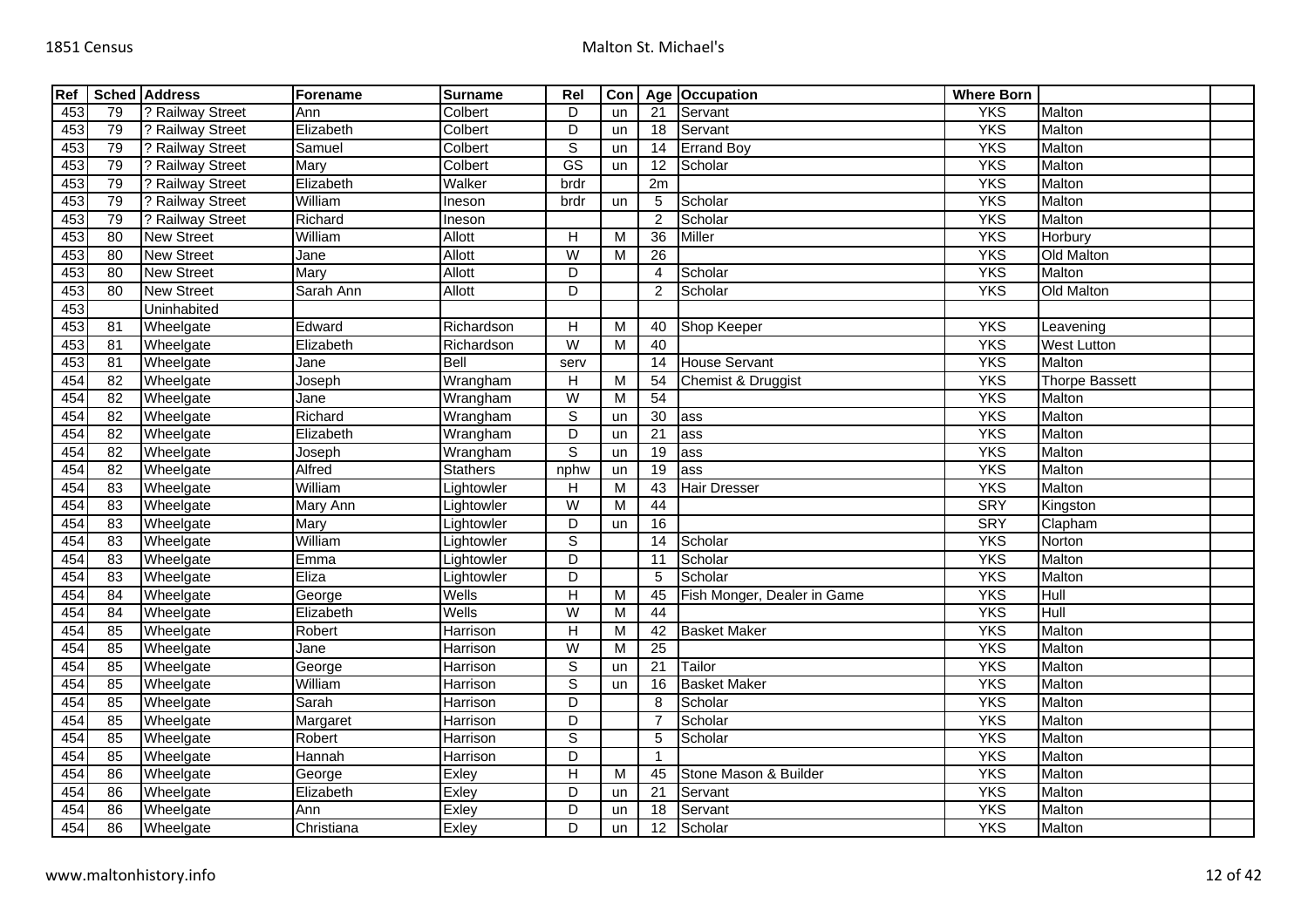| Ref | Sched | Address | Forename | Surname | Rel | Con | Age | Occupation | Where Born | | |
|---|---|---|---|---|---|---|---|---|---|---|---|
| 453 | 79 | ? Railway Street | Ann | Colbert | D | un | 21 | Servant | YKS | Malton | |
| 453 | 79 | ? Railway Street | Elizabeth | Colbert | D | un | 18 | Servant | YKS | Malton | |
| 453 | 79 | ? Railway Street | Samuel | Colbert | S | un | 14 | Errand Boy | YKS | Malton | |
| 453 | 79 | ? Railway Street | Mary | Colbert | GS | un | 12 | Scholar | YKS | Malton | |
| 453 | 79 | ? Railway Street | Elizabeth | Walker | brdr | | 2m | | YKS | Malton | |
| 453 | 79 | ? Railway Street | William | Ineson | brdr | un | 5 | Scholar | YKS | Malton | |
| 453 | 79 | ? Railway Street | Richard | Ineson | | | 2 | Scholar | YKS | Malton | |
| 453 | 80 | New Street | William | Allott | H | M | 36 | Miller | YKS | Horbury | |
| 453 | 80 | New Street | Jane | Allott | W | M | 26 | | YKS | Old Malton | |
| 453 | 80 | New Street | Mary | Allott | D | | 4 | Scholar | YKS | Malton | |
| 453 | 80 | New Street | Sarah Ann | Allott | D | | 2 | Scholar | YKS | Old Malton | |
| 453 | | Uninhabited | | | | | | | | | |
| 453 | 81 | Wheelgate | Edward | Richardson | H | M | 40 | Shop Keeper | YKS | Leavening | |
| 453 | 81 | Wheelgate | Elizabeth | Richardson | W | M | 40 | | YKS | West Lutton | |
| 453 | 81 | Wheelgate | Jane | Bell | serv | | 14 | House Servant | YKS | Malton | |
| 454 | 82 | Wheelgate | Joseph | Wrangham | H | M | 54 | Chemist & Druggist | YKS | Thorpe Bassett | |
| 454 | 82 | Wheelgate | Jane | Wrangham | W | M | 54 | | YKS | Malton | |
| 454 | 82 | Wheelgate | Richard | Wrangham | S | un | 30 | ass | YKS | Malton | |
| 454 | 82 | Wheelgate | Elizabeth | Wrangham | D | un | 21 | ass | YKS | Malton | |
| 454 | 82 | Wheelgate | Joseph | Wrangham | S | un | 19 | ass | YKS | Malton | |
| 454 | 82 | Wheelgate | Alfred | Stathers | nphw | un | 19 | ass | YKS | Malton | |
| 454 | 83 | Wheelgate | William | Lightowler | H | M | 43 | Hair Dresser | YKS | Malton | |
| 454 | 83 | Wheelgate | Mary Ann | Lightowler | W | M | 44 | | SRY | Kingston | |
| 454 | 83 | Wheelgate | Mary | Lightowler | D | un | 16 | | SRY | Clapham | |
| 454 | 83 | Wheelgate | William | Lightowler | S | | 14 | Scholar | YKS | Norton | |
| 454 | 83 | Wheelgate | Emma | Lightowler | D | | 11 | Scholar | YKS | Malton | |
| 454 | 83 | Wheelgate | Eliza | Lightowler | D | | 5 | Scholar | YKS | Malton | |
| 454 | 84 | Wheelgate | George | Wells | H | M | 45 | Fish Monger, Dealer in Game | YKS | Hull | |
| 454 | 84 | Wheelgate | Elizabeth | Wells | W | M | 44 | | YKS | Hull | |
| 454 | 85 | Wheelgate | Robert | Harrison | H | M | 42 | Basket Maker | YKS | Malton | |
| 454 | 85 | Wheelgate | Jane | Harrison | W | M | 25 | | YKS | Malton | |
| 454 | 85 | Wheelgate | George | Harrison | S | un | 21 | Tailor | YKS | Malton | |
| 454 | 85 | Wheelgate | William | Harrison | S | un | 16 | Basket Maker | YKS | Malton | |
| 454 | 85 | Wheelgate | Sarah | Harrison | D | | 8 | Scholar | YKS | Malton | |
| 454 | 85 | Wheelgate | Margaret | Harrison | D | | 7 | Scholar | YKS | Malton | |
| 454 | 85 | Wheelgate | Robert | Harrison | S | | 5 | Scholar | YKS | Malton | |
| 454 | 85 | Wheelgate | Hannah | Harrison | D | | 1 | | YKS | Malton | |
| 454 | 86 | Wheelgate | George | Exley | H | M | 45 | Stone Mason & Builder | YKS | Malton | |
| 454 | 86 | Wheelgate | Elizabeth | Exley | D | un | 21 | Servant | YKS | Malton | |
| 454 | 86 | Wheelgate | Ann | Exley | D | un | 18 | Servant | YKS | Malton | |
| 454 | 86 | Wheelgate | Christiana | Exley | D | un | 12 | Scholar | YKS | Malton | |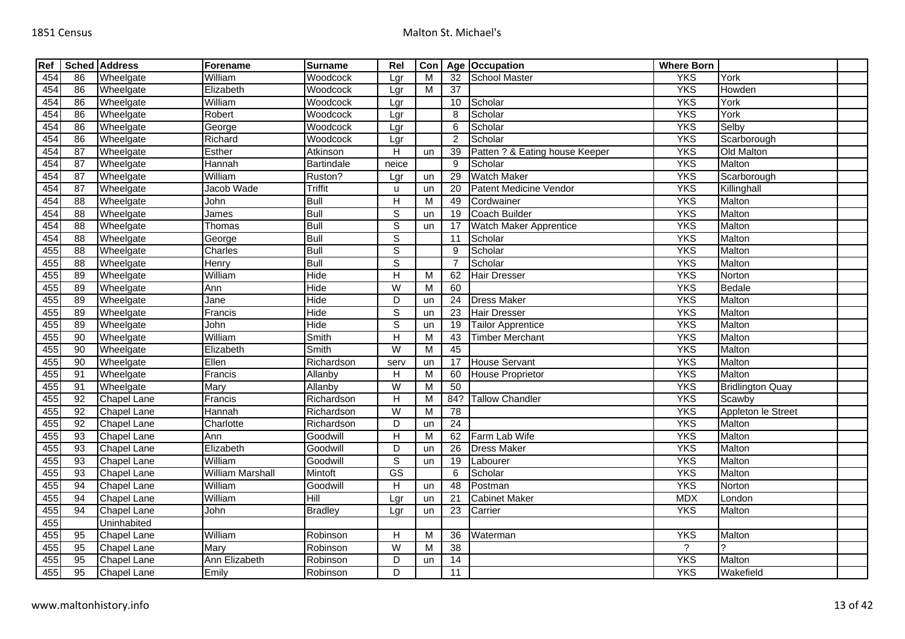| Ref | Sched | Address | Forename | Surname | Rel | Con | Age | Occupation | Where Born | | |
|---|---|---|---|---|---|---|---|---|---|---|---|
| 454 | 86 | Wheelgate | William | Woodcock | Lgr | M | 32 | School Master | YKS | York | |
| 454 | 86 | Wheelgate | Elizabeth | Woodcock | Lgr | M | 37 | | YKS | Howden | |
| 454 | 86 | Wheelgate | William | Woodcock | Lgr | | 10 | Scholar | YKS | York | |
| 454 | 86 | Wheelgate | Robert | Woodcock | Lgr | | 8 | Scholar | YKS | York | |
| 454 | 86 | Wheelgate | George | Woodcock | Lgr | | 6 | Scholar | YKS | Selby | |
| 454 | 86 | Wheelgate | Richard | Woodcock | Lgr | | 2 | Scholar | YKS | Scarborough | |
| 454 | 87 | Wheelgate | Esther | Atkinson | H | un | 39 | Patten ? & Eating house Keeper | YKS | Old Malton | |
| 454 | 87 | Wheelgate | Hannah | Bartindale | neice | | 9 | Scholar | YKS | Malton | |
| 454 | 87 | Wheelgate | William | Ruston? | Lgr | un | 29 | Watch Maker | YKS | Scarborough | |
| 454 | 87 | Wheelgate | Jacob Wade | Triffit | u | un | 20 | Patent Medicine Vendor | YKS | Killinghall | |
| 454 | 88 | Wheelgate | John | Bull | H | M | 49 | Cordwainer | YKS | Malton | |
| 454 | 88 | Wheelgate | James | Bull | S | un | 19 | Coach Builder | YKS | Malton | |
| 454 | 88 | Wheelgate | Thomas | Bull | S | un | 17 | Watch Maker Apprentice | YKS | Malton | |
| 454 | 88 | Wheelgate | George | Bull | S | | 11 | Scholar | YKS | Malton | |
| 455 | 88 | Wheelgate | Charles | Bull | S | | 9 | Scholar | YKS | Malton | |
| 455 | 88 | Wheelgate | Henry | Bull | S | | 7 | Scholar | YKS | Malton | |
| 455 | 89 | Wheelgate | William | Hide | H | M | 62 | Hair Dresser | YKS | Norton | |
| 455 | 89 | Wheelgate | Ann | Hide | W | M | 60 | | YKS | Bedale | |
| 455 | 89 | Wheelgate | Jane | Hide | D | un | 24 | Dress Maker | YKS | Malton | |
| 455 | 89 | Wheelgate | Francis | Hide | S | un | 23 | Hair Dresser | YKS | Malton | |
| 455 | 89 | Wheelgate | John | Hide | S | un | 19 | Tailor Apprentice | YKS | Malton | |
| 455 | 90 | Wheelgate | William | Smith | H | M | 43 | Timber Merchant | YKS | Malton | |
| 455 | 90 | Wheelgate | Elizabeth | Smith | W | M | 45 | | YKS | Malton | |
| 455 | 90 | Wheelgate | Ellen | Richardson | serv | un | 17 | House Servant | YKS | Malton | |
| 455 | 91 | Wheelgate | Francis | Allanby | H | M | 60 | House Proprietor | YKS | Malton | |
| 455 | 91 | Wheelgate | Mary | Allanby | W | M | 50 | | YKS | Bridlington Quay | |
| 455 | 92 | Chapel Lane | Francis | Richardson | H | M | 84? | Tallow Chandler | YKS | Scawby | |
| 455 | 92 | Chapel Lane | Hannah | Richardson | W | M | 78 | | YKS | Appleton le Street | |
| 455 | 92 | Chapel Lane | Charlotte | Richardson | D | un | 24 | | YKS | Malton | |
| 455 | 93 | Chapel Lane | Ann | Goodwill | H | M | 62 | Farm Lab Wife | YKS | Malton | |
| 455 | 93 | Chapel Lane | Elizabeth | Goodwill | D | un | 26 | Dress Maker | YKS | Malton | |
| 455 | 93 | Chapel Lane | William | Goodwill | S | un | 19 | Labourer | YKS | Malton | |
| 455 | 93 | Chapel Lane | William Marshall | Mintoft | GS | | 6 | Scholar | YKS | Malton | |
| 455 | 94 | Chapel Lane | William | Goodwill | H | un | 48 | Postman | YKS | Norton | |
| 455 | 94 | Chapel Lane | William | Hill | Lgr | un | 21 | Cabinet Maker | MDX | London | |
| 455 | 94 | Chapel Lane | John | Bradley | Lgr | un | 23 | Carrier | YKS | Malton | |
| 455 | | Uninhabited | | | | | | | | | |
| 455 | 95 | Chapel Lane | William | Robinson | H | M | 36 | Waterman | YKS | Malton | |
| 455 | 95 | Chapel Lane | Mary | Robinson | W | M | 38 | | ? | ? | |
| 455 | 95 | Chapel Lane | Ann Elizabeth | Robinson | D | un | 14 | | YKS | Malton | |
| 455 | 95 | Chapel Lane | Emily | Robinson | D | | 11 | | YKS | Wakefield | |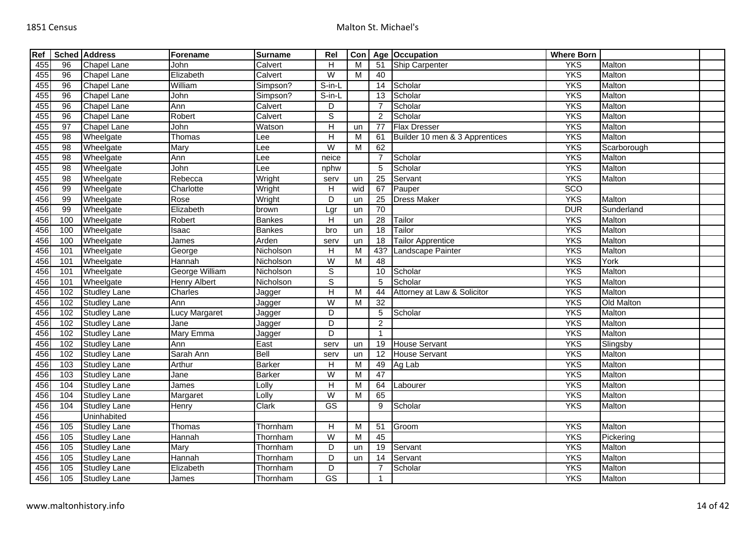| Ref | Sched | Address | Forename | Surname | Rel | Con | Age | Occupation | Where Born | | |
|---|---|---|---|---|---|---|---|---|---|---|---|
| 455 | 96 | Chapel Lane | John | Calvert | H | M | 51 | Ship Carpenter | YKS | Malton | |
| 455 | 96 | Chapel Lane | Elizabeth | Calvert | W | M | 40 | | YKS | Malton | |
| 455 | 96 | Chapel Lane | William | Simpson? | S-in-L | | 14 | Scholar | YKS | Malton | |
| 455 | 96 | Chapel Lane | John | Simpson? | S-in-L | | 13 | Scholar | YKS | Malton | |
| 455 | 96 | Chapel Lane | Ann | Calvert | D | | 7 | Scholar | YKS | Malton | |
| 455 | 96 | Chapel Lane | Robert | Calvert | S | | 2 | Scholar | YKS | Malton | |
| 455 | 97 | Chapel Lane | John | Watson | H | un | 77 | Flax Dresser | YKS | Malton | |
| 455 | 98 | Wheelgate | Thomas | Lee | H | M | 61 | Builder 10 men & 3 Apprentices | YKS | Malton | |
| 455 | 98 | Wheelgate | Mary | Lee | W | M | 62 | | YKS | Scarborough | |
| 455 | 98 | Wheelgate | Ann | Lee | neice | | 7 | Scholar | YKS | Malton | |
| 455 | 98 | Wheelgate | John | Lee | nphw | | 5 | Scholar | YKS | Malton | |
| 455 | 98 | Wheelgate | Rebecca | Wright | serv | un | 25 | Servant | YKS | Malton | |
| 456 | 99 | Wheelgate | Charlotte | Wright | H | wid | 67 | Pauper | SCO | | |
| 456 | 99 | Wheelgate | Rose | Wright | D | un | 25 | Dress Maker | YKS | Malton | |
| 456 | 99 | Wheelgate | Elizabeth | brown | Lgr | un | 70 | | DUR | Sunderland | |
| 456 | 100 | Wheelgate | Robert | Bankes | H | un | 28 | Tailor | YKS | Malton | |
| 456 | 100 | Wheelgate | Isaac | Bankes | bro | un | 18 | Tailor | YKS | Malton | |
| 456 | 100 | Wheelgate | James | Arden | serv | un | 18 | Tailor Apprentice | YKS | Malton | |
| 456 | 101 | Wheelgate | George | Nicholson | H | M | 43? | Landscape Painter | YKS | Malton | |
| 456 | 101 | Wheelgate | Hannah | Nicholson | W | M | 48 | | YKS | York | |
| 456 | 101 | Wheelgate | George William | Nicholson | S | | 10 | Scholar | YKS | Malton | |
| 456 | 101 | Wheelgate | Henry Albert | Nicholson | S | | 5 | Scholar | YKS | Malton | |
| 456 | 102 | Studley Lane | Charles | Jagger | H | M | 44 | Attorney at Law & Solicitor | YKS | Malton | |
| 456 | 102 | Studley Lane | Ann | Jagger | W | M | 32 | | YKS | Old Malton | |
| 456 | 102 | Studley Lane | Lucy Margaret | Jagger | D | | 5 | Scholar | YKS | Malton | |
| 456 | 102 | Studley Lane | Jane | Jagger | D | | 2 | | YKS | Malton | |
| 456 | 102 | Studley Lane | Mary Emma | Jagger | D | | 1 | | YKS | Malton | |
| 456 | 102 | Studley Lane | Ann | East | serv | un | 19 | House Servant | YKS | Slingsby | |
| 456 | 102 | Studley Lane | Sarah Ann | Bell | serv | un | 12 | House Servant | YKS | Malton | |
| 456 | 103 | Studley Lane | Arthur | Barker | H | M | 49 | Ag Lab | YKS | Malton | |
| 456 | 103 | Studley Lane | Jane | Barker | W | M | 47 | | YKS | Malton | |
| 456 | 104 | Studley Lane | James | Lolly | H | M | 64 | Labourer | YKS | Malton | |
| 456 | 104 | Studley Lane | Margaret | Lolly | W | M | 65 | | YKS | Malton | |
| 456 | 104 | Studley Lane | Henry | Clark | GS | | 9 | Scholar | YKS | Malton | |
| 456 | | Uninhabited | | | | | | | | | |
| 456 | 105 | Studley Lane | Thomas | Thornham | H | M | 51 | Groom | YKS | Malton | |
| 456 | 105 | Studley Lane | Hannah | Thornham | W | M | 45 | | YKS | Pickering | |
| 456 | 105 | Studley Lane | Mary | Thornham | D | un | 19 | Servant | YKS | Malton | |
| 456 | 105 | Studley Lane | Hannah | Thornham | D | un | 14 | Servant | YKS | Malton | |
| 456 | 105 | Studley Lane | Elizabeth | Thornham | D | | 7 | Scholar | YKS | Malton | |
| 456 | 105 | Studley Lane | James | Thornham | GS | | 1 | | YKS | Malton | |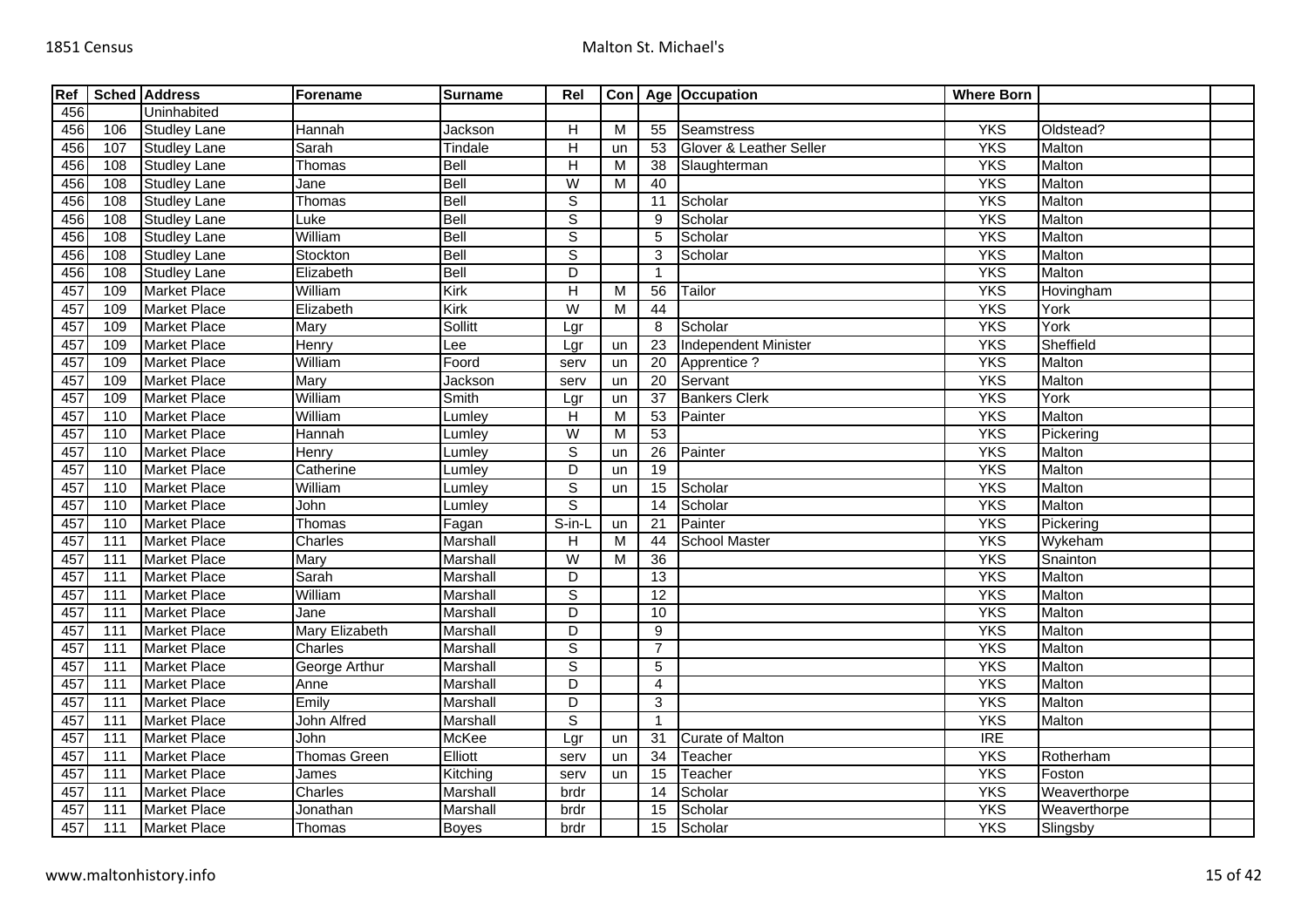| Ref | Sched | Address | Forename | Surname | Rel | Con | Age | Occupation | Where Born | | |
|---|---|---|---|---|---|---|---|---|---|---|---|
| 456 | | Uninhabited | | | | | | | | | |
| 456 | 106 | Studley Lane | Hannah | Jackson | H | M | 55 | Seamstress | YKS | Oldstead? | |
| 456 | 107 | Studley Lane | Sarah | Tindale | H | un | 53 | Glover & Leather Seller | YKS | Malton | |
| 456 | 108 | Studley Lane | Thomas | Bell | H | M | 38 | Slaughterman | YKS | Malton | |
| 456 | 108 | Studley Lane | Jane | Bell | W | M | 40 | | YKS | Malton | |
| 456 | 108 | Studley Lane | Thomas | Bell | S | | 11 | Scholar | YKS | Malton | |
| 456 | 108 | Studley Lane | Luke | Bell | S | | 9 | Scholar | YKS | Malton | |
| 456 | 108 | Studley Lane | William | Bell | S | | 5 | Scholar | YKS | Malton | |
| 456 | 108 | Studley Lane | Stockton | Bell | S | | 3 | Scholar | YKS | Malton | |
| 456 | 108 | Studley Lane | Elizabeth | Bell | D | | 1 | | YKS | Malton | |
| 457 | 109 | Market Place | William | Kirk | H | M | 56 | Tailor | YKS | Hovingham | |
| 457 | 109 | Market Place | Elizabeth | Kirk | W | M | 44 | | YKS | York | |
| 457 | 109 | Market Place | Mary | Sollitt | Lgr | | 8 | Scholar | YKS | York | |
| 457 | 109 | Market Place | Henry | Lee | Lgr | un | 23 | Independent Minister | YKS | Sheffield | |
| 457 | 109 | Market Place | William | Foord | serv | un | 20 | Apprentice ? | YKS | Malton | |
| 457 | 109 | Market Place | Mary | Jackson | serv | un | 20 | Servant | YKS | Malton | |
| 457 | 109 | Market Place | William | Smith | Lgr | un | 37 | Bankers Clerk | YKS | York | |
| 457 | 110 | Market Place | William | Lumley | H | M | 53 | Painter | YKS | Malton | |
| 457 | 110 | Market Place | Hannah | Lumley | W | M | 53 | | YKS | Pickering | |
| 457 | 110 | Market Place | Henry | Lumley | S | un | 26 | Painter | YKS | Malton | |
| 457 | 110 | Market Place | Catherine | Lumley | D | un | 19 | | YKS | Malton | |
| 457 | 110 | Market Place | William | Lumley | S | un | 15 | Scholar | YKS | Malton | |
| 457 | 110 | Market Place | John | Lumley | S | | 14 | Scholar | YKS | Malton | |
| 457 | 110 | Market Place | Thomas | Fagan | S-in-L | un | 21 | Painter | YKS | Pickering | |
| 457 | 111 | Market Place | Charles | Marshall | H | M | 44 | School Master | YKS | Wykeham | |
| 457 | 111 | Market Place | Mary | Marshall | W | M | 36 | | YKS | Snainton | |
| 457 | 111 | Market Place | Sarah | Marshall | D | | 13 | | YKS | Malton | |
| 457 | 111 | Market Place | William | Marshall | S | | 12 | | YKS | Malton | |
| 457 | 111 | Market Place | Jane | Marshall | D | | 10 | | YKS | Malton | |
| 457 | 111 | Market Place | Mary Elizabeth | Marshall | D | | 9 | | YKS | Malton | |
| 457 | 111 | Market Place | Charles | Marshall | S | | 7 | | YKS | Malton | |
| 457 | 111 | Market Place | George Arthur | Marshall | S | | 5 | | YKS | Malton | |
| 457 | 111 | Market Place | Anne | Marshall | D | | 4 | | YKS | Malton | |
| 457 | 111 | Market Place | Emily | Marshall | D | | 3 | | YKS | Malton | |
| 457 | 111 | Market Place | John Alfred | Marshall | S | | 1 | | YKS | Malton | |
| 457 | 111 | Market Place | John | McKee | Lgr | un | 31 | Curate of Malton | IRE | | |
| 457 | 111 | Market Place | Thomas Green | Elliott | serv | un | 34 | Teacher | YKS | Rotherham | |
| 457 | 111 | Market Place | James | Kitching | serv | un | 15 | Teacher | YKS | Foston | |
| 457 | 111 | Market Place | Charles | Marshall | brdr | | 14 | Scholar | YKS | Weaverthorpe | |
| 457 | 111 | Market Place | Jonathan | Marshall | brdr | | 15 | Scholar | YKS | Weaverthorpe | |
| 457 | 111 | Market Place | Thomas | Boyes | brdr | | 15 | Scholar | YKS | Slingsby | |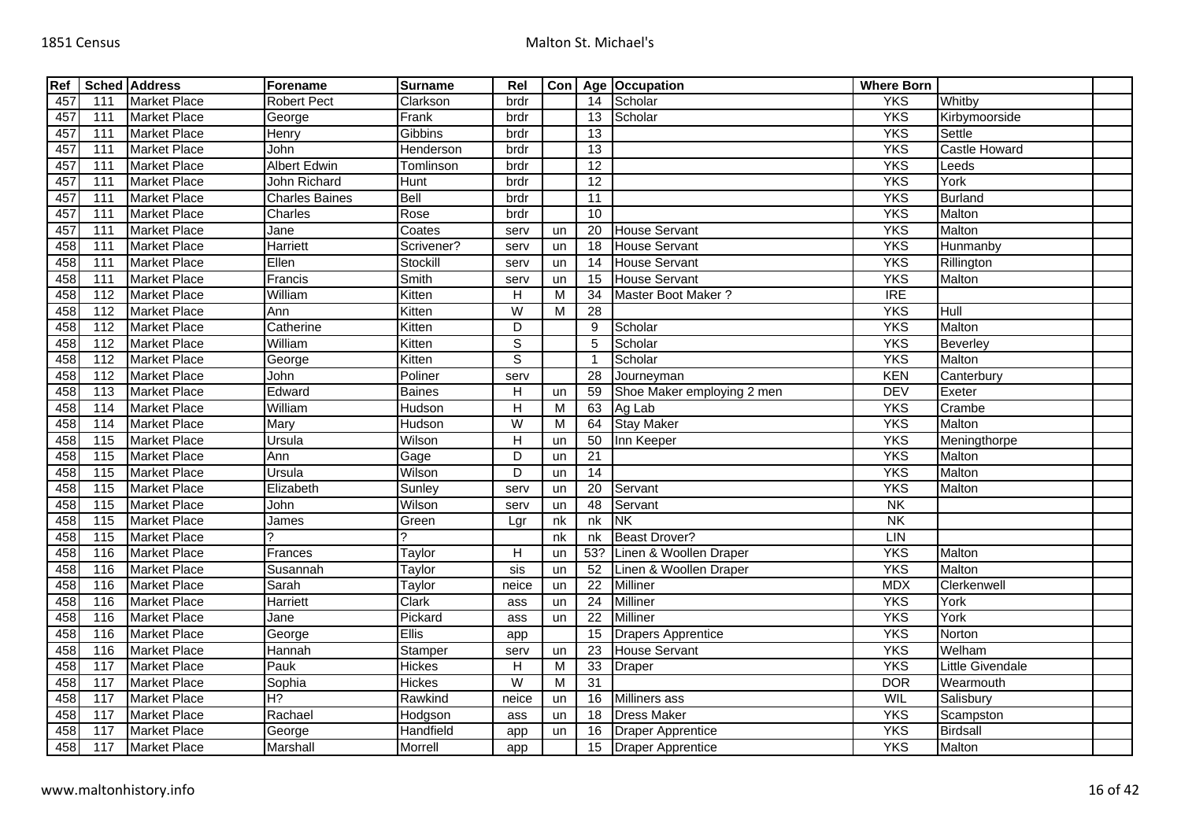| Ref | Sched | Address | Forename | Surname | Rel | Con | Age | Occupation | Where Born | | |
|---|---|---|---|---|---|---|---|---|---|---|---|
| 457 | 111 | Market Place | Robert Pect | Clarkson | brdr | | 14 | Scholar | YKS | Whitby | |
| 457 | 111 | Market Place | George | Frank | brdr | | 13 | Scholar | YKS | Kirbymoorside | |
| 457 | 111 | Market Place | Henry | Gibbins | brdr | | 13 | | YKS | Settle | |
| 457 | 111 | Market Place | John | Henderson | brdr | | 13 | | YKS | Castle Howard | |
| 457 | 111 | Market Place | Albert Edwin | Tomlinson | brdr | | 12 | | YKS | Leeds | |
| 457 | 111 | Market Place | John Richard | Hunt | brdr | | 12 | | YKS | York | |
| 457 | 111 | Market Place | Charles Baines | Bell | brdr | | 11 | | YKS | Burland | |
| 457 | 111 | Market Place | Charles | Rose | brdr | | 10 | | YKS | Malton | |
| 457 | 111 | Market Place | Jane | Coates | serv | un | 20 | House Servant | YKS | Malton | |
| 458 | 111 | Market Place | Harriett | Scrivener? | serv | un | 18 | House Servant | YKS | Hunmanby | |
| 458 | 111 | Market Place | Ellen | Stockill | serv | un | 14 | House Servant | YKS | Rillington | |
| 458 | 111 | Market Place | Francis | Smith | serv | un | 15 | House Servant | YKS | Malton | |
| 458 | 112 | Market Place | William | Kitten | H | M | 34 | Master Boot Maker ? | IRE | | |
| 458 | 112 | Market Place | Ann | Kitten | W | M | 28 | | YKS | Hull | |
| 458 | 112 | Market Place | Catherine | Kitten | D | | 9 | Scholar | YKS | Malton | |
| 458 | 112 | Market Place | William | Kitten | S | | 5 | Scholar | YKS | Beverley | |
| 458 | 112 | Market Place | George | Kitten | S | | 1 | Scholar | YKS | Malton | |
| 458 | 112 | Market Place | John | Poliner | serv | | 28 | Journeyman | KEN | Canterbury | |
| 458 | 113 | Market Place | Edward | Baines | H | un | 59 | Shoe Maker employing 2 men | DEV | Exeter | |
| 458 | 114 | Market Place | William | Hudson | H | M | 63 | Ag Lab | YKS | Crambe | |
| 458 | 114 | Market Place | Mary | Hudson | W | M | 64 | Stay Maker | YKS | Malton | |
| 458 | 115 | Market Place | Ursula | Wilson | H | un | 50 | Inn Keeper | YKS | Meningthorpe | |
| 458 | 115 | Market Place | Ann | Gage | D | un | 21 | | YKS | Malton | |
| 458 | 115 | Market Place | Ursula | Wilson | D | un | 14 | | YKS | Malton | |
| 458 | 115 | Market Place | Elizabeth | Sunley | serv | un | 20 | Servant | YKS | Malton | |
| 458 | 115 | Market Place | John | Wilson | serv | un | 48 | Servant | NK | | |
| 458 | 115 | Market Place | James | Green | Lgr | nk | nk | NK | NK | | |
| 458 | 115 | Market Place | ? | ? | | nk | nk | Beast Drover? | LIN | | |
| 458 | 116 | Market Place | Frances | Taylor | H | un | 53? | Linen & Woollen Draper | YKS | Malton | |
| 458 | 116 | Market Place | Susannah | Taylor | sis | un | 52 | Linen & Woollen Draper | YKS | Malton | |
| 458 | 116 | Market Place | Sarah | Taylor | neice | un | 22 | Milliner | MDX | Clerkenwell | |
| 458 | 116 | Market Place | Harriett | Clark | ass | un | 24 | Milliner | YKS | York | |
| 458 | 116 | Market Place | Jane | Pickard | ass | un | 22 | Milliner | YKS | York | |
| 458 | 116 | Market Place | George | Ellis | app | | 15 | Drapers Apprentice | YKS | Norton | |
| 458 | 116 | Market Place | Hannah | Stamper | serv | un | 23 | House Servant | YKS | Welham | |
| 458 | 117 | Market Place | Pauk | Hickes | H | M | 33 | Draper | YKS | Little Givendale | |
| 458 | 117 | Market Place | Sophia | Hickes | W | M | 31 | | DOR | Wearmouth | |
| 458 | 117 | Market Place | H? | Rawkind | neice | un | 16 | Milliners ass | WIL | Salisbury | |
| 458 | 117 | Market Place | Rachael | Hodgson | ass | un | 18 | Dress Maker | YKS | Scampston | |
| 458 | 117 | Market Place | George | Handfield | app | un | 16 | Draper Apprentice | YKS | Birdsall | |
| 458 | 117 | Market Place | Marshall | Morrell | app | | 15 | Draper Apprentice | YKS | Malton | |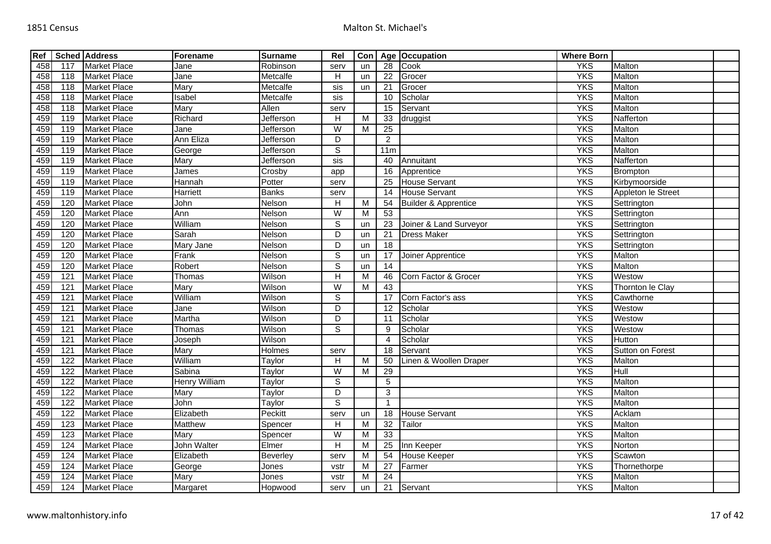| Ref | Sched | Address | Forename | Surname | Rel | Con | Age | Occupation | Where Born | | |
|---|---|---|---|---|---|---|---|---|---|---|---|
| 458 | 117 | Market Place | Jane | Robinson | serv | un | 28 | Cook | YKS | Malton | |
| 458 | 118 | Market Place | Jane | Metcalfe | H | un | 22 | Grocer | YKS | Malton | |
| 458 | 118 | Market Place | Mary | Metcalfe | sis | un | 21 | Grocer | YKS | Malton | |
| 458 | 118 | Market Place | Isabel | Metcalfe | sis | | 10 | Scholar | YKS | Malton | |
| 458 | 118 | Market Place | Mary | Allen | serv | | 15 | Servant | YKS | Malton | |
| 459 | 119 | Market Place | Richard | Jefferson | H | M | 33 | druggist | YKS | Nafferton | |
| 459 | 119 | Market Place | Jane | Jefferson | W | M | 25 | | YKS | Malton | |
| 459 | 119 | Market Place | Ann Eliza | Jefferson | D | | 2 | | YKS | Malton | |
| 459 | 119 | Market Place | George | Jefferson | S | | 11m | | YKS | Malton | |
| 459 | 119 | Market Place | Mary | Jefferson | sis | | 40 | Annuitant | YKS | Nafferton | |
| 459 | 119 | Market Place | James | Crosby | app | | 16 | Apprentice | YKS | Brompton | |
| 459 | 119 | Market Place | Hannah | Potter | serv | | 25 | House Servant | YKS | Kirbymoorside | |
| 459 | 119 | Market Place | Harriett | Banks | serv | | 14 | House Servant | YKS | Appleton le Street | |
| 459 | 120 | Market Place | John | Nelson | H | M | 54 | Builder & Apprentice | YKS | Settrington | |
| 459 | 120 | Market Place | Ann | Nelson | W | M | 53 | | YKS | Settrington | |
| 459 | 120 | Market Place | William | Nelson | S | un | 23 | Joiner & Land Surveyor | YKS | Settrington | |
| 459 | 120 | Market Place | Sarah | Nelson | D | un | 21 | Dress Maker | YKS | Settrington | |
| 459 | 120 | Market Place | Mary Jane | Nelson | D | un | 18 | | YKS | Settrington | |
| 459 | 120 | Market Place | Frank | Nelson | S | un | 17 | Joiner Apprentice | YKS | Malton | |
| 459 | 120 | Market Place | Robert | Nelson | S | un | 14 | | YKS | Malton | |
| 459 | 121 | Market Place | Thomas | Wilson | H | M | 46 | Corn Factor & Grocer | YKS | Westow | |
| 459 | 121 | Market Place | Mary | Wilson | W | M | 43 | | YKS | Thornton le Clay | |
| 459 | 121 | Market Place | William | Wilson | S | | 17 | Corn Factor's ass | YKS | Cawthorne | |
| 459 | 121 | Market Place | Jane | Wilson | D | | 12 | Scholar | YKS | Westow | |
| 459 | 121 | Market Place | Martha | Wilson | D | | 11 | Scholar | YKS | Westow | |
| 459 | 121 | Market Place | Thomas | Wilson | S | | 9 | Scholar | YKS | Westow | |
| 459 | 121 | Market Place | Joseph | Wilson | | | 4 | Scholar | YKS | Hutton | |
| 459 | 121 | Market Place | Mary | Holmes | serv | | 18 | Servant | YKS | Sutton on Forest | |
| 459 | 122 | Market Place | William | Taylor | H | M | 50 | Linen & Woollen Draper | YKS | Malton | |
| 459 | 122 | Market Place | Sabina | Taylor | W | M | 29 | | YKS | Hull | |
| 459 | 122 | Market Place | Henry William | Taylor | S | | 5 | | YKS | Malton | |
| 459 | 122 | Market Place | Mary | Taylor | D | | 3 | | YKS | Malton | |
| 459 | 122 | Market Place | John | Taylor | S | | 1 | | YKS | Malton | |
| 459 | 122 | Market Place | Elizabeth | Peckitt | serv | un | 18 | House Servant | YKS | Acklam | |
| 459 | 123 | Market Place | Matthew | Spencer | H | M | 32 | Tailor | YKS | Malton | |
| 459 | 123 | Market Place | Mary | Spencer | W | M | 33 | | YKS | Malton | |
| 459 | 124 | Market Place | John Walter | Elmer | H | M | 25 | Inn Keeper | YKS | Norton | |
| 459 | 124 | Market Place | Elizabeth | Beverley | serv | M | 54 | House Keeper | YKS | Scawton | |
| 459 | 124 | Market Place | George | Jones | vstr | M | 27 | Farmer | YKS | Thornethorpe | |
| 459 | 124 | Market Place | Mary | Jones | vstr | M | 24 | | YKS | Malton | |
| 459 | 124 | Market Place | Margaret | Hopwood | serv | un | 21 | Servant | YKS | Malton | |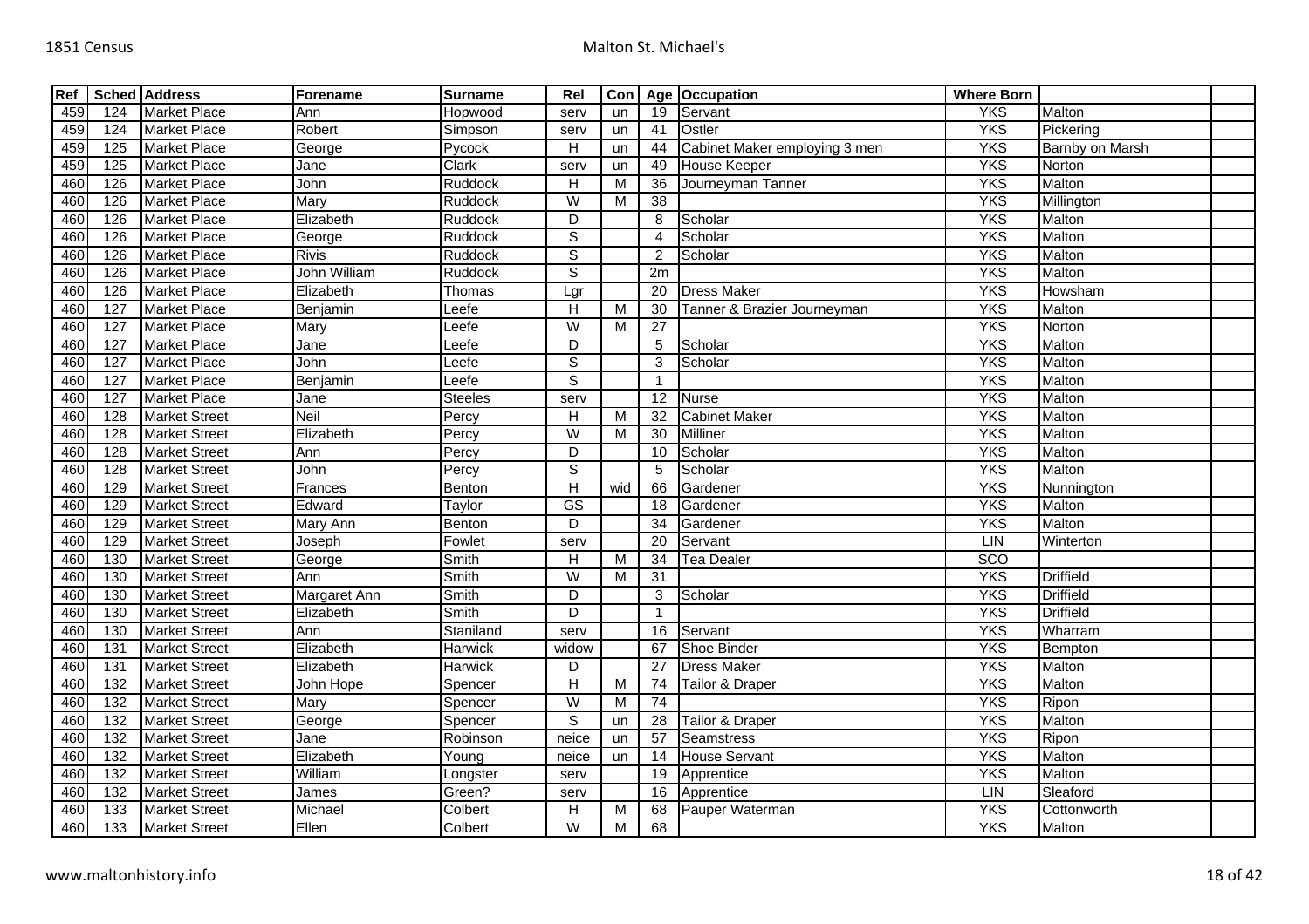| Ref | Sched | Address | Forename | Surname | Rel | Con | Age | Occupation | Where Born | | |
|---|---|---|---|---|---|---|---|---|---|---|---|
| 459 | 124 | Market Place | Ann | Hopwood | serv | un | 19 | Servant | YKS | Malton | |
| 459 | 124 | Market Place | Robert | Simpson | serv | un | 41 | Ostler | YKS | Pickering | |
| 459 | 125 | Market Place | George | Pycock | H | un | 44 | Cabinet Maker employing 3 men | YKS | Barnby on Marsh | |
| 459 | 125 | Market Place | Jane | Clark | serv | un | 49 | House Keeper | YKS | Norton | |
| 460 | 126 | Market Place | John | Ruddock | H | M | 36 | Journeyman Tanner | YKS | Malton | |
| 460 | 126 | Market Place | Mary | Ruddock | W | M | 38 | | YKS | Millington | |
| 460 | 126 | Market Place | Elizabeth | Ruddock | D | | 8 | Scholar | YKS | Malton | |
| 460 | 126 | Market Place | George | Ruddock | S | | 4 | Scholar | YKS | Malton | |
| 460 | 126 | Market Place | Rivis | Ruddock | S | | 2 | Scholar | YKS | Malton | |
| 460 | 126 | Market Place | John William | Ruddock | S | | 2m | | YKS | Malton | |
| 460 | 126 | Market Place | Elizabeth | Thomas | Lgr | | 20 | Dress Maker | YKS | Howsham | |
| 460 | 127 | Market Place | Benjamin | Leefe | H | M | 30 | Tanner & Brazier Journeyman | YKS | Malton | |
| 460 | 127 | Market Place | Mary | Leefe | W | M | 27 | | YKS | Norton | |
| 460 | 127 | Market Place | Jane | Leefe | D | | 5 | Scholar | YKS | Malton | |
| 460 | 127 | Market Place | John | Leefe | S | | 3 | Scholar | YKS | Malton | |
| 460 | 127 | Market Place | Benjamin | Leefe | S | | 1 | | YKS | Malton | |
| 460 | 127 | Market Place | Jane | Steeles | serv | | 12 | Nurse | YKS | Malton | |
| 460 | 128 | Market Street | Neil | Percy | H | M | 32 | Cabinet Maker | YKS | Malton | |
| 460 | 128 | Market Street | Elizabeth | Percy | W | M | 30 | Milliner | YKS | Malton | |
| 460 | 128 | Market Street | Ann | Percy | D | | 10 | Scholar | YKS | Malton | |
| 460 | 128 | Market Street | John | Percy | S | | 5 | Scholar | YKS | Malton | |
| 460 | 129 | Market Street | Frances | Benton | H | wid | 66 | Gardener | YKS | Nunnington | |
| 460 | 129 | Market Street | Edward | Taylor | GS | | 18 | Gardener | YKS | Malton | |
| 460 | 129 | Market Street | Mary Ann | Benton | D | | 34 | Gardener | YKS | Malton | |
| 460 | 129 | Market Street | Joseph | Fowlet | serv | | 20 | Servant | LIN | Winterton | |
| 460 | 130 | Market Street | George | Smith | H | M | 34 | Tea Dealer | SCO | | |
| 460 | 130 | Market Street | Ann | Smith | W | M | 31 | | YKS | Driffield | |
| 460 | 130 | Market Street | Margaret Ann | Smith | D | | 3 | Scholar | YKS | Driffield | |
| 460 | 130 | Market Street | Elizabeth | Smith | D | | 1 | | YKS | Driffield | |
| 460 | 130 | Market Street | Ann | Staniland | serv | | 16 | Servant | YKS | Wharram | |
| 460 | 131 | Market Street | Elizabeth | Harwick | widow | | 67 | Shoe Binder | YKS | Bempton | |
| 460 | 131 | Market Street | Elizabeth | Harwick | D | | 27 | Dress Maker | YKS | Malton | |
| 460 | 132 | Market Street | John Hope | Spencer | H | M | 74 | Tailor & Draper | YKS | Malton | |
| 460 | 132 | Market Street | Mary | Spencer | W | M | 74 | | YKS | Ripon | |
| 460 | 132 | Market Street | George | Spencer | S | un | 28 | Tailor & Draper | YKS | Malton | |
| 460 | 132 | Market Street | Jane | Robinson | neice | un | 57 | Seamstress | YKS | Ripon | |
| 460 | 132 | Market Street | Elizabeth | Young | neice | un | 14 | House Servant | YKS | Malton | |
| 460 | 132 | Market Street | William | Longster | serv | | 19 | Apprentice | YKS | Malton | |
| 460 | 132 | Market Street | James | Green? | serv | | 16 | Apprentice | LIN | Sleaford | |
| 460 | 133 | Market Street | Michael | Colbert | H | M | 68 | Pauper Waterman | YKS | Cottonworth | |
| 460 | 133 | Market Street | Ellen | Colbert | W | M | 68 | | YKS | Malton | |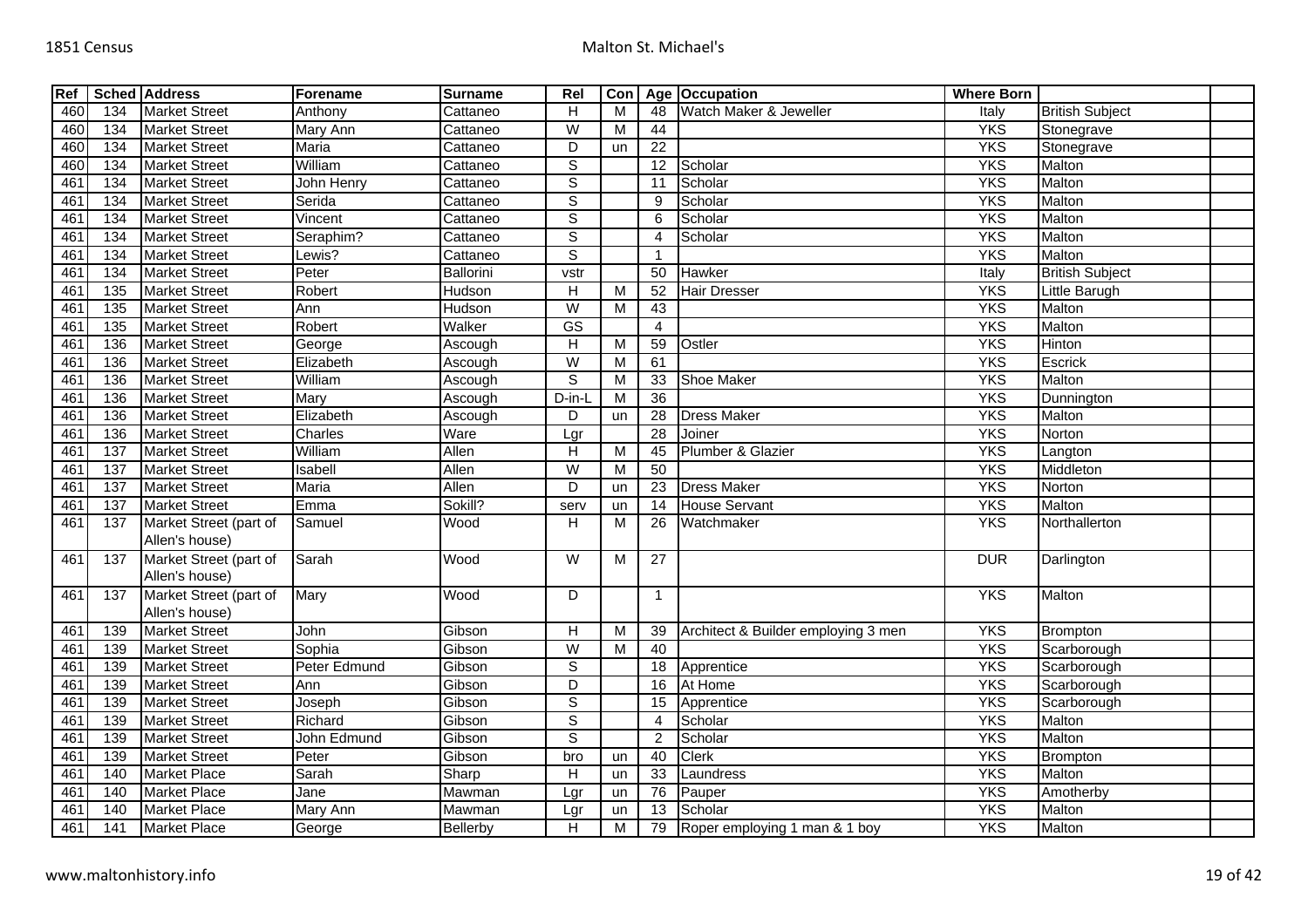| Ref | Sched | Address | Forename | Surname | Rel | Con | Age | Occupation | Where Born | | |
|---|---|---|---|---|---|---|---|---|---|---|---|
| 460 | 134 | Market Street | Anthony | Cattaneo | H | M | 48 | Watch Maker & Jeweller | Italy | British Subject | |
| 460 | 134 | Market Street | Mary Ann | Cattaneo | W | M | 44 | | YKS | Stonegrave | |
| 460 | 134 | Market Street | Maria | Cattaneo | D | un | 22 | | YKS | Stonegrave | |
| 460 | 134 | Market Street | William | Cattaneo | S | | 12 | Scholar | YKS | Malton | |
| 461 | 134 | Market Street | John Henry | Cattaneo | S | | 11 | Scholar | YKS | Malton | |
| 461 | 134 | Market Street | Serida | Cattaneo | S | | 9 | Scholar | YKS | Malton | |
| 461 | 134 | Market Street | Vincent | Cattaneo | S | | 6 | Scholar | YKS | Malton | |
| 461 | 134 | Market Street | Seraphim? | Cattaneo | S | | 4 | Scholar | YKS | Malton | |
| 461 | 134 | Market Street | Lewis? | Cattaneo | S | | 1 | | YKS | Malton | |
| 461 | 134 | Market Street | Peter | Ballorini | vstr | | 50 | Hawker | Italy | British Subject | |
| 461 | 135 | Market Street | Robert | Hudson | H | M | 52 | Hair Dresser | YKS | Little Barugh | |
| 461 | 135 | Market Street | Ann | Hudson | W | M | 43 | | YKS | Malton | |
| 461 | 135 | Market Street | Robert | Walker | GS | | 4 | | YKS | Malton | |
| 461 | 136 | Market Street | George | Ascough | H | M | 59 | Ostler | YKS | Hinton | |
| 461 | 136 | Market Street | Elizabeth | Ascough | W | M | 61 | | YKS | Escrick | |
| 461 | 136 | Market Street | William | Ascough | S | M | 33 | Shoe Maker | YKS | Malton | |
| 461 | 136 | Market Street | Mary | Ascough | D-in-L | M | 36 | | YKS | Dunnington | |
| 461 | 136 | Market Street | Elizabeth | Ascough | D | un | 28 | Dress Maker | YKS | Malton | |
| 461 | 136 | Market Street | Charles | Ware | Lgr | | 28 | Joiner | YKS | Norton | |
| 461 | 137 | Market Street | William | Allen | H | M | 45 | Plumber & Glazier | YKS | Langton | |
| 461 | 137 | Market Street | Isabell | Allen | W | M | 50 | | YKS | Middleton | |
| 461 | 137 | Market Street | Maria | Allen | D | un | 23 | Dress Maker | YKS | Norton | |
| 461 | 137 | Market Street | Emma | Sokill? | serv | un | 14 | House Servant | YKS | Malton | |
| 461 | 137 | Market Street (part of Allen's house) | Samuel | Wood | H | M | 26 | Watchmaker | YKS | Northallerton | |
| 461 | 137 | Market Street (part of Allen's house) | Sarah | Wood | W | M | 27 | | DUR | Darlington | |
| 461 | 137 | Market Street (part of Allen's house) | Mary | Wood | D | | 1 | | YKS | Malton | |
| 461 | 139 | Market Street | John | Gibson | H | M | 39 | Architect & Builder employing 3 men | YKS | Brompton | |
| 461 | 139 | Market Street | Sophia | Gibson | W | M | 40 | | YKS | Scarborough | |
| 461 | 139 | Market Street | Peter Edmund | Gibson | S | | 18 | Apprentice | YKS | Scarborough | |
| 461 | 139 | Market Street | Ann | Gibson | D | | 16 | At Home | YKS | Scarborough | |
| 461 | 139 | Market Street | Joseph | Gibson | S | | 15 | Apprentice | YKS | Scarborough | |
| 461 | 139 | Market Street | Richard | Gibson | S | | 4 | Scholar | YKS | Malton | |
| 461 | 139 | Market Street | John Edmund | Gibson | S | | 2 | Scholar | YKS | Malton | |
| 461 | 139 | Market Street | Peter | Gibson | bro | un | 40 | Clerk | YKS | Brompton | |
| 461 | 140 | Market Place | Sarah | Sharp | H | un | 33 | Laundress | YKS | Malton | |
| 461 | 140 | Market Place | Jane | Mawman | Lgr | un | 76 | Pauper | YKS | Amotherby | |
| 461 | 140 | Market Place | Mary Ann | Mawman | Lgr | un | 13 | Scholar | YKS | Malton | |
| 461 | 141 | Market Place | George | Bellerby | H | M | 79 | Roper employing 1 man & 1 boy | YKS | Malton | |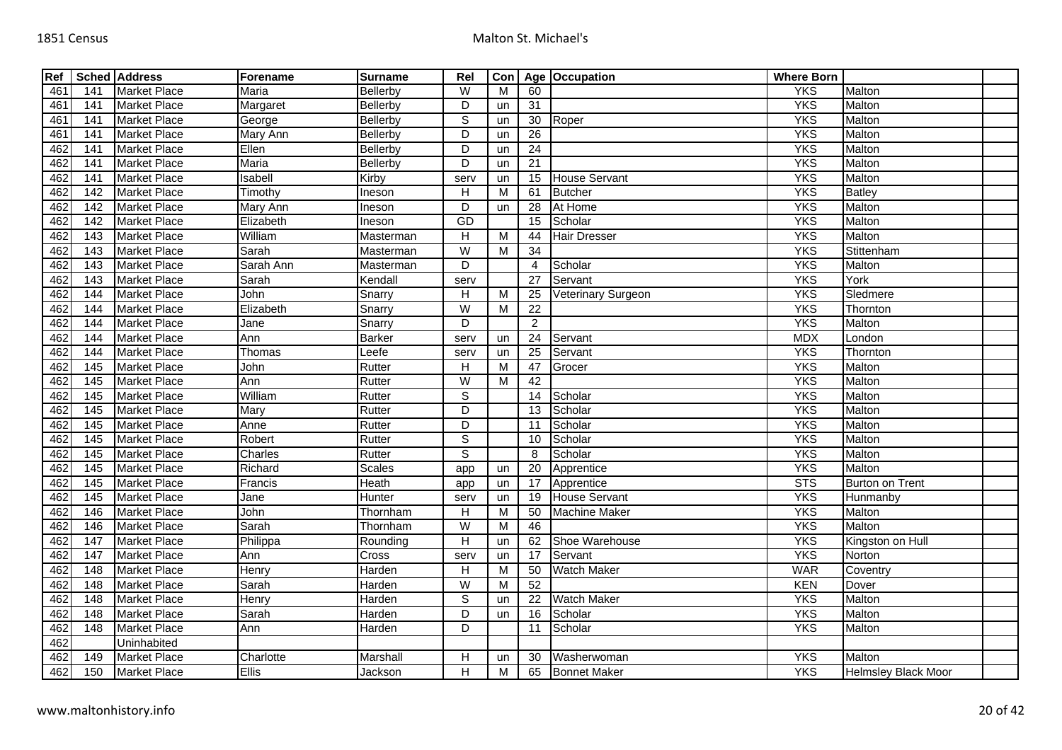| Ref | Sched | Address | Forename | Surname | Rel | Con | Age | Occupation | Where Born | | |
|---|---|---|---|---|---|---|---|---|---|---|---|
| 461 | 141 | Market Place | Maria | Bellerby | W | M | 60 | | YKS | Malton | |
| 461 | 141 | Market Place | Margaret | Bellerby | D | un | 31 | | YKS | Malton | |
| 461 | 141 | Market Place | George | Bellerby | S | un | 30 | Roper | YKS | Malton | |
| 461 | 141 | Market Place | Mary Ann | Bellerby | D | un | 26 | | YKS | Malton | |
| 462 | 141 | Market Place | Ellen | Bellerby | D | un | 24 | | YKS | Malton | |
| 462 | 141 | Market Place | Maria | Bellerby | D | un | 21 | | YKS | Malton | |
| 462 | 141 | Market Place | Isabell | Kirby | serv | un | 15 | House Servant | YKS | Malton | |
| 462 | 142 | Market Place | Timothy | Ineson | H | M | 61 | Butcher | YKS | Batley | |
| 462 | 142 | Market Place | Mary Ann | Ineson | D | un | 28 | At Home | YKS | Malton | |
| 462 | 142 | Market Place | Elizabeth | Ineson | GD | | 15 | Scholar | YKS | Malton | |
| 462 | 143 | Market Place | William | Masterman | H | M | 44 | Hair Dresser | YKS | Malton | |
| 462 | 143 | Market Place | Sarah | Masterman | W | M | 34 | | YKS | Stittenham | |
| 462 | 143 | Market Place | Sarah Ann | Masterman | D | | 4 | Scholar | YKS | Malton | |
| 462 | 143 | Market Place | Sarah | Kendall | serv | | 27 | Servant | YKS | York | |
| 462 | 144 | Market Place | John | Snarry | H | M | 25 | Veterinary Surgeon | YKS | Sledmere | |
| 462 | 144 | Market Place | Elizabeth | Snarry | W | M | 22 | | YKS | Thornton | |
| 462 | 144 | Market Place | Jane | Snarry | D | | 2 | | YKS | Malton | |
| 462 | 144 | Market Place | Ann | Barker | serv | un | 24 | Servant | MDX | London | |
| 462 | 144 | Market Place | Thomas | Leefe | serv | un | 25 | Servant | YKS | Thornton | |
| 462 | 145 | Market Place | John | Rutter | H | M | 47 | Grocer | YKS | Malton | |
| 462 | 145 | Market Place | Ann | Rutter | W | M | 42 | | YKS | Malton | |
| 462 | 145 | Market Place | William | Rutter | S | | 14 | Scholar | YKS | Malton | |
| 462 | 145 | Market Place | Mary | Rutter | D | | 13 | Scholar | YKS | Malton | |
| 462 | 145 | Market Place | Anne | Rutter | D | | 11 | Scholar | YKS | Malton | |
| 462 | 145 | Market Place | Robert | Rutter | S | | 10 | Scholar | YKS | Malton | |
| 462 | 145 | Market Place | Charles | Rutter | S | | 8 | Scholar | YKS | Malton | |
| 462 | 145 | Market Place | Richard | Scales | app | un | 20 | Apprentice | YKS | Malton | |
| 462 | 145 | Market Place | Francis | Heath | app | un | 17 | Apprentice | STS | Burton on Trent | |
| 462 | 145 | Market Place | Jane | Hunter | serv | un | 19 | House Servant | YKS | Hunmanby | |
| 462 | 146 | Market Place | John | Thornham | H | M | 50 | Machine Maker | YKS | Malton | |
| 462 | 146 | Market Place | Sarah | Thornham | W | M | 46 | | YKS | Malton | |
| 462 | 147 | Market Place | Philippa | Rounding | H | un | 62 | Shoe Warehouse | YKS | Kingston on Hull | |
| 462 | 147 | Market Place | Ann | Cross | serv | un | 17 | Servant | YKS | Norton | |
| 462 | 148 | Market Place | Henry | Harden | H | M | 50 | Watch Maker | WAR | Coventry | |
| 462 | 148 | Market Place | Sarah | Harden | W | M | 52 | | KEN | Dover | |
| 462 | 148 | Market Place | Henry | Harden | S | un | 22 | Watch Maker | YKS | Malton | |
| 462 | 148 | Market Place | Sarah | Harden | D | un | 16 | Scholar | YKS | Malton | |
| 462 | 148 | Market Place | Ann | Harden | D | | 11 | Scholar | YKS | Malton | |
| 462 | | Uninhabited | | | | | | | | | |
| 462 | 149 | Market Place | Charlotte | Marshall | H | un | 30 | Washerwoman | YKS | Malton | |
| 462 | 150 | Market Place | Ellis | Jackson | H | M | 65 | Bonnet Maker | YKS | Helmsley Black Moor | |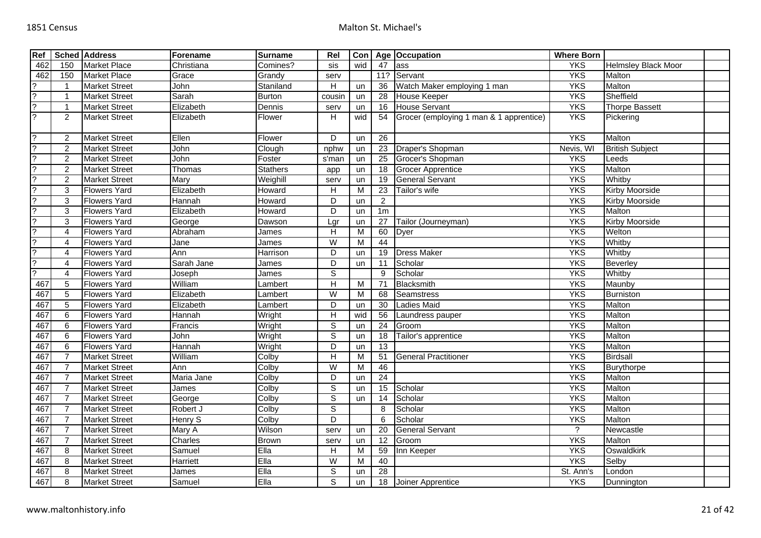| Ref | Sched | Address | Forename | Surname | Rel | Con | Age | Occupation | Where Born | | |
|---|---|---|---|---|---|---|---|---|---|---|---|
| 462 | 150 | Market Place | Christiana | Comines? | sis | wid | 47 | ass | YKS | Helmsley Black Moor | |
| 462 | 150 | Market Place | Grace | Grandy | serv | | 11? | Servant | YKS | Malton | |
| ? | 1 | Market Street | John | Staniland | H | un | 36 | Watch Maker employing 1 man | YKS | Malton | |
| ? | 1 | Market Street | Sarah | Burton | cousin | un | 28 | House Keeper | YKS | Sheffield | |
| ? | 1 | Market Street | Elizabeth | Dennis | serv | un | 16 | House Servant | YKS | Thorpe Bassett | |
| ? | 2 | Market Street | Elizabeth | Flower | H | wid | 54 | Grocer (employing 1 man & 1 apprentice) | YKS | Pickering | |
| ? | 2 | Market Street | Ellen | Flower | D | un | 26 | | YKS | Malton | |
| ? | 2 | Market Street | John | Clough | nphw | un | 23 | Draper's Shopman | Nevis, WI | British Subject | |
| ? | 2 | Market Street | John | Foster | s'man | un | 25 | Grocer's Shopman | YKS | Leeds | |
| ? | 2 | Market Street | Thomas | Stathers | app | un | 18 | Grocer Apprentice | YKS | Malton | |
| ? | 2 | Market Street | Mary | Weighill | serv | un | 19 | General Servant | YKS | Whitby | |
| ? | 3 | Flowers Yard | Elizabeth | Howard | H | M | 23 | Tailor's wife | YKS | Kirby Moorside | |
| ? | 3 | Flowers Yard | Hannah | Howard | D | un | 2 | | YKS | Kirby Moorside | |
| ? | 3 | Flowers Yard | Elizabeth | Howard | D | un | 1m | | YKS | Malton | |
| ? | 3 | Flowers Yard | George | Dawson | Lgr | un | 27 | Tailor (Journeyman) | YKS | Kirby Moorside | |
| ? | 4 | Flowers Yard | Abraham | James | H | M | 60 | Dyer | YKS | Welton | |
| ? | 4 | Flowers Yard | Jane | James | W | M | 44 | | YKS | Whitby | |
| ? | 4 | Flowers Yard | Ann | Harrison | D | un | 19 | Dress Maker | YKS | Whitby | |
| ? | 4 | Flowers Yard | Sarah Jane | James | D | un | 11 | Scholar | YKS | Beverley | |
| ? | 4 | Flowers Yard | Joseph | James | S | | 9 | Scholar | YKS | Whitby | |
| 467 | 5 | Flowers Yard | William | Lambert | H | M | 71 | Blacksmith | YKS | Maunby | |
| 467 | 5 | Flowers Yard | Elizabeth | Lambert | W | M | 68 | Seamstress | YKS | Burniston | |
| 467 | 5 | Flowers Yard | Elizabeth | Lambert | D | un | 30 | Ladies Maid | YKS | Malton | |
| 467 | 6 | Flowers Yard | Hannah | Wright | H | wid | 56 | Laundress pauper | YKS | Malton | |
| 467 | 6 | Flowers Yard | Francis | Wright | S | un | 24 | Groom | YKS | Malton | |
| 467 | 6 | Flowers Yard | John | Wright | S | un | 18 | Tailor's apprentice | YKS | Malton | |
| 467 | 6 | Flowers Yard | Hannah | Wright | D | un | 13 | | YKS | Malton | |
| 467 | 7 | Market Street | William | Colby | H | M | 51 | General Practitioner | YKS | Birdsall | |
| 467 | 7 | Market Street | Ann | Colby | W | M | 46 | | YKS | Burythorpe | |
| 467 | 7 | Market Street | Maria Jane | Colby | D | un | 24 | | YKS | Malton | |
| 467 | 7 | Market Street | James | Colby | S | un | 15 | Scholar | YKS | Malton | |
| 467 | 7 | Market Street | George | Colby | S | un | 14 | Scholar | YKS | Malton | |
| 467 | 7 | Market Street | Robert J | Colby | S | | 8 | Scholar | YKS | Malton | |
| 467 | 7 | Market Street | Henry S | Colby | D | | 6 | Scholar | YKS | Malton | |
| 467 | 7 | Market Street | Mary A | Wilson | serv | un | 20 | General Servant | ? | Newcastle | |
| 467 | 7 | Market Street | Charles | Brown | serv | un | 12 | Groom | YKS | Malton | |
| 467 | 8 | Market Street | Samuel | Ella | H | M | 59 | Inn Keeper | YKS | Oswaldkirk | |
| 467 | 8 | Market Street | Harriett | Ella | W | M | 40 | | YKS | Selby | |
| 467 | 8 | Market Street | James | Ella | S | un | 28 | | St. Ann's | London | |
| 467 | 8 | Market Street | Samuel | Ella | S | un | 18 | Joiner Apprentice | YKS | Dunnington | |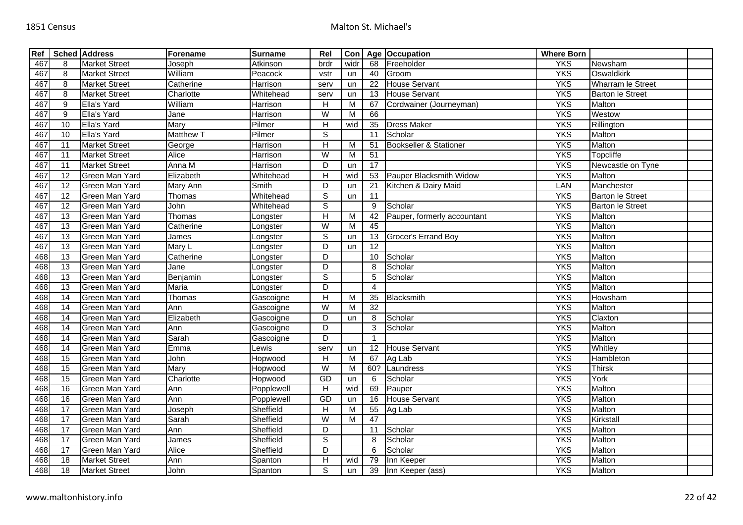| Ref | Sched | Address | Forename | Surname | Rel | Con | Age | Occupation | Where Born | | |
|---|---|---|---|---|---|---|---|---|---|---|---|
| 467 | 8 | Market Street | Joseph | Atkinson | brdr | widr | 68 | Freeholder | YKS | Newsham | |
| 467 | 8 | Market Street | William | Peacock | vstr | un | 40 | Groom | YKS | Oswaldkirk | |
| 467 | 8 | Market Street | Catherine | Harrison | serv | un | 22 | House Servant | YKS | Wharram le Street | |
| 467 | 8 | Market Street | Charlotte | Whitehead | serv | un | 13 | House Servant | YKS | Barton le Street | |
| 467 | 9 | Ella's Yard | William | Harrison | H | M | 67 | Cordwainer (Journeyman) | YKS | Malton | |
| 467 | 9 | Ella's Yard | Jane | Harrison | W | M | 66 | | YKS | Westow | |
| 467 | 10 | Ella's Yard | Mary | Pilmer | H | wid | 35 | Dress Maker | YKS | Rillington | |
| 467 | 10 | Ella's Yard | Matthew T | Pilmer | S | | 11 | Scholar | YKS | Malton | |
| 467 | 11 | Market Street | George | Harrison | H | M | 51 | Bookseller & Stationer | YKS | Malton | |
| 467 | 11 | Market Street | Alice | Harrison | W | M | 51 | | YKS | Topcliffe | |
| 467 | 11 | Market Street | Anna M | Harrison | D | un | 17 | | YKS | Newcastle on Tyne | |
| 467 | 12 | Green Man Yard | Elizabeth | Whitehead | H | wid | 53 | Pauper Blacksmith Widow | YKS | Malton | |
| 467 | 12 | Green Man Yard | Mary Ann | Smith | D | un | 21 | Kitchen & Dairy Maid | LAN | Manchester | |
| 467 | 12 | Green Man Yard | Thomas | Whitehead | S | un | 11 | | YKS | Barton le Street | |
| 467 | 12 | Green Man Yard | John | Whitehead | S | | 9 | Scholar | YKS | Barton le Street | |
| 467 | 13 | Green Man Yard | Thomas | Longster | H | M | 42 | Pauper, formerly accountant | YKS | Malton | |
| 467 | 13 | Green Man Yard | Catherine | Longster | W | M | 45 | | YKS | Malton | |
| 467 | 13 | Green Man Yard | James | Longster | S | un | 13 | Grocer's Errand Boy | YKS | Malton | |
| 467 | 13 | Green Man Yard | Mary L | Longster | D | un | 12 | | YKS | Malton | |
| 468 | 13 | Green Man Yard | Catherine | Longster | D | | 10 | Scholar | YKS | Malton | |
| 468 | 13 | Green Man Yard | Jane | Longster | D | | 8 | Scholar | YKS | Malton | |
| 468 | 13 | Green Man Yard | Benjamin | Longster | S | | 5 | Scholar | YKS | Malton | |
| 468 | 13 | Green Man Yard | Maria | Longster | D | | 4 | | YKS | Malton | |
| 468 | 14 | Green Man Yard | Thomas | Gascoigne | H | M | 35 | Blacksmith | YKS | Howsham | |
| 468 | 14 | Green Man Yard | Ann | Gascoigne | W | M | 32 | | YKS | Malton | |
| 468 | 14 | Green Man Yard | Elizabeth | Gascoigne | D | un | 8 | Scholar | YKS | Claxton | |
| 468 | 14 | Green Man Yard | Ann | Gascoigne | D | | 3 | Scholar | YKS | Malton | |
| 468 | 14 | Green Man Yard | Sarah | Gascoigne | D | | 1 | | YKS | Malton | |
| 468 | 14 | Green Man Yard | Emma | Lewis | serv | un | 12 | House Servant | YKS | Whitley | |
| 468 | 15 | Green Man Yard | John | Hopwood | H | M | 67 | Ag Lab | YKS | Hambleton | |
| 468 | 15 | Green Man Yard | Mary | Hopwood | W | M | 60? | Laundress | YKS | Thirsk | |
| 468 | 15 | Green Man Yard | Charlotte | Hopwood | GD | un | 6 | Scholar | YKS | York | |
| 468 | 16 | Green Man Yard | Ann | Popplewell | H | wid | 69 | Pauper | YKS | Malton | |
| 468 | 16 | Green Man Yard | Ann | Popplewell | GD | un | 16 | House Servant | YKS | Malton | |
| 468 | 17 | Green Man Yard | Joseph | Sheffield | H | M | 55 | Ag Lab | YKS | Malton | |
| 468 | 17 | Green Man Yard | Sarah | Sheffield | W | M | 47 | | YKS | Kirkstall | |
| 468 | 17 | Green Man Yard | Ann | Sheffield | D | | 11 | Scholar | YKS | Malton | |
| 468 | 17 | Green Man Yard | James | Sheffield | S | | 8 | Scholar | YKS | Malton | |
| 468 | 17 | Green Man Yard | Alice | Sheffield | D | | 6 | Scholar | YKS | Malton | |
| 468 | 18 | Market Street | Ann | Spanton | H | wid | 79 | Inn Keeper | YKS | Malton | |
| 468 | 18 | Market Street | John | Spanton | S | un | 39 | Inn Keeper (ass) | YKS | Malton | |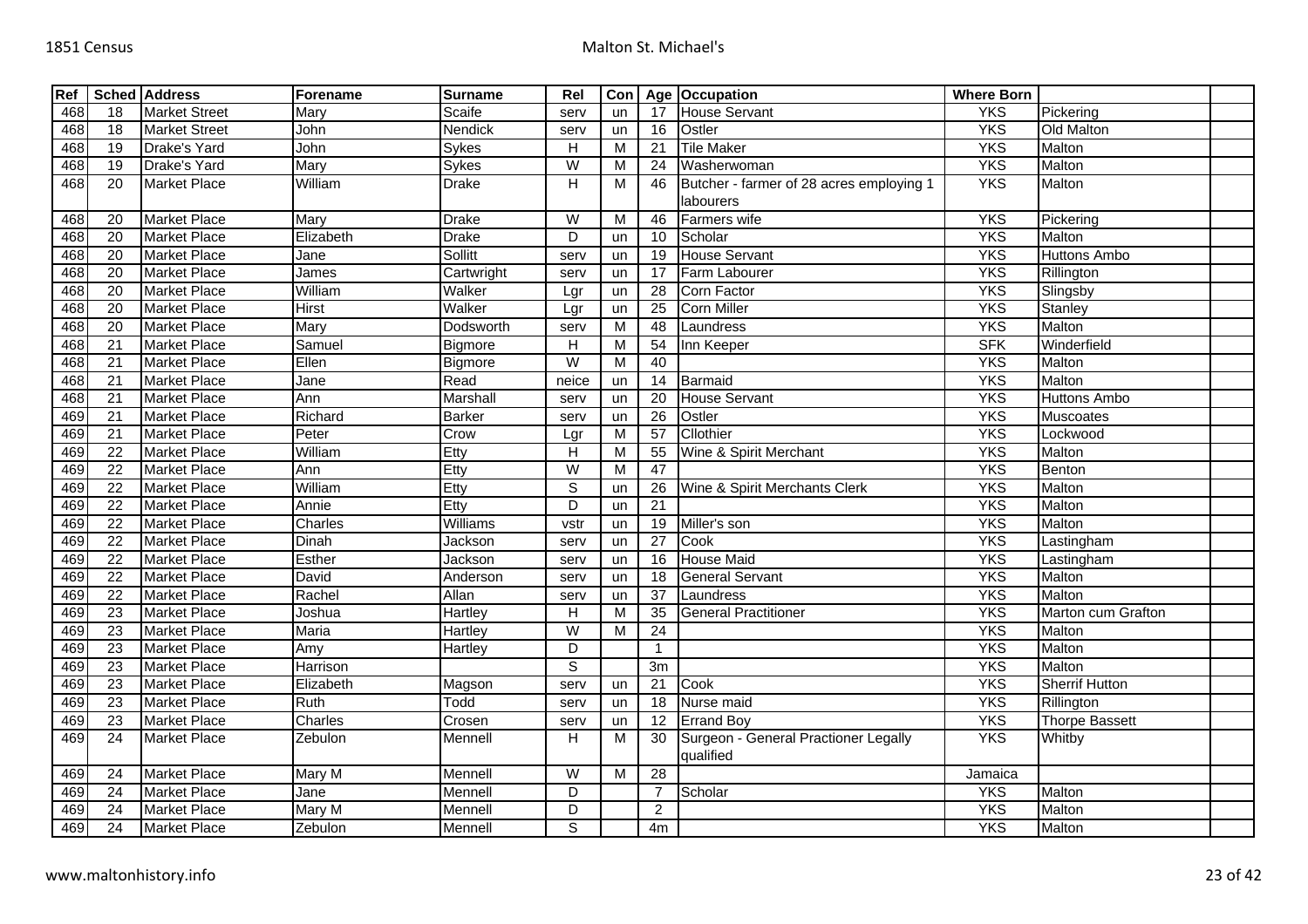| Ref | Sched | Address | Forename | Surname | Rel | Con | Age | Occupation | Where Born | | |
|---|---|---|---|---|---|---|---|---|---|---|---|
| 468 | 18 | Market Street | Mary | Scaife | serv | un | 17 | House Servant | YKS | Pickering | |
| 468 | 18 | Market Street | John | Nendick | serv | un | 16 | Ostler | YKS | Old Malton | |
| 468 | 19 | Drake's Yard | John | Sykes | H | M | 21 | Tile Maker | YKS | Malton | |
| 468 | 19 | Drake's Yard | Mary | Sykes | W | M | 24 | Washerwoman | YKS | Malton | |
| 468 | 20 | Market Place | William | Drake | H | M | 46 | Butcher - farmer of 28 acres employing 1 labourers | YKS | Malton | |
| 468 | 20 | Market Place | Mary | Drake | W | M | 46 | Farmers wife | YKS | Pickering | |
| 468 | 20 | Market Place | Elizabeth | Drake | D | un | 10 | Scholar | YKS | Malton | |
| 468 | 20 | Market Place | Jane | Sollitt | serv | un | 19 | House Servant | YKS | Huttons Ambo | |
| 468 | 20 | Market Place | James | Cartwright | serv | un | 17 | Farm Labourer | YKS | Rillington | |
| 468 | 20 | Market Place | William | Walker | Lgr | un | 28 | Corn Factor | YKS | Slingsby | |
| 468 | 20 | Market Place | Hirst | Walker | Lgr | un | 25 | Corn Miller | YKS | Stanley | |
| 468 | 20 | Market Place | Mary | Dodsworth | serv | M | 48 | Laundress | YKS | Malton | |
| 468 | 21 | Market Place | Samuel | Bigmore | H | M | 54 | Inn Keeper | SFK | Winderfield | |
| 468 | 21 | Market Place | Ellen | Bigmore | W | M | 40 | | YKS | Malton | |
| 468 | 21 | Market Place | Jane | Read | neice | un | 14 | Barmaid | YKS | Malton | |
| 468 | 21 | Market Place | Ann | Marshall | serv | un | 20 | House Servant | YKS | Huttons Ambo | |
| 469 | 21 | Market Place | Richard | Barker | serv | un | 26 | Ostler | YKS | Muscoates | |
| 469 | 21 | Market Place | Peter | Crow | Lgr | M | 57 | Cllothier | YKS | Lockwood | |
| 469 | 22 | Market Place | William | Etty | H | M | 55 | Wine & Spirit Merchant | YKS | Malton | |
| 469 | 22 | Market Place | Ann | Etty | W | M | 47 | | YKS | Benton | |
| 469 | 22 | Market Place | William | Etty | S | un | 26 | Wine & Spirit Merchants Clerk | YKS | Malton | |
| 469 | 22 | Market Place | Annie | Etty | D | un | 21 | | YKS | Malton | |
| 469 | 22 | Market Place | Charles | Williams | vstr | un | 19 | Miller's son | YKS | Malton | |
| 469 | 22 | Market Place | Dinah | Jackson | serv | un | 27 | Cook | YKS | Lastingham | |
| 469 | 22 | Market Place | Esther | Jackson | serv | un | 16 | House Maid | YKS | Lastingham | |
| 469 | 22 | Market Place | David | Anderson | serv | un | 18 | General Servant | YKS | Malton | |
| 469 | 22 | Market Place | Rachel | Allan | serv | un | 37 | Laundress | YKS | Malton | |
| 469 | 23 | Market Place | Joshua | Hartley | H | M | 35 | General Practitioner | YKS | Marton cum Grafton | |
| 469 | 23 | Market Place | Maria | Hartley | W | M | 24 | | YKS | Malton | |
| 469 | 23 | Market Place | Amy | Hartley | D | | 1 | | YKS | Malton | |
| 469 | 23 | Market Place | Harrison | | S | | 3m | | YKS | Malton | |
| 469 | 23 | Market Place | Elizabeth | Magson | serv | un | 21 | Cook | YKS | Sherrif Hutton | |
| 469 | 23 | Market Place | Ruth | Todd | serv | un | 18 | Nurse maid | YKS | Rillington | |
| 469 | 23 | Market Place | Charles | Crosen | serv | un | 12 | Errand Boy | YKS | Thorpe Bassett | |
| 469 | 24 | Market Place | Zebulon | Mennell | H | M | 30 | Surgeon - General Practioner Legally qualified | YKS | Whitby | |
| 469 | 24 | Market Place | Mary M | Mennell | W | M | 28 | | Jamaica | | |
| 469 | 24 | Market Place | Jane | Mennell | D | | 7 | Scholar | YKS | Malton | |
| 469 | 24 | Market Place | Mary M | Mennell | D | | 2 | | YKS | Malton | |
| 469 | 24 | Market Place | Zebulon | Mennell | S | | 4m | | YKS | Malton | |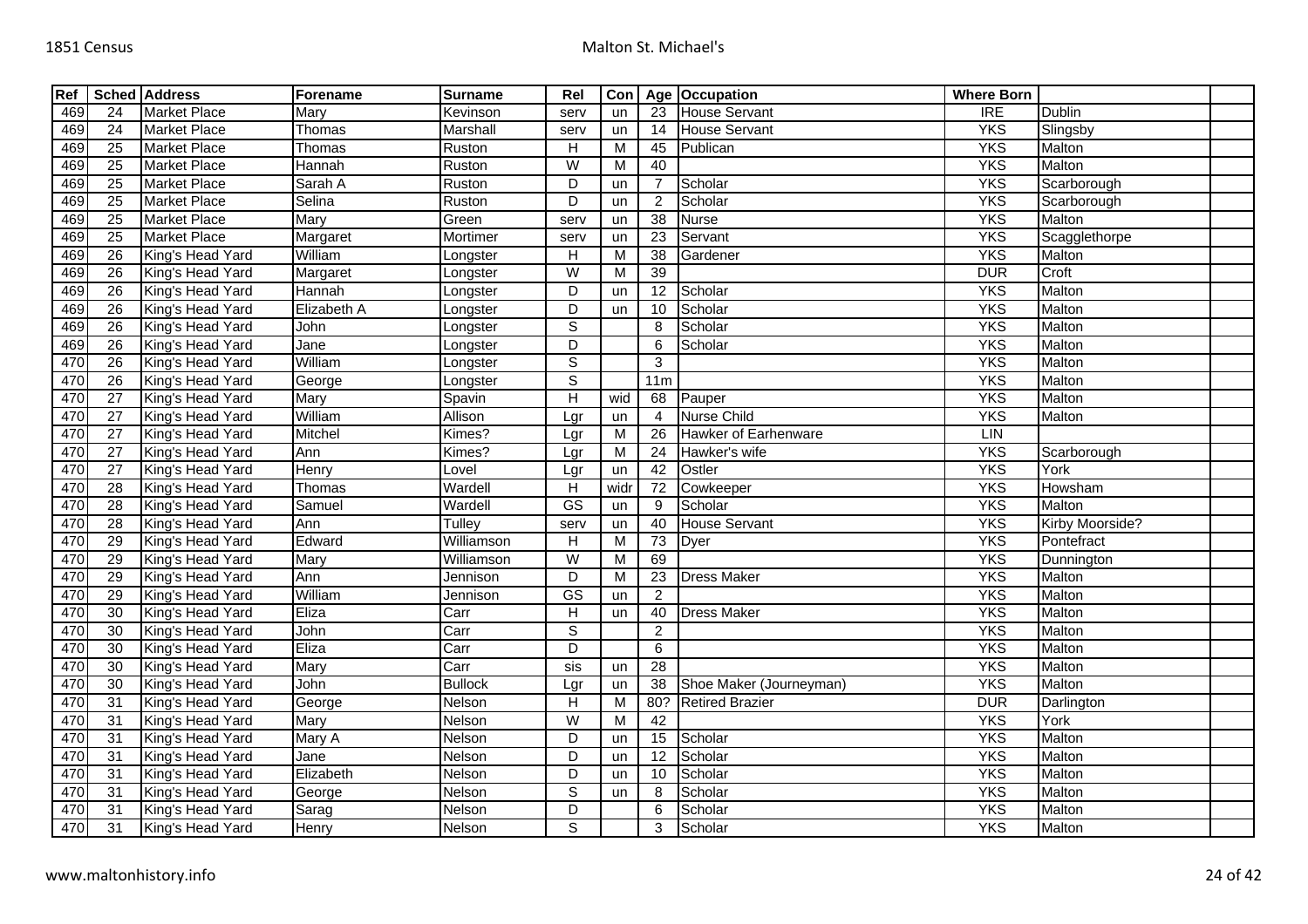| Ref | Sched | Address | Forename | Surname | Rel | Con | Age | Occupation | Where Born | | |
|---|---|---|---|---|---|---|---|---|---|---|---|
| 469 | 24 | Market Place | Mary | Kevinson | serv | un | 23 | House Servant | IRE | Dublin | |
| 469 | 24 | Market Place | Thomas | Marshall | serv | un | 14 | House Servant | YKS | Slingsby | |
| 469 | 25 | Market Place | Thomas | Ruston | H | M | 45 | Publican | YKS | Malton | |
| 469 | 25 | Market Place | Hannah | Ruston | W | M | 40 | | YKS | Malton | |
| 469 | 25 | Market Place | Sarah A | Ruston | D | un | 7 | Scholar | YKS | Scarborough | |
| 469 | 25 | Market Place | Selina | Ruston | D | un | 2 | Scholar | YKS | Scarborough | |
| 469 | 25 | Market Place | Mary | Green | serv | un | 38 | Nurse | YKS | Malton | |
| 469 | 25 | Market Place | Margaret | Mortimer | serv | un | 23 | Servant | YKS | Scagglethorpe | |
| 469 | 26 | King's Head Yard | William | Longster | H | M | 38 | Gardener | YKS | Malton | |
| 469 | 26 | King's Head Yard | Margaret | Longster | W | M | 39 | | DUR | Croft | |
| 469 | 26 | King's Head Yard | Hannah | Longster | D | un | 12 | Scholar | YKS | Malton | |
| 469 | 26 | King's Head Yard | Elizabeth A | Longster | D | un | 10 | Scholar | YKS | Malton | |
| 469 | 26 | King's Head Yard | John | Longster | S | | 8 | Scholar | YKS | Malton | |
| 469 | 26 | King's Head Yard | Jane | Longster | D | | 6 | Scholar | YKS | Malton | |
| 470 | 26 | King's Head Yard | William | Longster | S | | 3 | | YKS | Malton | |
| 470 | 26 | King's Head Yard | George | Longster | S | | 11m | | YKS | Malton | |
| 470 | 27 | King's Head Yard | Mary | Spavin | H | wid | 68 | Pauper | YKS | Malton | |
| 470 | 27 | King's Head Yard | William | Allison | Lgr | un | 4 | Nurse Child | YKS | Malton | |
| 470 | 27 | King's Head Yard | Mitchel | Kimes? | Lgr | M | 26 | Hawker of Earhenware | LIN | | |
| 470 | 27 | King's Head Yard | Ann | Kimes? | Lgr | M | 24 | Hawker's wife | YKS | Scarborough | |
| 470 | 27 | King's Head Yard | Henry | Lovel | Lgr | un | 42 | Ostler | YKS | York | |
| 470 | 28 | King's Head Yard | Thomas | Wardell | H | widr | 72 | Cowkeeper | YKS | Howsham | |
| 470 | 28 | King's Head Yard | Samuel | Wardell | GS | un | 9 | Scholar | YKS | Malton | |
| 470 | 28 | King's Head Yard | Ann | Tulley | serv | un | 40 | House Servant | YKS | Kirby Moorside? | |
| 470 | 29 | King's Head Yard | Edward | Williamson | H | M | 73 | Dyer | YKS | Pontefract | |
| 470 | 29 | King's Head Yard | Mary | Williamson | W | M | 69 | | YKS | Dunnington | |
| 470 | 29 | King's Head Yard | Ann | Jennison | D | M | 23 | Dress Maker | YKS | Malton | |
| 470 | 29 | King's Head Yard | William | Jennison | GS | un | 2 | | YKS | Malton | |
| 470 | 30 | King's Head Yard | Eliza | Carr | H | un | 40 | Dress Maker | YKS | Malton | |
| 470 | 30 | King's Head Yard | John | Carr | S | | 2 | | YKS | Malton | |
| 470 | 30 | King's Head Yard | Eliza | Carr | D | | 6 | | YKS | Malton | |
| 470 | 30 | King's Head Yard | Mary | Carr | sis | un | 28 | | YKS | Malton | |
| 470 | 30 | King's Head Yard | John | Bullock | Lgr | un | 38 | Shoe Maker (Journeyman) | YKS | Malton | |
| 470 | 31 | King's Head Yard | George | Nelson | H | M | 80? | Retired Brazier | DUR | Darlington | |
| 470 | 31 | King's Head Yard | Mary | Nelson | W | M | 42 | | YKS | York | |
| 470 | 31 | King's Head Yard | Mary A | Nelson | D | un | 15 | Scholar | YKS | Malton | |
| 470 | 31 | King's Head Yard | Jane | Nelson | D | un | 12 | Scholar | YKS | Malton | |
| 470 | 31 | King's Head Yard | Elizabeth | Nelson | D | un | 10 | Scholar | YKS | Malton | |
| 470 | 31 | King's Head Yard | George | Nelson | S | un | 8 | Scholar | YKS | Malton | |
| 470 | 31 | King's Head Yard | Sarag | Nelson | D | | 6 | Scholar | YKS | Malton | |
| 470 | 31 | King's Head Yard | Henry | Nelson | S | | 3 | Scholar | YKS | Malton | |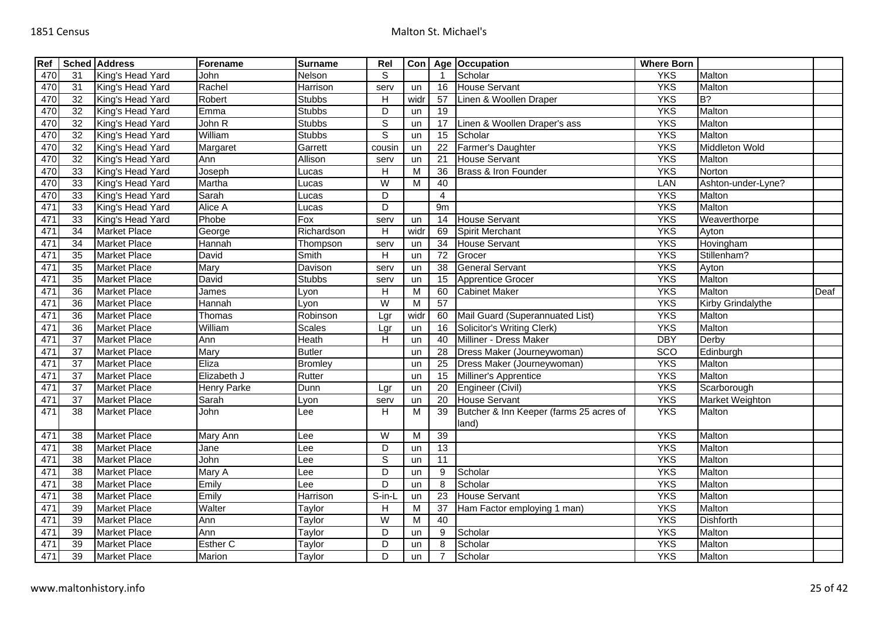| Ref | Sched | Address | Forename | Surname | Rel | Con | Age | Occupation | Where Born | | |
|---|---|---|---|---|---|---|---|---|---|---|---|
| 470 | 31 | King's Head Yard | John | Nelson | S | | 1 | Scholar | YKS | Malton | |
| 470 | 31 | King's Head Yard | Rachel | Harrison | serv | un | 16 | House Servant | YKS | Malton | |
| 470 | 32 | King's Head Yard | Robert | Stubbs | H | widr | 57 | Linen & Woollen Draper | YKS | B? | |
| 470 | 32 | King's Head Yard | Emma | Stubbs | D | un | 19 | | YKS | Malton | |
| 470 | 32 | King's Head Yard | John R | Stubbs | S | un | 17 | Linen & Woollen Draper's ass | YKS | Malton | |
| 470 | 32 | King's Head Yard | William | Stubbs | S | un | 15 | Scholar | YKS | Malton | |
| 470 | 32 | King's Head Yard | Margaret | Garrett | cousin | un | 22 | Farmer's Daughter | YKS | Middleton Wold | |
| 470 | 32 | King's Head Yard | Ann | Allison | serv | un | 21 | House Servant | YKS | Malton | |
| 470 | 33 | King's Head Yard | Joseph | Lucas | H | M | 36 | Brass & Iron Founder | YKS | Norton | |
| 470 | 33 | King's Head Yard | Martha | Lucas | W | M | 40 | | LAN | Ashton-under-Lyne? | |
| 470 | 33 | King's Head Yard | Sarah | Lucas | D | | 4 | | YKS | Malton | |
| 471 | 33 | King's Head Yard | Alice A | Lucas | D | | 9m | | YKS | Malton | |
| 471 | 33 | King's Head Yard | Phobe | Fox | serv | un | 14 | House Servant | YKS | Weaverthorpe | |
| 471 | 34 | Market Place | George | Richardson | H | widr | 69 | Spirit Merchant | YKS | Ayton | |
| 471 | 34 | Market Place | Hannah | Thompson | serv | un | 34 | House Servant | YKS | Hovingham | |
| 471 | 35 | Market Place | David | Smith | H | un | 72 | Grocer | YKS | Stillenham? | |
| 471 | 35 | Market Place | Mary | Davison | serv | un | 38 | General Servant | YKS | Ayton | |
| 471 | 35 | Market Place | David | Stubbs | serv | un | 15 | Apprentice Grocer | YKS | Malton | |
| 471 | 36 | Market Place | James | Lyon | H | M | 60 | Cabinet Maker | YKS | Malton | Deaf |
| 471 | 36 | Market Place | Hannah | Lyon | W | M | 57 | | YKS | Kirby Grindalythe | |
| 471 | 36 | Market Place | Thomas | Robinson | Lgr | widr | 60 | Mail Guard (Superannuated List) | YKS | Malton | |
| 471 | 36 | Market Place | William | Scales | Lgr | un | 16 | Solicitor's Writing Clerk) | YKS | Malton | |
| 471 | 37 | Market Place | Ann | Heath | H | un | 40 | Milliner - Dress Maker | DBY | Derby | |
| 471 | 37 | Market Place | Mary | Butler | | un | 28 | Dress Maker (Journeywoman) | SCO | Edinburgh | |
| 471 | 37 | Market Place | Eliza | Bromley | | un | 25 | Dress Maker (Journeywoman) | YKS | Malton | |
| 471 | 37 | Market Place | Elizabeth J | Rutter | | un | 15 | Milliner's Apprentice | YKS | Malton | |
| 471 | 37 | Market Place | Henry Parke | Dunn | Lgr | un | 20 | Engineer (Civil) | YKS | Scarborough | |
| 471 | 37 | Market Place | Sarah | Lyon | serv | un | 20 | House Servant | YKS | Market Weighton | |
| 471 | 38 | Market Place | John | Lee | H | M | 39 | Butcher & Inn Keeper (farms 25 acres of land) | YKS | Malton | |
| 471 | 38 | Market Place | Mary Ann | Lee | W | M | 39 | | YKS | Malton | |
| 471 | 38 | Market Place | Jane | Lee | D | un | 13 | | YKS | Malton | |
| 471 | 38 | Market Place | John | Lee | S | un | 11 | | YKS | Malton | |
| 471 | 38 | Market Place | Mary A | Lee | D | un | 9 | Scholar | YKS | Malton | |
| 471 | 38 | Market Place | Emily | Lee | D | un | 8 | Scholar | YKS | Malton | |
| 471 | 38 | Market Place | Emily | Harrison | S-in-L | un | 23 | House Servant | YKS | Malton | |
| 471 | 39 | Market Place | Walter | Taylor | H | M | 37 | Ham Factor employing 1 man) | YKS | Malton | |
| 471 | 39 | Market Place | Ann | Taylor | W | M | 40 | | YKS | Dishforth | |
| 471 | 39 | Market Place | Ann | Taylor | D | un | 9 | Scholar | YKS | Malton | |
| 471 | 39 | Market Place | Esther C | Taylor | D | un | 8 | Scholar | YKS | Malton | |
| 471 | 39 | Market Place | Marion | Taylor | D | un | 7 | Scholar | YKS | Malton | |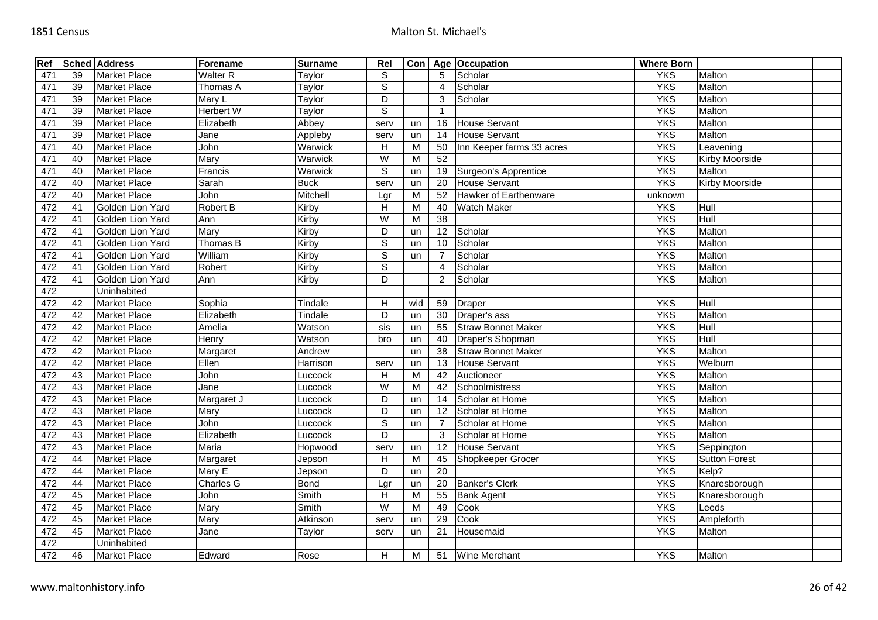| Ref | Sched | Address | Forename | Surname | Rel | Con | Age | Occupation | Where Born | | |
|---|---|---|---|---|---|---|---|---|---|---|---|
| 471 | 39 | Market Place | Walter R | Taylor | S | | 5 | Scholar | YKS | Malton | |
| 471 | 39 | Market Place | Thomas A | Taylor | S | | 4 | Scholar | YKS | Malton | |
| 471 | 39 | Market Place | Mary L | Taylor | D | | 3 | Scholar | YKS | Malton | |
| 471 | 39 | Market Place | Herbert W | Taylor | S | | 1 | | YKS | Malton | |
| 471 | 39 | Market Place | Elizabeth | Abbey | serv | un | 16 | House Servant | YKS | Malton | |
| 471 | 39 | Market Place | Jane | Appleby | serv | un | 14 | House Servant | YKS | Malton | |
| 471 | 40 | Market Place | John | Warwick | H | M | 50 | Inn Keeper farms 33 acres | YKS | Leavening | |
| 471 | 40 | Market Place | Mary | Warwick | W | M | 52 | | YKS | Kirby Moorside | |
| 471 | 40 | Market Place | Francis | Warwick | S | un | 19 | Surgeon's Apprentice | YKS | Malton | |
| 472 | 40 | Market Place | Sarah | Buck | serv | un | 20 | House Servant | YKS | Kirby Moorside | |
| 472 | 40 | Market Place | John | Mitchell | Lgr | M | 52 | Hawker of Earthenware | unknown | | |
| 472 | 41 | Golden Lion Yard | Robert B | Kirby | H | M | 40 | Watch Maker | YKS | Hull | |
| 472 | 41 | Golden Lion Yard | Ann | Kirby | W | M | 38 | | YKS | Hull | |
| 472 | 41 | Golden Lion Yard | Mary | Kirby | D | un | 12 | Scholar | YKS | Malton | |
| 472 | 41 | Golden Lion Yard | Thomas B | Kirby | S | un | 10 | Scholar | YKS | Malton | |
| 472 | 41 | Golden Lion Yard | William | Kirby | S | un | 7 | Scholar | YKS | Malton | |
| 472 | 41 | Golden Lion Yard | Robert | Kirby | S | | 4 | Scholar | YKS | Malton | |
| 472 | 41 | Golden Lion Yard | Ann | Kirby | D | | 2 | Scholar | YKS | Malton | |
| 472 | | Uninhabited | | | | | | | | | |
| 472 | 42 | Market Place | Sophia | Tindale | H | wid | 59 | Draper | YKS | Hull | |
| 472 | 42 | Market Place | Elizabeth | Tindale | D | un | 30 | Draper's ass | YKS | Malton | |
| 472 | 42 | Market Place | Amelia | Watson | sis | un | 55 | Straw Bonnet Maker | YKS | Hull | |
| 472 | 42 | Market Place | Henry | Watson | bro | un | 40 | Draper's Shopman | YKS | Hull | |
| 472 | 42 | Market Place | Margaret | Andrew | | un | 38 | Straw Bonnet Maker | YKS | Malton | |
| 472 | 42 | Market Place | Ellen | Harrison | serv | un | 13 | House Servant | YKS | Welburn | |
| 472 | 43 | Market Place | John | Luccock | H | M | 42 | Auctioneer | YKS | Malton | |
| 472 | 43 | Market Place | Jane | Luccock | W | M | 42 | Schoolmistress | YKS | Malton | |
| 472 | 43 | Market Place | Margaret J | Luccock | D | un | 14 | Scholar at Home | YKS | Malton | |
| 472 | 43 | Market Place | Mary | Luccock | D | un | 12 | Scholar at Home | YKS | Malton | |
| 472 | 43 | Market Place | John | Luccock | S | un | 7 | Scholar at Home | YKS | Malton | |
| 472 | 43 | Market Place | Elizabeth | Luccock | D | | 3 | Scholar at Home | YKS | Malton | |
| 472 | 43 | Market Place | Maria | Hopwood | serv | un | 12 | House Servant | YKS | Seppington | |
| 472 | 44 | Market Place | Margaret | Jepson | H | M | 45 | Shopkeeper Grocer | YKS | Sutton Forest | |
| 472 | 44 | Market Place | Mary E | Jepson | D | un | 20 | | YKS | Kelp? | |
| 472 | 44 | Market Place | Charles G | Bond | Lgr | un | 20 | Banker's Clerk | YKS | Knaresborough | |
| 472 | 45 | Market Place | John | Smith | H | M | 55 | Bank Agent | YKS | Knaresborough | |
| 472 | 45 | Market Place | Mary | Smith | W | M | 49 | Cook | YKS | Leeds | |
| 472 | 45 | Market Place | Mary | Atkinson | serv | un | 29 | Cook | YKS | Ampleforth | |
| 472 | 45 | Market Place | Jane | Taylor | serv | un | 21 | Housemaid | YKS | Malton | |
| 472 | | Uninhabited | | | | | | | | | |
| 472 | 46 | Market Place | Edward | Rose | H | M | 51 | Wine Merchant | YKS | Malton | |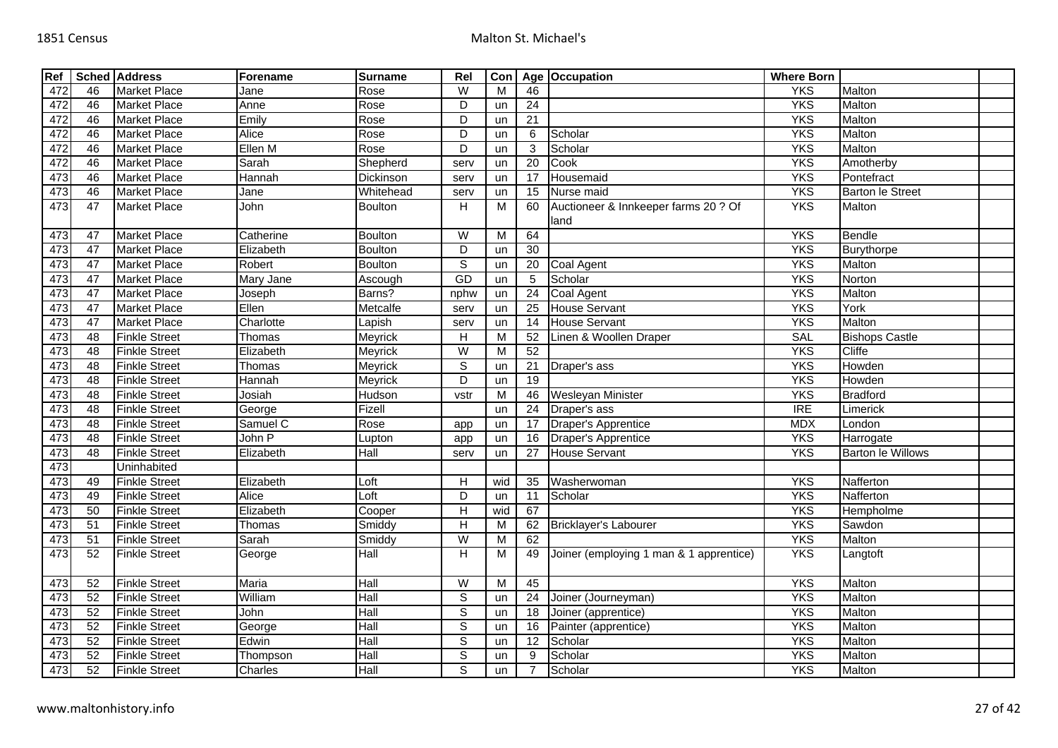| Ref | Sched | Address | Forename | Surname | Rel | Con | Age | Occupation | Where Born | | |
|---|---|---|---|---|---|---|---|---|---|---|---|
| 472 | 46 | Market Place | Jane | Rose | W | M | 46 | | YKS | Malton | |
| 472 | 46 | Market Place | Anne | Rose | D | un | 24 | | YKS | Malton | |
| 472 | 46 | Market Place | Emily | Rose | D | un | 21 | | YKS | Malton | |
| 472 | 46 | Market Place | Alice | Rose | D | un | 6 | Scholar | YKS | Malton | |
| 472 | 46 | Market Place | Ellen M | Rose | D | un | 3 | Scholar | YKS | Malton | |
| 472 | 46 | Market Place | Sarah | Shepherd | serv | un | 20 | Cook | YKS | Amotherby | |
| 473 | 46 | Market Place | Hannah | Dickinson | serv | un | 17 | Housemaid | YKS | Pontefract | |
| 473 | 46 | Market Place | Jane | Whitehead | serv | un | 15 | Nurse maid | YKS | Barton le Street | |
| 473 | 47 | Market Place | John | Boulton | H | M | 60 | Auctioneer & Innkeeper farms 20 ? Of land | YKS | Malton | |
| 473 | 47 | Market Place | Catherine | Boulton | W | M | 64 | | YKS | Bendle | |
| 473 | 47 | Market Place | Elizabeth | Boulton | D | un | 30 | | YKS | Burythorpe | |
| 473 | 47 | Market Place | Robert | Boulton | S | un | 20 | Coal Agent | YKS | Malton | |
| 473 | 47 | Market Place | Mary Jane | Ascough | GD | un | 5 | Scholar | YKS | Norton | |
| 473 | 47 | Market Place | Joseph | Barns? | nphw | un | 24 | Coal Agent | YKS | Malton | |
| 473 | 47 | Market Place | Ellen | Metcalfe | serv | un | 25 | House Servant | YKS | York | |
| 473 | 47 | Market Place | Charlotte | Lapish | serv | un | 14 | House Servant | YKS | Malton | |
| 473 | 48 | Finkle Street | Thomas | Meyrick | H | M | 52 | Linen & Woollen Draper | SAL | Bishops Castle | |
| 473 | 48 | Finkle Street | Elizabeth | Meyrick | W | M | 52 | | YKS | Cliffe | |
| 473 | 48 | Finkle Street | Thomas | Meyrick | S | un | 21 | Draper's ass | YKS | Howden | |
| 473 | 48 | Finkle Street | Hannah | Meyrick | D | un | 19 | | YKS | Howden | |
| 473 | 48 | Finkle Street | Josiah | Hudson | vstr | M | 46 | Wesleyan Minister | YKS | Bradford | |
| 473 | 48 | Finkle Street | George | Fizell | | un | 24 | Draper's ass | IRE | Limerick | |
| 473 | 48 | Finkle Street | Samuel C | Rose | app | un | 17 | Draper's Apprentice | MDX | London | |
| 473 | 48 | Finkle Street | John P | Lupton | app | un | 16 | Draper's Apprentice | YKS | Harrogate | |
| 473 | 48 | Finkle Street | Elizabeth | Hall | serv | un | 27 | House Servant | YKS | Barton le Willows | |
| 473 | | Uninhabited | | | | | | | | | |
| 473 | 49 | Finkle Street | Elizabeth | Loft | H | wid | 35 | Washerwoman | YKS | Nafferton | |
| 473 | 49 | Finkle Street | Alice | Loft | D | un | 11 | Scholar | YKS | Nafferton | |
| 473 | 50 | Finkle Street | Elizabeth | Cooper | H | wid | 67 | | YKS | Hempholme | |
| 473 | 51 | Finkle Street | Thomas | Smiddy | H | M | 62 | Bricklayer's Labourer | YKS | Sawdon | |
| 473 | 51 | Finkle Street | Sarah | Smiddy | W | M | 62 | | YKS | Malton | |
| 473 | 52 | Finkle Street | George | Hall | H | M | 49 | Joiner (employing 1 man & 1 apprentice) | YKS | Langtoft | |
| 473 | 52 | Finkle Street | Maria | Hall | W | M | 45 | | YKS | Malton | |
| 473 | 52 | Finkle Street | William | Hall | S | un | 24 | Joiner (Journeyman) | YKS | Malton | |
| 473 | 52 | Finkle Street | John | Hall | S | un | 18 | Joiner (apprentice) | YKS | Malton | |
| 473 | 52 | Finkle Street | George | Hall | S | un | 16 | Painter (apprentice) | YKS | Malton | |
| 473 | 52 | Finkle Street | Edwin | Hall | S | un | 12 | Scholar | YKS | Malton | |
| 473 | 52 | Finkle Street | Thompson | Hall | S | un | 9 | Scholar | YKS | Malton | |
| 473 | 52 | Finkle Street | Charles | Hall | S | un | 7 | Scholar | YKS | Malton | |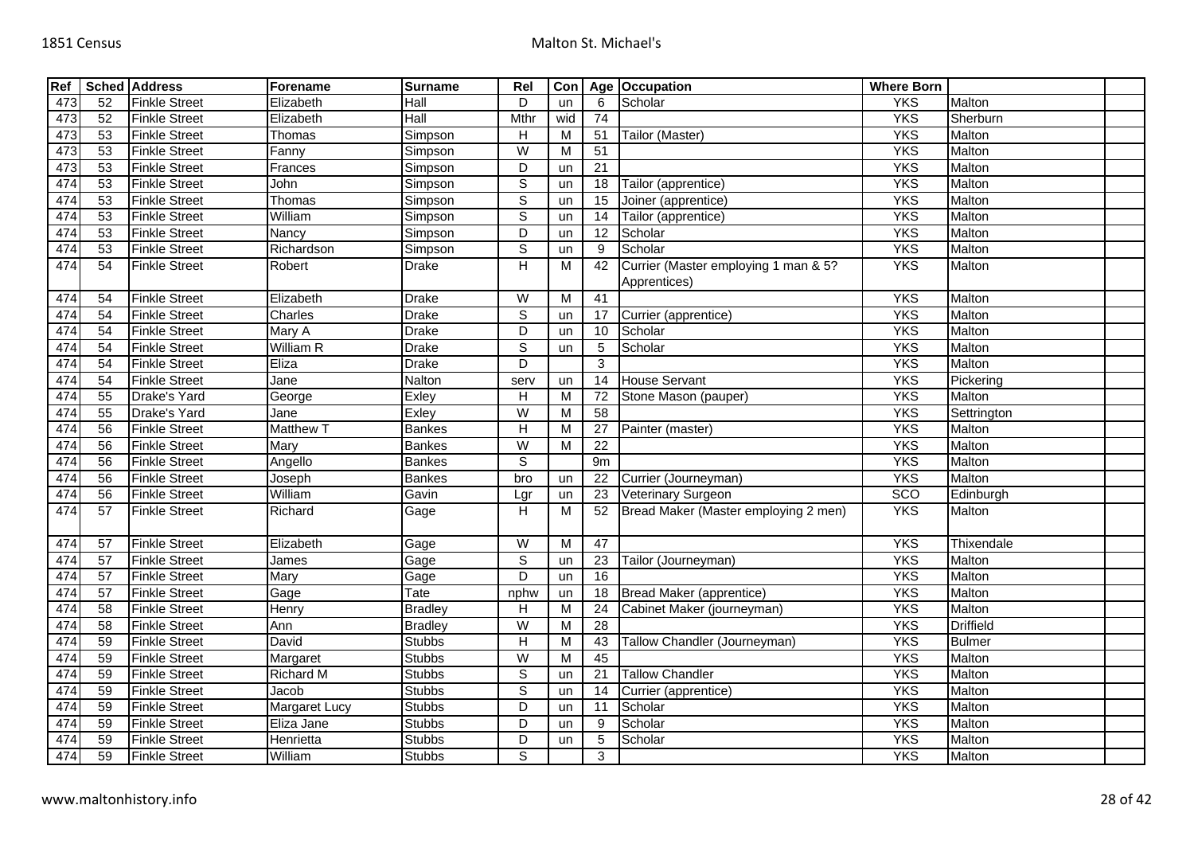| Ref | Sched | Address | Forename | Surname | Rel | Con | Age | Occupation | Where Born | | |
|---|---|---|---|---|---|---|---|---|---|---|---|
| 473 | 52 | Finkle Street | Elizabeth | Hall | D | un | 6 | Scholar | YKS | Malton | |
| 473 | 52 | Finkle Street | Elizabeth | Hall | Mthr | wid | 74 | | YKS | Sherburn | |
| 473 | 53 | Finkle Street | Thomas | Simpson | H | M | 51 | Tailor (Master) | YKS | Malton | |
| 473 | 53 | Finkle Street | Fanny | Simpson | W | M | 51 | | YKS | Malton | |
| 473 | 53 | Finkle Street | Frances | Simpson | D | un | 21 | | YKS | Malton | |
| 474 | 53 | Finkle Street | John | Simpson | S | un | 18 | Tailor (apprentice) | YKS | Malton | |
| 474 | 53 | Finkle Street | Thomas | Simpson | S | un | 15 | Joiner (apprentice) | YKS | Malton | |
| 474 | 53 | Finkle Street | William | Simpson | S | un | 14 | Tailor (apprentice) | YKS | Malton | |
| 474 | 53 | Finkle Street | Nancy | Simpson | D | un | 12 | Scholar | YKS | Malton | |
| 474 | 53 | Finkle Street | Richardson | Simpson | S | un | 9 | Scholar | YKS | Malton | |
| 474 | 54 | Finkle Street | Robert | Drake | H | M | 42 | Currier (Master employing 1 man & 5? Apprentices) | YKS | Malton | |
| 474 | 54 | Finkle Street | Elizabeth | Drake | W | M | 41 | | YKS | Malton | |
| 474 | 54 | Finkle Street | Charles | Drake | S | un | 17 | Currier (apprentice) | YKS | Malton | |
| 474 | 54 | Finkle Street | Mary A | Drake | D | un | 10 | Scholar | YKS | Malton | |
| 474 | 54 | Finkle Street | William R | Drake | S | un | 5 | Scholar | YKS | Malton | |
| 474 | 54 | Finkle Street | Eliza | Drake | D | | 3 | | YKS | Malton | |
| 474 | 54 | Finkle Street | Jane | Nalton | serv | un | 14 | House Servant | YKS | Pickering | |
| 474 | 55 | Drake's Yard | George | Exley | H | M | 72 | Stone Mason (pauper) | YKS | Malton | |
| 474 | 55 | Drake's Yard | Jane | Exley | W | M | 58 | | YKS | Settrington | |
| 474 | 56 | Finkle Street | Matthew T | Bankes | H | M | 27 | Painter (master) | YKS | Malton | |
| 474 | 56 | Finkle Street | Mary | Bankes | W | M | 22 | | YKS | Malton | |
| 474 | 56 | Finkle Street | Angello | Bankes | S | | 9m | | YKS | Malton | |
| 474 | 56 | Finkle Street | Joseph | Bankes | bro | un | 22 | Currier (Journeyman) | YKS | Malton | |
| 474 | 56 | Finkle Street | William | Gavin | Lgr | un | 23 | Veterinary Surgeon | SCO | Edinburgh | |
| 474 | 57 | Finkle Street | Richard | Gage | H | M | 52 | Bread Maker (Master employing 2 men) | YKS | Malton | |
| 474 | 57 | Finkle Street | Elizabeth | Gage | W | M | 47 | | YKS | Thixendale | |
| 474 | 57 | Finkle Street | James | Gage | S | un | 23 | Tailor (Journeyman) | YKS | Malton | |
| 474 | 57 | Finkle Street | Mary | Gage | D | un | 16 | | YKS | Malton | |
| 474 | 57 | Finkle Street | Gage | Tate | nphw | un | 18 | Bread Maker (apprentice) | YKS | Malton | |
| 474 | 58 | Finkle Street | Henry | Bradley | H | M | 24 | Cabinet Maker (journeyman) | YKS | Malton | |
| 474 | 58 | Finkle Street | Ann | Bradley | W | M | 28 | | YKS | Driffield | |
| 474 | 59 | Finkle Street | David | Stubbs | H | M | 43 | Tallow Chandler (Journeyman) | YKS | Bulmer | |
| 474 | 59 | Finkle Street | Margaret | Stubbs | W | M | 45 | | YKS | Malton | |
| 474 | 59 | Finkle Street | Richard M | Stubbs | S | un | 21 | Tallow Chandler | YKS | Malton | |
| 474 | 59 | Finkle Street | Jacob | Stubbs | S | un | 14 | Currier (apprentice) | YKS | Malton | |
| 474 | 59 | Finkle Street | Margaret Lucy | Stubbs | D | un | 11 | Scholar | YKS | Malton | |
| 474 | 59 | Finkle Street | Eliza Jane | Stubbs | D | un | 9 | Scholar | YKS | Malton | |
| 474 | 59 | Finkle Street | Henrietta | Stubbs | D | un | 5 | Scholar | YKS | Malton | |
| 474 | 59 | Finkle Street | William | Stubbs | S | | 3 | | YKS | Malton | |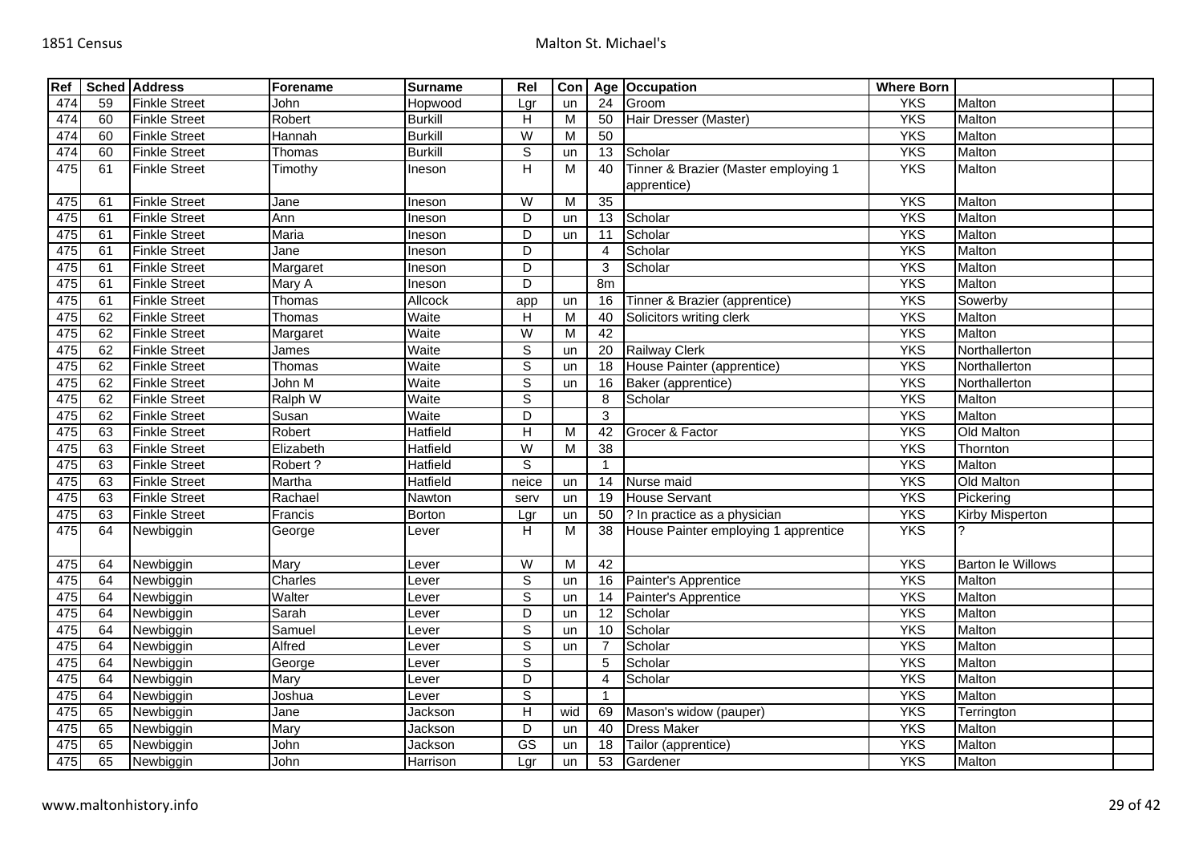| Ref | Sched | Address | Forename | Surname | Rel | Con | Age | Occupation | Where Born | | |
|---|---|---|---|---|---|---|---|---|---|---|---|
| 474 | 59 | Finkle Street | John | Hopwood | Lgr | un | 24 | Groom | YKS | Malton | |
| 474 | 60 | Finkle Street | Robert | Burkill | H | M | 50 | Hair Dresser (Master) | YKS | Malton | |
| 474 | 60 | Finkle Street | Hannah | Burkill | W | M | 50 | | YKS | Malton | |
| 474 | 60 | Finkle Street | Thomas | Burkill | S | un | 13 | Scholar | YKS | Malton | |
| 475 | 61 | Finkle Street | Timothy | Ineson | H | M | 40 | Tinner & Brazier (Master employing 1 apprentice) | YKS | Malton | |
| 475 | 61 | Finkle Street | Jane | Ineson | W | M | 35 | | YKS | Malton | |
| 475 | 61 | Finkle Street | Ann | Ineson | D | un | 13 | Scholar | YKS | Malton | |
| 475 | 61 | Finkle Street | Maria | Ineson | D | un | 11 | Scholar | YKS | Malton | |
| 475 | 61 | Finkle Street | Jane | Ineson | D | | 4 | Scholar | YKS | Malton | |
| 475 | 61 | Finkle Street | Margaret | Ineson | D | | 3 | Scholar | YKS | Malton | |
| 475 | 61 | Finkle Street | Mary A | Ineson | D | | 8m | | YKS | Malton | |
| 475 | 61 | Finkle Street | Thomas | Allcock | app | un | 16 | Tinner & Brazier (apprentice) | YKS | Sowerby | |
| 475 | 62 | Finkle Street | Thomas | Waite | H | M | 40 | Solicitors writing clerk | YKS | Malton | |
| 475 | 62 | Finkle Street | Margaret | Waite | W | M | 42 | | YKS | Malton | |
| 475 | 62 | Finkle Street | James | Waite | S | un | 20 | Railway Clerk | YKS | Northallerton | |
| 475 | 62 | Finkle Street | Thomas | Waite | S | un | 18 | House Painter (apprentice) | YKS | Northallerton | |
| 475 | 62 | Finkle Street | John M | Waite | S | un | 16 | Baker (apprentice) | YKS | Northallerton | |
| 475 | 62 | Finkle Street | Ralph W | Waite | S | | 8 | Scholar | YKS | Malton | |
| 475 | 62 | Finkle Street | Susan | Waite | D | | 3 | | YKS | Malton | |
| 475 | 63 | Finkle Street | Robert | Hatfield | H | M | 42 | Grocer & Factor | YKS | Old Malton | |
| 475 | 63 | Finkle Street | Elizabeth | Hatfield | W | M | 38 | | YKS | Thornton | |
| 475 | 63 | Finkle Street | Robert ? | Hatfield | S | | 1 | | YKS | Malton | |
| 475 | 63 | Finkle Street | Martha | Hatfield | neice | un | 14 | Nurse maid | YKS | Old Malton | |
| 475 | 63 | Finkle Street | Rachael | Nawton | serv | un | 19 | House Servant | YKS | Pickering | |
| 475 | 63 | Finkle Street | Francis | Borton | Lgr | un | 50 | ? In practice as a physician | YKS | Kirby Misperton | |
| 475 | 64 | Newbiggin | George | Lever | H | M | 38 | House Painter employing 1 apprentice | YKS | ? | |
| 475 | 64 | Newbiggin | Mary | Lever | W | M | 42 | | YKS | Barton le Willows | |
| 475 | 64 | Newbiggin | Charles | Lever | S | un | 16 | Painter's Apprentice | YKS | Malton | |
| 475 | 64 | Newbiggin | Walter | Lever | S | un | 14 | Painter's Apprentice | YKS | Malton | |
| 475 | 64 | Newbiggin | Sarah | Lever | D | un | 12 | Scholar | YKS | Malton | |
| 475 | 64 | Newbiggin | Samuel | Lever | S | un | 10 | Scholar | YKS | Malton | |
| 475 | 64 | Newbiggin | Alfred | Lever | S | un | 7 | Scholar | YKS | Malton | |
| 475 | 64 | Newbiggin | George | Lever | S | | 5 | Scholar | YKS | Malton | |
| 475 | 64 | Newbiggin | Mary | Lever | D | | 4 | Scholar | YKS | Malton | |
| 475 | 64 | Newbiggin | Joshua | Lever | S | | 1 | | YKS | Malton | |
| 475 | 65 | Newbiggin | Jane | Jackson | H | wid | 69 | Mason's widow (pauper) | YKS | Terrington | |
| 475 | 65 | Newbiggin | Mary | Jackson | D | un | 40 | Dress Maker | YKS | Malton | |
| 475 | 65 | Newbiggin | John | Jackson | GS | un | 18 | Tailor (apprentice) | YKS | Malton | |
| 475 | 65 | Newbiggin | John | Harrison | Lgr | un | 53 | Gardener | YKS | Malton | |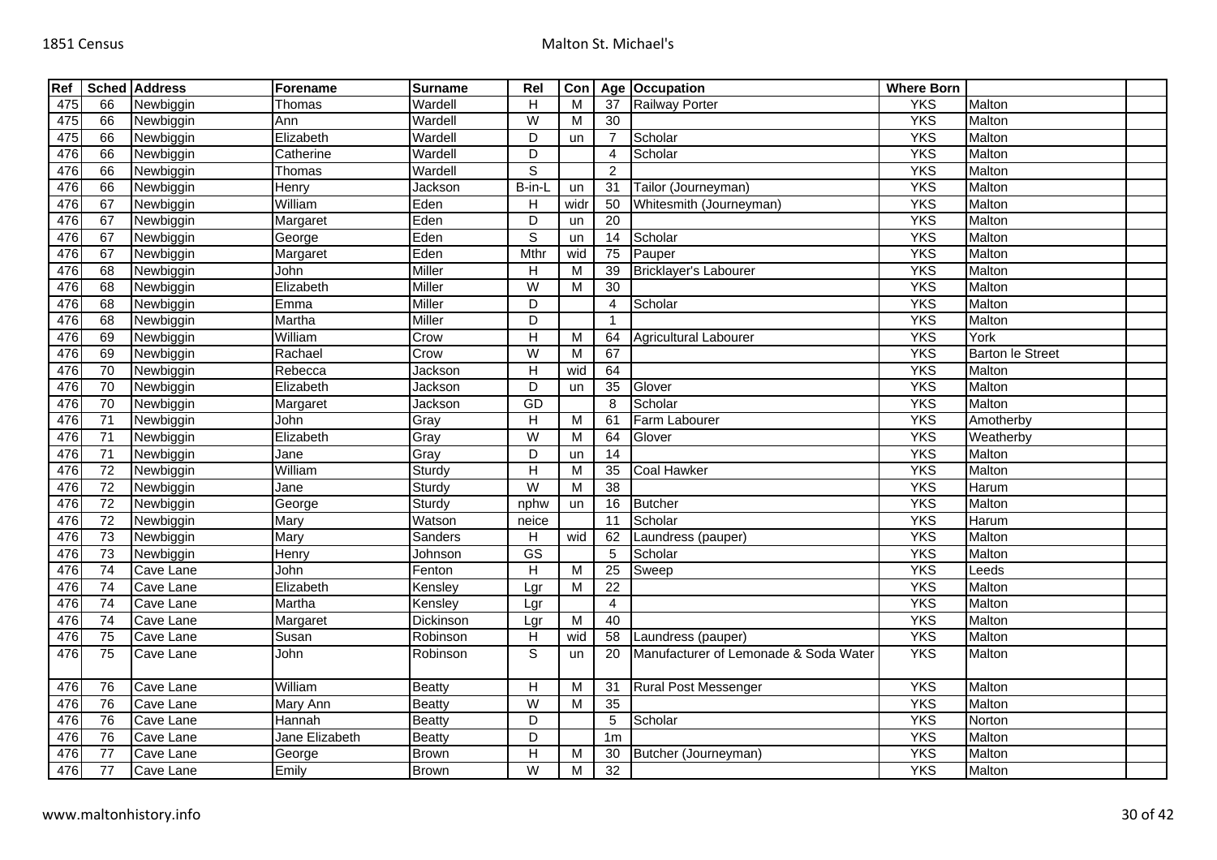| Ref | Sched | Address | Forename | Surname | Rel | Con | Age | Occupation | Where Born | | |
|---|---|---|---|---|---|---|---|---|---|---|---|
| 475 | 66 | Newbiggin | Thomas | Wardell | H | M | 37 | Railway Porter | YKS | Malton | |
| 475 | 66 | Newbiggin | Ann | Wardell | W | M | 30 | | YKS | Malton | |
| 475 | 66 | Newbiggin | Elizabeth | Wardell | D | un | 7 | Scholar | YKS | Malton | |
| 476 | 66 | Newbiggin | Catherine | Wardell | D | | 4 | Scholar | YKS | Malton | |
| 476 | 66 | Newbiggin | Thomas | Wardell | S | | 2 | | YKS | Malton | |
| 476 | 66 | Newbiggin | Henry | Jackson | B-in-L | un | 31 | Tailor (Journeyman) | YKS | Malton | |
| 476 | 67 | Newbiggin | William | Eden | H | widr | 50 | Whitesmith (Journeyman) | YKS | Malton | |
| 476 | 67 | Newbiggin | Margaret | Eden | D | un | 20 | | YKS | Malton | |
| 476 | 67 | Newbiggin | George | Eden | S | un | 14 | Scholar | YKS | Malton | |
| 476 | 67 | Newbiggin | Margaret | Eden | Mthr | wid | 75 | Pauper | YKS | Malton | |
| 476 | 68 | Newbiggin | John | Miller | H | M | 39 | Bricklayer's Labourer | YKS | Malton | |
| 476 | 68 | Newbiggin | Elizabeth | Miller | W | M | 30 | | YKS | Malton | |
| 476 | 68 | Newbiggin | Emma | Miller | D | | 4 | Scholar | YKS | Malton | |
| 476 | 68 | Newbiggin | Martha | Miller | D | | 1 | | YKS | Malton | |
| 476 | 69 | Newbiggin | William | Crow | H | M | 64 | Agricultural Labourer | YKS | York | |
| 476 | 69 | Newbiggin | Rachael | Crow | W | M | 67 | | YKS | Barton le Street | |
| 476 | 70 | Newbiggin | Rebecca | Jackson | H | wid | 64 | | YKS | Malton | |
| 476 | 70 | Newbiggin | Elizabeth | Jackson | D | un | 35 | Glover | YKS | Malton | |
| 476 | 70 | Newbiggin | Margaret | Jackson | GD | | 8 | Scholar | YKS | Malton | |
| 476 | 71 | Newbiggin | John | Gray | H | M | 61 | Farm Labourer | YKS | Amotherby | |
| 476 | 71 | Newbiggin | Elizabeth | Gray | W | M | 64 | Glover | YKS | Weatherby | |
| 476 | 71 | Newbiggin | Jane | Gray | D | un | 14 | | YKS | Malton | |
| 476 | 72 | Newbiggin | William | Sturdy | H | M | 35 | Coal Hawker | YKS | Malton | |
| 476 | 72 | Newbiggin | Jane | Sturdy | W | M | 38 | | YKS | Harum | |
| 476 | 72 | Newbiggin | George | Sturdy | nphw | un | 16 | Butcher | YKS | Malton | |
| 476 | 72 | Newbiggin | Mary | Watson | neice | | 11 | Scholar | YKS | Harum | |
| 476 | 73 | Newbiggin | Mary | Sanders | H | wid | 62 | Laundress (pauper) | YKS | Malton | |
| 476 | 73 | Newbiggin | Henry | Johnson | GS | | 5 | Scholar | YKS | Malton | |
| 476 | 74 | Cave Lane | John | Fenton | H | M | 25 | Sweep | YKS | Leeds | |
| 476 | 74 | Cave Lane | Elizabeth | Kensley | Lgr | M | 22 | | YKS | Malton | |
| 476 | 74 | Cave Lane | Martha | Kensley | Lgr | | 4 | | YKS | Malton | |
| 476 | 74 | Cave Lane | Margaret | Dickinson | Lgr | M | 40 | | YKS | Malton | |
| 476 | 75 | Cave Lane | Susan | Robinson | H | wid | 58 | Laundress (pauper) | YKS | Malton | |
| 476 | 75 | Cave Lane | John | Robinson | S | un | 20 | Manufacturer of Lemonade & Soda Water | YKS | Malton | |
| 476 | 76 | Cave Lane | William | Beatty | H | M | 31 | Rural Post Messenger | YKS | Malton | |
| 476 | 76 | Cave Lane | Mary Ann | Beatty | W | M | 35 | | YKS | Malton | |
| 476 | 76 | Cave Lane | Hannah | Beatty | D | | 5 | Scholar | YKS | Norton | |
| 476 | 76 | Cave Lane | Jane Elizabeth | Beatty | D | | 1m | | YKS | Malton | |
| 476 | 77 | Cave Lane | George | Brown | H | M | 30 | Butcher (Journeyman) | YKS | Malton | |
| 476 | 77 | Cave Lane | Emily | Brown | W | M | 32 | | YKS | Malton | |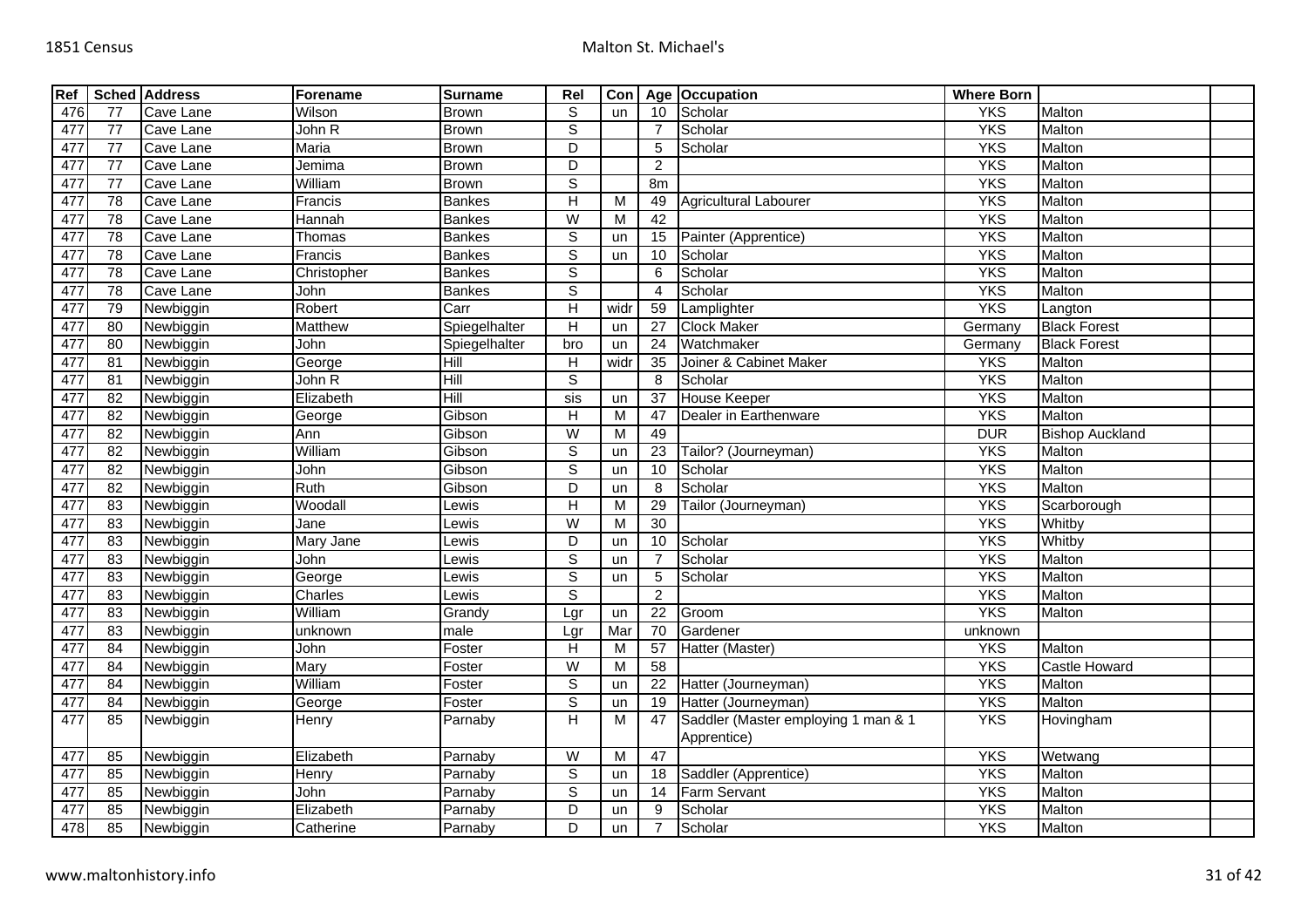| Ref | Sched | Address | Forename | Surname | Rel | Con | Age | Occupation | Where Born | | |
|---|---|---|---|---|---|---|---|---|---|---|---|
| 476 | 77 | Cave Lane | Wilson | Brown | S | un | 10 | Scholar | YKS | Malton | |
| 477 | 77 | Cave Lane | John R | Brown | S | | 7 | Scholar | YKS | Malton | |
| 477 | 77 | Cave Lane | Maria | Brown | D | | 5 | Scholar | YKS | Malton | |
| 477 | 77 | Cave Lane | Jemima | Brown | D | | 2 | | YKS | Malton | |
| 477 | 77 | Cave Lane | William | Brown | S | | 8m | | YKS | Malton | |
| 477 | 78 | Cave Lane | Francis | Bankes | H | M | 49 | Agricultural Labourer | YKS | Malton | |
| 477 | 78 | Cave Lane | Hannah | Bankes | W | M | 42 | | YKS | Malton | |
| 477 | 78 | Cave Lane | Thomas | Bankes | S | un | 15 | Painter (Apprentice) | YKS | Malton | |
| 477 | 78 | Cave Lane | Francis | Bankes | S | un | 10 | Scholar | YKS | Malton | |
| 477 | 78 | Cave Lane | Christopher | Bankes | S | | 6 | Scholar | YKS | Malton | |
| 477 | 78 | Cave Lane | John | Bankes | S | | 4 | Scholar | YKS | Malton | |
| 477 | 79 | Newbiggin | Robert | Carr | H | widr | 59 | Lamplighter | YKS | Langton | |
| 477 | 80 | Newbiggin | Matthew | Spiegelhalter | H | un | 27 | Clock Maker | Germany | Black Forest | |
| 477 | 80 | Newbiggin | John | Spiegelhalter | bro | un | 24 | Watchmaker | Germany | Black Forest | |
| 477 | 81 | Newbiggin | George | Hill | H | widr | 35 | Joiner & Cabinet Maker | YKS | Malton | |
| 477 | 81 | Newbiggin | John R | Hill | S | | 8 | Scholar | YKS | Malton | |
| 477 | 82 | Newbiggin | Elizabeth | Hill | sis | un | 37 | House Keeper | YKS | Malton | |
| 477 | 82 | Newbiggin | George | Gibson | H | M | 47 | Dealer in Earthenware | YKS | Malton | |
| 477 | 82 | Newbiggin | Ann | Gibson | W | M | 49 | | DUR | Bishop Auckland | |
| 477 | 82 | Newbiggin | William | Gibson | S | un | 23 | Tailor? (Journeyman) | YKS | Malton | |
| 477 | 82 | Newbiggin | John | Gibson | S | un | 10 | Scholar | YKS | Malton | |
| 477 | 82 | Newbiggin | Ruth | Gibson | D | un | 8 | Scholar | YKS | Malton | |
| 477 | 83 | Newbiggin | Woodall | Lewis | H | M | 29 | Tailor (Journeyman) | YKS | Scarborough | |
| 477 | 83 | Newbiggin | Jane | Lewis | W | M | 30 | | YKS | Whitby | |
| 477 | 83 | Newbiggin | Mary Jane | Lewis | D | un | 10 | Scholar | YKS | Whitby | |
| 477 | 83 | Newbiggin | John | Lewis | S | un | 7 | Scholar | YKS | Malton | |
| 477 | 83 | Newbiggin | George | Lewis | S | un | 5 | Scholar | YKS | Malton | |
| 477 | 83 | Newbiggin | Charles | Lewis | S | | 2 | | YKS | Malton | |
| 477 | 83 | Newbiggin | William | Grandy | Lgr | un | 22 | Groom | YKS | Malton | |
| 477 | 83 | Newbiggin | unknown | male | Lgr | Mar | 70 | Gardener | unknown | | |
| 477 | 84 | Newbiggin | John | Foster | H | M | 57 | Hatter (Master) | YKS | Malton | |
| 477 | 84 | Newbiggin | Mary | Foster | W | M | 58 | | YKS | Castle Howard | |
| 477 | 84 | Newbiggin | William | Foster | S | un | 22 | Hatter (Journeyman) | YKS | Malton | |
| 477 | 84 | Newbiggin | George | Foster | S | un | 19 | Hatter (Journeyman) | YKS | Malton | |
| 477 | 85 | Newbiggin | Henry | Parnaby | H | M | 47 | Saddler (Master employing 1 man & 1 Apprentice) | YKS | Hovingham | |
| 477 | 85 | Newbiggin | Elizabeth | Parnaby | W | M | 47 | | YKS | Wetwang | |
| 477 | 85 | Newbiggin | Henry | Parnaby | S | un | 18 | Saddler (Apprentice) | YKS | Malton | |
| 477 | 85 | Newbiggin | John | Parnaby | S | un | 14 | Farm Servant | YKS | Malton | |
| 477 | 85 | Newbiggin | Elizabeth | Parnaby | D | un | 9 | Scholar | YKS | Malton | |
| 478 | 85 | Newbiggin | Catherine | Parnaby | D | un | 7 | Scholar | YKS | Malton | |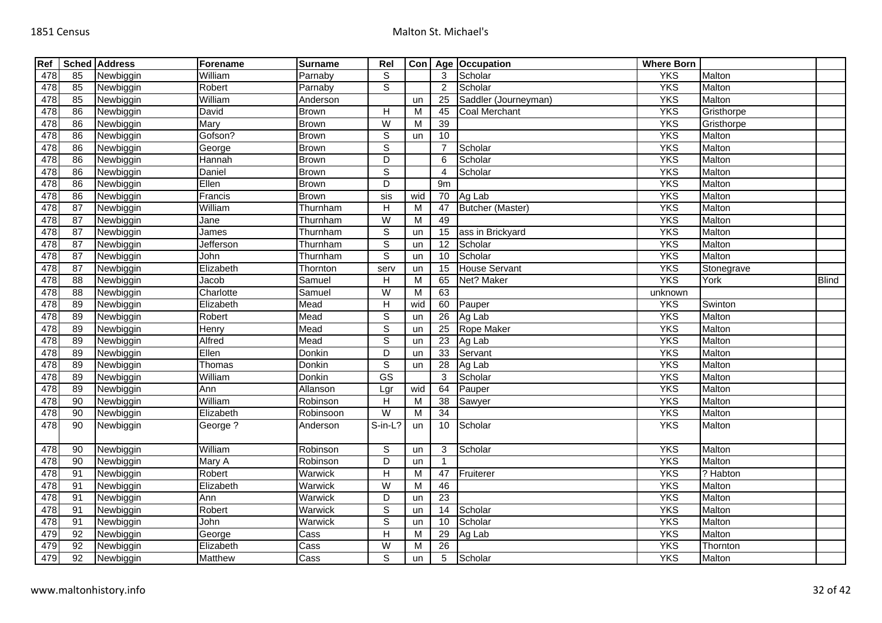| Ref | Sched | Address | Forename | Surname | Rel | Con | Age | Occupation | Where Born | | |
|---|---|---|---|---|---|---|---|---|---|---|---|
| 478 | 85 | Newbiggin | William | Parnaby | S | | 3 | Scholar | YKS | Malton | |
| 478 | 85 | Newbiggin | Robert | Parnaby | S | | 2 | Scholar | YKS | Malton | |
| 478 | 85 | Newbiggin | William | Anderson | | un | 25 | Saddler (Journeyman) | YKS | Malton | |
| 478 | 86 | Newbiggin | David | Brown | H | M | 45 | Coal Merchant | YKS | Gristhorpe | |
| 478 | 86 | Newbiggin | Mary | Brown | W | M | 39 | | YKS | Gristhorpe | |
| 478 | 86 | Newbiggin | Gofson? | Brown | S | un | 10 | | YKS | Malton | |
| 478 | 86 | Newbiggin | George | Brown | S | | 7 | Scholar | YKS | Malton | |
| 478 | 86 | Newbiggin | Hannah | Brown | D | | 6 | Scholar | YKS | Malton | |
| 478 | 86 | Newbiggin | Daniel | Brown | S | | 4 | Scholar | YKS | Malton | |
| 478 | 86 | Newbiggin | Ellen | Brown | D | | 9m | | YKS | Malton | |
| 478 | 86 | Newbiggin | Francis | Brown | sis | wid | 70 | Ag Lab | YKS | Malton | |
| 478 | 87 | Newbiggin | William | Thurnham | H | M | 47 | Butcher (Master) | YKS | Malton | |
| 478 | 87 | Newbiggin | Jane | Thurnham | W | M | 49 | | YKS | Malton | |
| 478 | 87 | Newbiggin | James | Thurnham | S | un | 15 | ass in Brickyard | YKS | Malton | |
| 478 | 87 | Newbiggin | Jefferson | Thurnham | S | un | 12 | Scholar | YKS | Malton | |
| 478 | 87 | Newbiggin | John | Thurnham | S | un | 10 | Scholar | YKS | Malton | |
| 478 | 87 | Newbiggin | Elizabeth | Thornton | serv | un | 15 | House Servant | YKS | Stonegrave | |
| 478 | 88 | Newbiggin | Jacob | Samuel | H | M | 65 | Net? Maker | YKS | York | Blind |
| 478 | 88 | Newbiggin | Charlotte | Samuel | W | M | 63 | | unknown | | |
| 478 | 89 | Newbiggin | Elizabeth | Mead | H | wid | 60 | Pauper | YKS | Swinton | |
| 478 | 89 | Newbiggin | Robert | Mead | S | un | 26 | Ag Lab | YKS | Malton | |
| 478 | 89 | Newbiggin | Henry | Mead | S | un | 25 | Rope Maker | YKS | Malton | |
| 478 | 89 | Newbiggin | Alfred | Mead | S | un | 23 | Ag Lab | YKS | Malton | |
| 478 | 89 | Newbiggin | Ellen | Donkin | D | un | 33 | Servant | YKS | Malton | |
| 478 | 89 | Newbiggin | Thomas | Donkin | S | un | 28 | Ag Lab | YKS | Malton | |
| 478 | 89 | Newbiggin | William | Donkin | GS | | 3 | Scholar | YKS | Malton | |
| 478 | 89 | Newbiggin | Ann | Allanson | Lgr | wid | 64 | Pauper | YKS | Malton | |
| 478 | 90 | Newbiggin | William | Robinson | H | M | 38 | Sawyer | YKS | Malton | |
| 478 | 90 | Newbiggin | Elizabeth | Robinsoon | W | M | 34 | | YKS | Malton | |
| 478 | 90 | Newbiggin | George ? | Anderson | S-in-L? | un | 10 | Scholar | YKS | Malton | |
| 478 | 90 | Newbiggin | William | Robinson | S | un | 3 | Scholar | YKS | Malton | |
| 478 | 90 | Newbiggin | Mary A | Robinson | D | un | 1 | | YKS | Malton | |
| 478 | 91 | Newbiggin | Robert | Warwick | H | M | 47 | Fruiterer | YKS | ? Habton | |
| 478 | 91 | Newbiggin | Elizabeth | Warwick | W | M | 46 | | YKS | Malton | |
| 478 | 91 | Newbiggin | Ann | Warwick | D | un | 23 | | YKS | Malton | |
| 478 | 91 | Newbiggin | Robert | Warwick | S | un | 14 | Scholar | YKS | Malton | |
| 478 | 91 | Newbiggin | John | Warwick | S | un | 10 | Scholar | YKS | Malton | |
| 479 | 92 | Newbiggin | George | Cass | H | M | 29 | Ag Lab | YKS | Malton | |
| 479 | 92 | Newbiggin | Elizabeth | Cass | W | M | 26 | | YKS | Thornton | |
| 479 | 92 | Newbiggin | Matthew | Cass | S | un | 5 | Scholar | YKS | Malton | |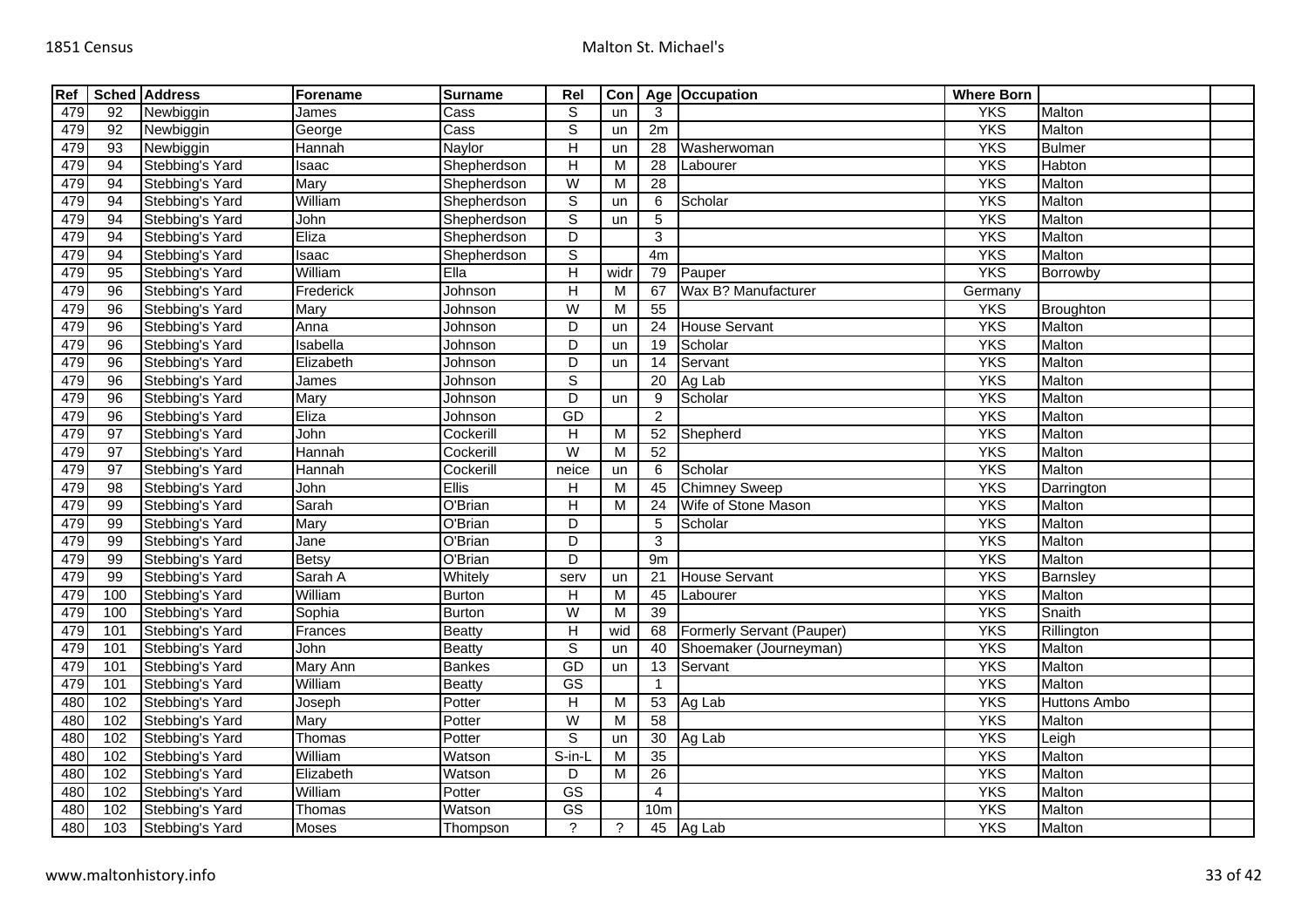| Ref | Sched | Address | Forename | Surname | Rel | Con | Age | Occupation | Where Born | | |
|---|---|---|---|---|---|---|---|---|---|---|---|
| 479 | 92 | Newbiggin | James | Cass | S | un | 3 | | YKS | Malton | |
| 479 | 92 | Newbiggin | George | Cass | S | un | 2m | | YKS | Malton | |
| 479 | 93 | Newbiggin | Hannah | Naylor | H | un | 28 | Washerwoman | YKS | Bulmer | |
| 479 | 94 | Stebbing's Yard | Isaac | Shepherdson | H | M | 28 | Labourer | YKS | Habton | |
| 479 | 94 | Stebbing's Yard | Mary | Shepherdson | W | M | 28 | | YKS | Malton | |
| 479 | 94 | Stebbing's Yard | William | Shepherdson | S | un | 6 | Scholar | YKS | Malton | |
| 479 | 94 | Stebbing's Yard | John | Shepherdson | S | un | 5 | | YKS | Malton | |
| 479 | 94 | Stebbing's Yard | Eliza | Shepherdson | D | | 3 | | YKS | Malton | |
| 479 | 94 | Stebbing's Yard | Isaac | Shepherdson | S | | 4m | | YKS | Malton | |
| 479 | 95 | Stebbing's Yard | William | Ella | H | widr | 79 | Pauper | YKS | Borrowby | |
| 479 | 96 | Stebbing's Yard | Frederick | Johnson | H | M | 67 | Wax B? Manufacturer | Germany | | |
| 479 | 96 | Stebbing's Yard | Mary | Johnson | W | M | 55 | | YKS | Broughton | |
| 479 | 96 | Stebbing's Yard | Anna | Johnson | D | un | 24 | House Servant | YKS | Malton | |
| 479 | 96 | Stebbing's Yard | Isabella | Johnson | D | un | 19 | Scholar | YKS | Malton | |
| 479 | 96 | Stebbing's Yard | Elizabeth | Johnson | D | un | 14 | Servant | YKS | Malton | |
| 479 | 96 | Stebbing's Yard | James | Johnson | S | | 20 | Ag Lab | YKS | Malton | |
| 479 | 96 | Stebbing's Yard | Mary | Johnson | D | un | 9 | Scholar | YKS | Malton | |
| 479 | 96 | Stebbing's Yard | Eliza | Johnson | GD | | 2 | | YKS | Malton | |
| 479 | 97 | Stebbing's Yard | John | Cockerill | H | M | 52 | Shepherd | YKS | Malton | |
| 479 | 97 | Stebbing's Yard | Hannah | Cockerill | W | M | 52 | | YKS | Malton | |
| 479 | 97 | Stebbing's Yard | Hannah | Cockerill | neice | un | 6 | Scholar | YKS | Malton | |
| 479 | 98 | Stebbing's Yard | John | Ellis | H | M | 45 | Chimney Sweep | YKS | Darrington | |
| 479 | 99 | Stebbing's Yard | Sarah | O'Brian | H | M | 24 | Wife of Stone Mason | YKS | Malton | |
| 479 | 99 | Stebbing's Yard | Mary | O'Brian | D | | 5 | Scholar | YKS | Malton | |
| 479 | 99 | Stebbing's Yard | Jane | O'Brian | D | | 3 | | YKS | Malton | |
| 479 | 99 | Stebbing's Yard | Betsy | O'Brian | D | | 9m | | YKS | Malton | |
| 479 | 99 | Stebbing's Yard | Sarah A | Whitely | serv | un | 21 | House Servant | YKS | Barnsley | |
| 479 | 100 | Stebbing's Yard | William | Burton | H | M | 45 | Labourer | YKS | Malton | |
| 479 | 100 | Stebbing's Yard | Sophia | Burton | W | M | 39 | | YKS | Snaith | |
| 479 | 101 | Stebbing's Yard | Frances | Beatty | H | wid | 68 | Formerly Servant (Pauper) | YKS | Rillington | |
| 479 | 101 | Stebbing's Yard | John | Beatty | S | un | 40 | Shoemaker (Journeyman) | YKS | Malton | |
| 479 | 101 | Stebbing's Yard | Mary Ann | Bankes | GD | un | 13 | Servant | YKS | Malton | |
| 479 | 101 | Stebbing's Yard | William | Beatty | GS | | 1 | | YKS | Malton | |
| 480 | 102 | Stebbing's Yard | Joseph | Potter | H | M | 53 | Ag Lab | YKS | Huttons Ambo | |
| 480 | 102 | Stebbing's Yard | Mary | Potter | W | M | 58 | | YKS | Malton | |
| 480 | 102 | Stebbing's Yard | Thomas | Potter | S | un | 30 | Ag Lab | YKS | Leigh | |
| 480 | 102 | Stebbing's Yard | William | Watson | S-in-L | M | 35 | | YKS | Malton | |
| 480 | 102 | Stebbing's Yard | Elizabeth | Watson | D | M | 26 | | YKS | Malton | |
| 480 | 102 | Stebbing's Yard | William | Potter | GS | | 4 | | YKS | Malton | |
| 480 | 102 | Stebbing's Yard | Thomas | Watson | GS | | 10m | | YKS | Malton | |
| 480 | 103 | Stebbing's Yard | Moses | Thompson | ? | ? | 45 | Ag Lab | YKS | Malton | |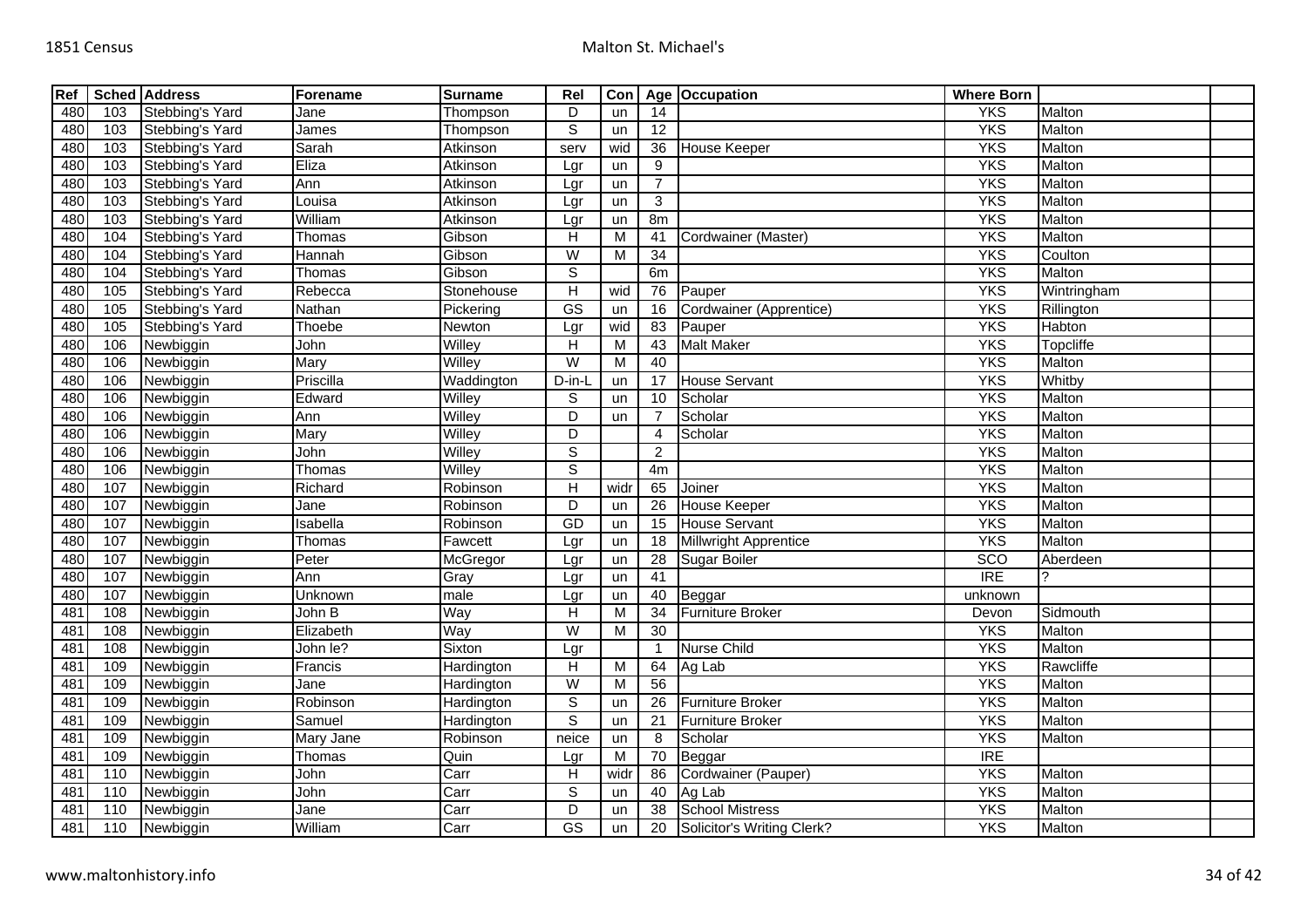| Ref | Sched | Address | Forename | Surname | Rel | Con | Age | Occupation | Where Born | | |
|---|---|---|---|---|---|---|---|---|---|---|---|
| 480 | 103 | Stebbing's Yard | Jane | Thompson | D | un | 14 | | YKS | Malton | |
| 480 | 103 | Stebbing's Yard | James | Thompson | S | un | 12 | | YKS | Malton | |
| 480 | 103 | Stebbing's Yard | Sarah | Atkinson | serv | wid | 36 | House Keeper | YKS | Malton | |
| 480 | 103 | Stebbing's Yard | Eliza | Atkinson | Lgr | un | 9 | | YKS | Malton | |
| 480 | 103 | Stebbing's Yard | Ann | Atkinson | Lgr | un | 7 | | YKS | Malton | |
| 480 | 103 | Stebbing's Yard | Louisa | Atkinson | Lgr | un | 3 | | YKS | Malton | |
| 480 | 103 | Stebbing's Yard | William | Atkinson | Lgr | un | 8m | | YKS | Malton | |
| 480 | 104 | Stebbing's Yard | Thomas | Gibson | H | M | 41 | Cordwainer (Master) | YKS | Malton | |
| 480 | 104 | Stebbing's Yard | Hannah | Gibson | W | M | 34 | | YKS | Coulton | |
| 480 | 104 | Stebbing's Yard | Thomas | Gibson | S | | 6m | | YKS | Malton | |
| 480 | 105 | Stebbing's Yard | Rebecca | Stonehouse | H | wid | 76 | Pauper | YKS | Wintringham | |
| 480 | 105 | Stebbing's Yard | Nathan | Pickering | GS | un | 16 | Cordwainer (Apprentice) | YKS | Rillington | |
| 480 | 105 | Stebbing's Yard | Thoebe | Newton | Lgr | wid | 83 | Pauper | YKS | Habton | |
| 480 | 106 | Newbiggin | John | Willey | H | M | 43 | Malt Maker | YKS | Topcliffe | |
| 480 | 106 | Newbiggin | Mary | Willey | W | M | 40 | | YKS | Malton | |
| 480 | 106 | Newbiggin | Priscilla | Waddington | D-in-L | un | 17 | House Servant | YKS | Whitby | |
| 480 | 106 | Newbiggin | Edward | Willey | S | un | 10 | Scholar | YKS | Malton | |
| 480 | 106 | Newbiggin | Ann | Willey | D | un | 7 | Scholar | YKS | Malton | |
| 480 | 106 | Newbiggin | Mary | Willey | D | | 4 | Scholar | YKS | Malton | |
| 480 | 106 | Newbiggin | John | Willey | S | | 2 | | YKS | Malton | |
| 480 | 106 | Newbiggin | Thomas | Willey | S | | 4m | | YKS | Malton | |
| 480 | 107 | Newbiggin | Richard | Robinson | H | widr | 65 | Joiner | YKS | Malton | |
| 480 | 107 | Newbiggin | Jane | Robinson | D | un | 26 | House Keeper | YKS | Malton | |
| 480 | 107 | Newbiggin | Isabella | Robinson | GD | un | 15 | House Servant | YKS | Malton | |
| 480 | 107 | Newbiggin | Thomas | Fawcett | Lgr | un | 18 | Millwright Apprentice | YKS | Malton | |
| 480 | 107 | Newbiggin | Peter | McGregor | Lgr | un | 28 | Sugar Boiler | SCO | Aberdeen | |
| 480 | 107 | Newbiggin | Ann | Gray | Lgr | un | 41 | | IRE | ? | |
| 480 | 107 | Newbiggin | Unknown | male | Lgr | un | 40 | Beggar | unknown | | |
| 481 | 108 | Newbiggin | John B | Way | H | M | 34 | Furniture Broker | Devon | Sidmouth | |
| 481 | 108 | Newbiggin | Elizabeth | Way | W | M | 30 | | YKS | Malton | |
| 481 | 108 | Newbiggin | John le? | Sixton | Lgr | | 1 | Nurse Child | YKS | Malton | |
| 481 | 109 | Newbiggin | Francis | Hardington | H | M | 64 | Ag Lab | YKS | Rawcliffe | |
| 481 | 109 | Newbiggin | Jane | Hardington | W | M | 56 | | YKS | Malton | |
| 481 | 109 | Newbiggin | Robinson | Hardington | S | un | 26 | Furniture Broker | YKS | Malton | |
| 481 | 109 | Newbiggin | Samuel | Hardington | S | un | 21 | Furniture Broker | YKS | Malton | |
| 481 | 109 | Newbiggin | Mary Jane | Robinson | neice | un | 8 | Scholar | YKS | Malton | |
| 481 | 109 | Newbiggin | Thomas | Quin | Lgr | M | 70 | Beggar | IRE | | |
| 481 | 110 | Newbiggin | John | Carr | H | widr | 86 | Cordwainer (Pauper) | YKS | Malton | |
| 481 | 110 | Newbiggin | John | Carr | S | un | 40 | Ag Lab | YKS | Malton | |
| 481 | 110 | Newbiggin | Jane | Carr | D | un | 38 | School Mistress | YKS | Malton | |
| 481 | 110 | Newbiggin | William | Carr | GS | un | 20 | Solicitor's Writing Clerk? | YKS | Malton | |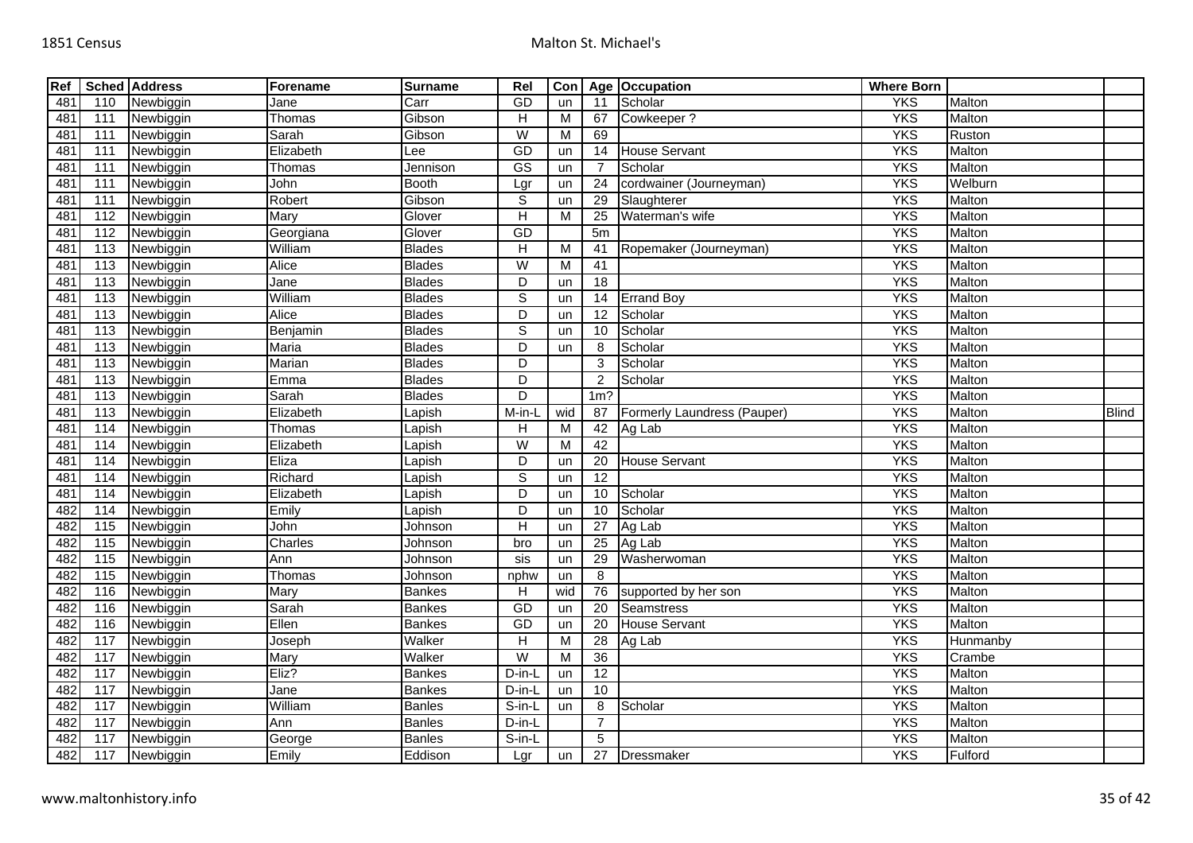| Ref | Sched | Address | Forename | Surname | Rel | Con | Age | Occupation | Where Born | | |
|---|---|---|---|---|---|---|---|---|---|---|---|
| 481 | 110 | Newbiggin | Jane | Carr | GD | un | 11 | Scholar | YKS | Malton | |
| 481 | 111 | Newbiggin | Thomas | Gibson | H | M | 67 | Cowkeeper ? | YKS | Malton | |
| 481 | 111 | Newbiggin | Sarah | Gibson | W | M | 69 | | YKS | Ruston | |
| 481 | 111 | Newbiggin | Elizabeth | Lee | GD | un | 14 | House Servant | YKS | Malton | |
| 481 | 111 | Newbiggin | Thomas | Jennison | GS | un | 7 | Scholar | YKS | Malton | |
| 481 | 111 | Newbiggin | John | Booth | Lgr | un | 24 | cordwainer (Journeyman) | YKS | Welburn | |
| 481 | 111 | Newbiggin | Robert | Gibson | S | un | 29 | Slaughterer | YKS | Malton | |
| 481 | 112 | Newbiggin | Mary | Glover | H | M | 25 | Waterman's wife | YKS | Malton | |
| 481 | 112 | Newbiggin | Georgiana | Glover | GD | | 5m | | YKS | Malton | |
| 481 | 113 | Newbiggin | William | Blades | H | M | 41 | Ropemaker (Journeyman) | YKS | Malton | |
| 481 | 113 | Newbiggin | Alice | Blades | W | M | 41 | | YKS | Malton | |
| 481 | 113 | Newbiggin | Jane | Blades | D | un | 18 | | YKS | Malton | |
| 481 | 113 | Newbiggin | William | Blades | S | un | 14 | Errand Boy | YKS | Malton | |
| 481 | 113 | Newbiggin | Alice | Blades | D | un | 12 | Scholar | YKS | Malton | |
| 481 | 113 | Newbiggin | Benjamin | Blades | S | un | 10 | Scholar | YKS | Malton | |
| 481 | 113 | Newbiggin | Maria | Blades | D | un | 8 | Scholar | YKS | Malton | |
| 481 | 113 | Newbiggin | Marian | Blades | D | | 3 | Scholar | YKS | Malton | |
| 481 | 113 | Newbiggin | Emma | Blades | D | | 2 | Scholar | YKS | Malton | |
| 481 | 113 | Newbiggin | Sarah | Blades | D | | 1m? | | YKS | Malton | |
| 481 | 113 | Newbiggin | Elizabeth | Lapish | M-in-L | wid | 87 | Formerly Laundress (Pauper) | YKS | Malton | Blind |
| 481 | 114 | Newbiggin | Thomas | Lapish | H | M | 42 | Ag Lab | YKS | Malton | |
| 481 | 114 | Newbiggin | Elizabeth | Lapish | W | M | 42 | | YKS | Malton | |
| 481 | 114 | Newbiggin | Eliza | Lapish | D | un | 20 | House Servant | YKS | Malton | |
| 481 | 114 | Newbiggin | Richard | Lapish | S | un | 12 | | YKS | Malton | |
| 481 | 114 | Newbiggin | Elizabeth | Lapish | D | un | 10 | Scholar | YKS | Malton | |
| 482 | 114 | Newbiggin | Emily | Lapish | D | un | 10 | Scholar | YKS | Malton | |
| 482 | 115 | Newbiggin | John | Johnson | H | un | 27 | Ag Lab | YKS | Malton | |
| 482 | 115 | Newbiggin | Charles | Johnson | bro | un | 25 | Ag Lab | YKS | Malton | |
| 482 | 115 | Newbiggin | Ann | Johnson | sis | un | 29 | Washerwoman | YKS | Malton | |
| 482 | 115 | Newbiggin | Thomas | Johnson | nphw | un | 8 | | YKS | Malton | |
| 482 | 116 | Newbiggin | Mary | Bankes | H | wid | 76 | supported by her son | YKS | Malton | |
| 482 | 116 | Newbiggin | Sarah | Bankes | GD | un | 20 | Seamstress | YKS | Malton | |
| 482 | 116 | Newbiggin | Ellen | Bankes | GD | un | 20 | House Servant | YKS | Malton | |
| 482 | 117 | Newbiggin | Joseph | Walker | H | M | 28 | Ag Lab | YKS | Hunmanby | |
| 482 | 117 | Newbiggin | Mary | Walker | W | M | 36 | | YKS | Crambe | |
| 482 | 117 | Newbiggin | Eliz? | Bankes | D-in-L | un | 12 | | YKS | Malton | |
| 482 | 117 | Newbiggin | Jane | Bankes | D-in-L | un | 10 | | YKS | Malton | |
| 482 | 117 | Newbiggin | William | Banles | S-in-L | un | 8 | Scholar | YKS | Malton | |
| 482 | 117 | Newbiggin | Ann | Banles | D-in-L | | 7 | | YKS | Malton | |
| 482 | 117 | Newbiggin | George | Banles | S-in-L | | 5 | | YKS | Malton | |
| 482 | 117 | Newbiggin | Emily | Eddison | Lgr | un | 27 | Dressmaker | YKS | Fulford | |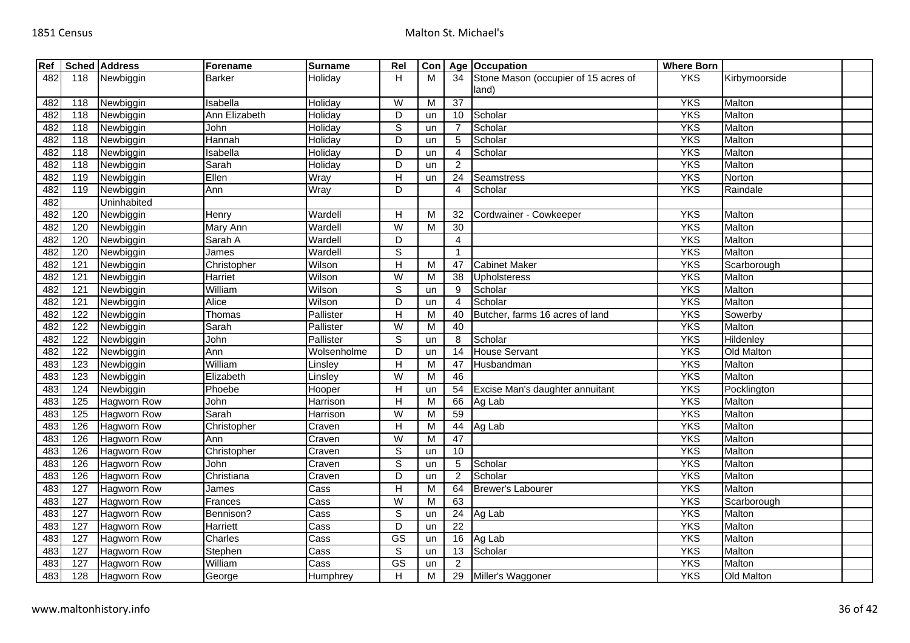| Ref | Sched | Address | Forename | Surname | Rel | Con | Age | Occupation | Where Born | | |
|---|---|---|---|---|---|---|---|---|---|---|---|
| 482 | 118 | Newbiggin | Barker | Holiday | H | M | 34 | Stone Mason (occupier of 15 acres of land) | YKS | Kirbymoorside | |
| 482 | 118 | Newbiggin | Isabella | Holiday | W | M | 37 | | YKS | Malton | |
| 482 | 118 | Newbiggin | Ann Elizabeth | Holiday | D | un | 10 | Scholar | YKS | Malton | |
| 482 | 118 | Newbiggin | John | Holiday | S | un | 7 | Scholar | YKS | Malton | |
| 482 | 118 | Newbiggin | Hannah | Holiday | D | un | 5 | Scholar | YKS | Malton | |
| 482 | 118 | Newbiggin | Isabella | Holiday | D | un | 4 | Scholar | YKS | Malton | |
| 482 | 118 | Newbiggin | Sarah | Holiday | D | un | 2 | | YKS | Malton | |
| 482 | 119 | Newbiggin | Ellen | Wray | H | un | 24 | Seamstress | YKS | Norton | |
| 482 | 119 | Newbiggin | Ann | Wray | D | | 4 | Scholar | YKS | Raindale | |
| 482 | | Uninhabited | | | | | | | | | |
| 482 | 120 | Newbiggin | Henry | Wardell | H | M | 32 | Cordwainer - Cowkeeper | YKS | Malton | |
| 482 | 120 | Newbiggin | Mary Ann | Wardell | W | M | 30 | | YKS | Malton | |
| 482 | 120 | Newbiggin | Sarah A | Wardell | D | | 4 | | YKS | Malton | |
| 482 | 120 | Newbiggin | James | Wardell | S | | 1 | | YKS | Malton | |
| 482 | 121 | Newbiggin | Christopher | Wilson | H | M | 47 | Cabinet Maker | YKS | Scarborough | |
| 482 | 121 | Newbiggin | Harriet | Wilson | W | M | 38 | Upholsteress | YKS | Malton | |
| 482 | 121 | Newbiggin | William | Wilson | S | un | 9 | Scholar | YKS | Malton | |
| 482 | 121 | Newbiggin | Alice | Wilson | D | un | 4 | Scholar | YKS | Malton | |
| 482 | 122 | Newbiggin | Thomas | Pallister | H | M | 40 | Butcher, farms 16 acres of land | YKS | Sowerby | |
| 482 | 122 | Newbiggin | Sarah | Pallister | W | M | 40 | | YKS | Malton | |
| 482 | 122 | Newbiggin | John | Pallister | S | un | 8 | Scholar | YKS | Hildenley | |
| 482 | 122 | Newbiggin | Ann | Wolsenholme | D | un | 14 | House Servant | YKS | Old Malton | |
| 483 | 123 | Newbiggin | William | Linsley | H | M | 47 | Husbandman | YKS | Malton | |
| 483 | 123 | Newbiggin | Elizabeth | Linsley | W | M | 46 | | YKS | Malton | |
| 483 | 124 | Newbiggin | Phoebe | Hooper | H | un | 54 | Excise Man's daughter annuitant | YKS | Pocklington | |
| 483 | 125 | Hagworn Row | John | Harrison | H | M | 66 | Ag Lab | YKS | Malton | |
| 483 | 125 | Hagworn Row | Sarah | Harrison | W | M | 59 | | YKS | Malton | |
| 483 | 126 | Hagworn Row | Christopher | Craven | H | M | 44 | Ag Lab | YKS | Malton | |
| 483 | 126 | Hagworn Row | Ann | Craven | W | M | 47 | | YKS | Malton | |
| 483 | 126 | Hagworn Row | Christopher | Craven | S | un | 10 | | YKS | Malton | |
| 483 | 126 | Hagworn Row | John | Craven | S | un | 5 | Scholar | YKS | Malton | |
| 483 | 126 | Hagworn Row | Christiana | Craven | D | un | 2 | Scholar | YKS | Malton | |
| 483 | 127 | Hagworn Row | James | Cass | H | M | 64 | Brewer's Labourer | YKS | Malton | |
| 483 | 127 | Hagworn Row | Frances | Cass | W | M | 63 | | YKS | Scarborough | |
| 483 | 127 | Hagworn Row | Bennison? | Cass | S | un | 24 | Ag Lab | YKS | Malton | |
| 483 | 127 | Hagworn Row | Harriett | Cass | D | un | 22 | | YKS | Malton | |
| 483 | 127 | Hagworn Row | Charles | Cass | GS | un | 16 | Ag Lab | YKS | Malton | |
| 483 | 127 | Hagworn Row | Stephen | Cass | S | un | 13 | Scholar | YKS | Malton | |
| 483 | 127 | Hagworn Row | William | Cass | GS | un | 2 | | YKS | Malton | |
| 483 | 128 | Hagworn Row | George | Humphrey | H | M | 29 | Miller's Waggoner | YKS | Old Malton | |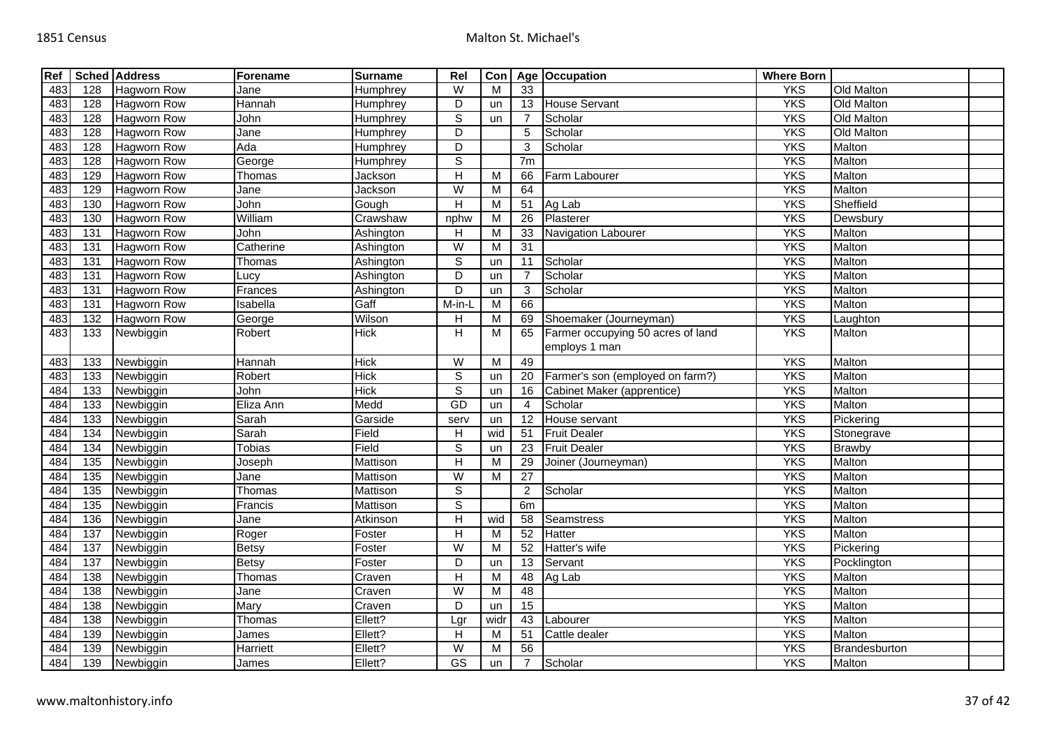| Ref | Sched | Address | Forename | Surname | Rel | Con | Age | Occupation | Where Born | | |
|---|---|---|---|---|---|---|---|---|---|---|---|
| 483 | 128 | Hagworn Row | Jane | Humphrey | W | M | 33 | | YKS | Old Malton | |
| 483 | 128 | Hagworn Row | Hannah | Humphrey | D | un | 13 | House Servant | YKS | Old Malton | |
| 483 | 128 | Hagworn Row | John | Humphrey | S | un | 7 | Scholar | YKS | Old Malton | |
| 483 | 128 | Hagworn Row | Jane | Humphrey | D | | 5 | Scholar | YKS | Old Malton | |
| 483 | 128 | Hagworn Row | Ada | Humphrey | D | | 3 | Scholar | YKS | Malton | |
| 483 | 128 | Hagworn Row | George | Humphrey | S | | 7m | | YKS | Malton | |
| 483 | 129 | Hagworn Row | Thomas | Jackson | H | M | 66 | Farm Labourer | YKS | Malton | |
| 483 | 129 | Hagworn Row | Jane | Jackson | W | M | 64 | | YKS | Malton | |
| 483 | 130 | Hagworn Row | John | Gough | H | M | 51 | Ag Lab | YKS | Sheffield | |
| 483 | 130 | Hagworn Row | William | Crawshaw | nphw | M | 26 | Plasterer | YKS | Dewsbury | |
| 483 | 131 | Hagworn Row | John | Ashington | H | M | 33 | Navigation Labourer | YKS | Malton | |
| 483 | 131 | Hagworn Row | Catherine | Ashington | W | M | 31 | | YKS | Malton | |
| 483 | 131 | Hagworn Row | Thomas | Ashington | S | un | 11 | Scholar | YKS | Malton | |
| 483 | 131 | Hagworn Row | Lucy | Ashington | D | un | 7 | Scholar | YKS | Malton | |
| 483 | 131 | Hagworn Row | Frances | Ashington | D | un | 3 | Scholar | YKS | Malton | |
| 483 | 131 | Hagworn Row | Isabella | Gaff | M-in-L | M | 66 | | YKS | Malton | |
| 483 | 132 | Hagworn Row | George | Wilson | H | M | 69 | Shoemaker (Journeyman) | YKS | Laughton | |
| 483 | 133 | Newbiggin | Robert | Hick | H | M | 65 | Farmer occupying 50 acres of land employs 1 man | YKS | Malton | |
| 483 | 133 | Newbiggin | Hannah | Hick | W | M | 49 | | YKS | Malton | |
| 483 | 133 | Newbiggin | Robert | Hick | S | un | 20 | Farmer's son (employed on farm?) | YKS | Malton | |
| 484 | 133 | Newbiggin | John | Hick | S | un | 16 | Cabinet Maker (apprentice) | YKS | Malton | |
| 484 | 133 | Newbiggin | Eliza Ann | Medd | GD | un | 4 | Scholar | YKS | Malton | |
| 484 | 133 | Newbiggin | Sarah | Garside | serv | un | 12 | House servant | YKS | Pickering | |
| 484 | 134 | Newbiggin | Sarah | Field | H | wid | 51 | Fruit Dealer | YKS | Stonegrave | |
| 484 | 134 | Newbiggin | Tobias | Field | S | un | 23 | Fruit Dealer | YKS | Brawby | |
| 484 | 135 | Newbiggin | Joseph | Mattison | H | M | 29 | Joiner (Journeyman) | YKS | Malton | |
| 484 | 135 | Newbiggin | Jane | Mattison | W | M | 27 | | YKS | Malton | |
| 484 | 135 | Newbiggin | Thomas | Mattison | S | | 2 | Scholar | YKS | Malton | |
| 484 | 135 | Newbiggin | Francis | Mattison | S | | 6m | | YKS | Malton | |
| 484 | 136 | Newbiggin | Jane | Atkinson | H | wid | 58 | Seamstress | YKS | Malton | |
| 484 | 137 | Newbiggin | Roger | Foster | H | M | 52 | Hatter | YKS | Malton | |
| 484 | 137 | Newbiggin | Betsy | Foster | W | M | 52 | Hatter's wife | YKS | Pickering | |
| 484 | 137 | Newbiggin | Betsy | Foster | D | un | 13 | Servant | YKS | Pocklington | |
| 484 | 138 | Newbiggin | Thomas | Craven | H | M | 48 | Ag Lab | YKS | Malton | |
| 484 | 138 | Newbiggin | Jane | Craven | W | M | 48 | | YKS | Malton | |
| 484 | 138 | Newbiggin | Mary | Craven | D | un | 15 | | YKS | Malton | |
| 484 | 138 | Newbiggin | Thomas | Ellett? | Lgr | widr | 43 | Labourer | YKS | Malton | |
| 484 | 139 | Newbiggin | James | Ellett? | H | M | 51 | Cattle dealer | YKS | Malton | |
| 484 | 139 | Newbiggin | Harriett | Ellett? | W | M | 56 | | YKS | Brandesburton | |
| 484 | 139 | Newbiggin | James | Ellett? | GS | un | 7 | Scholar | YKS | Malton | |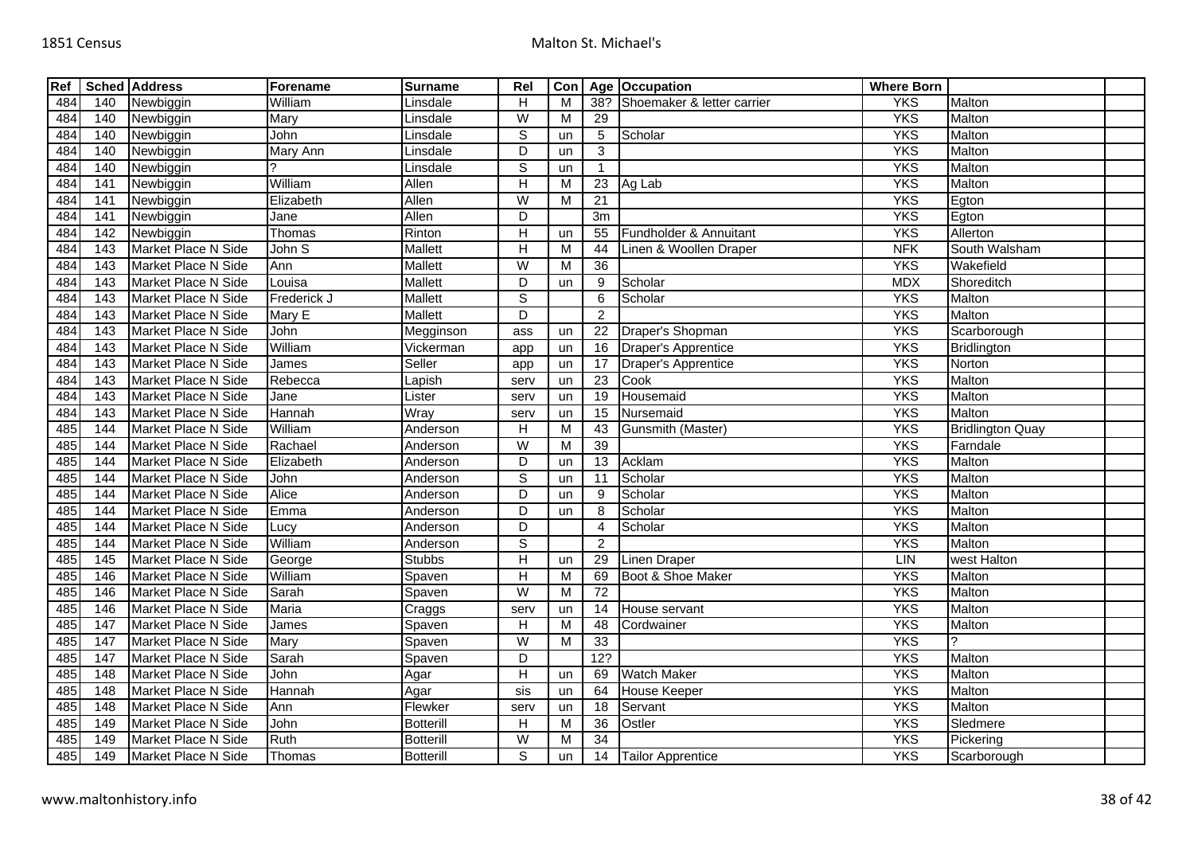| Ref | Sched | Address | Forename | Surname | Rel | Con | Age | Occupation | Where Born | | |
|---|---|---|---|---|---|---|---|---|---|---|---|
| 484 | 140 | Newbiggin | William | Linsdale | H | M | 38? | Shoemaker & letter carrier | YKS | Malton | |
| 484 | 140 | Newbiggin | Mary | Linsdale | W | M | 29 | | YKS | Malton | |
| 484 | 140 | Newbiggin | John | Linsdale | S | un | 5 | Scholar | YKS | Malton | |
| 484 | 140 | Newbiggin | Mary Ann | Linsdale | D | un | 3 | | YKS | Malton | |
| 484 | 140 | Newbiggin | ? | Linsdale | S | un | 1 | | YKS | Malton | |
| 484 | 141 | Newbiggin | William | Allen | H | M | 23 | Ag Lab | YKS | Malton | |
| 484 | 141 | Newbiggin | Elizabeth | Allen | W | M | 21 | | YKS | Egton | |
| 484 | 141 | Newbiggin | Jane | Allen | D | | 3m | | YKS | Egton | |
| 484 | 142 | Newbiggin | Thomas | Rinton | H | un | 55 | Fundholder & Annuitant | YKS | Allerton | |
| 484 | 143 | Market Place N Side | John S | Mallett | H | M | 44 | Linen & Woollen Draper | NFK | South Walsham | |
| 484 | 143 | Market Place N Side | Ann | Mallett | W | M | 36 | | YKS | Wakefield | |
| 484 | 143 | Market Place N Side | Louisa | Mallett | D | un | 9 | Scholar | MDX | Shoreditch | |
| 484 | 143 | Market Place N Side | Frederick J | Mallett | S | | 6 | Scholar | YKS | Malton | |
| 484 | 143 | Market Place N Side | Mary E | Mallett | D | | 2 | | YKS | Malton | |
| 484 | 143 | Market Place N Side | John | Megginson | ass | un | 22 | Draper's Shopman | YKS | Scarborough | |
| 484 | 143 | Market Place N Side | William | Vickerman | app | un | 16 | Draper's Apprentice | YKS | Bridlington | |
| 484 | 143 | Market Place N Side | James | Seller | app | un | 17 | Draper's Apprentice | YKS | Norton | |
| 484 | 143 | Market Place N Side | Rebecca | Lapish | serv | un | 23 | Cook | YKS | Malton | |
| 484 | 143 | Market Place N Side | Jane | Lister | serv | un | 19 | Housemaid | YKS | Malton | |
| 484 | 143 | Market Place N Side | Hannah | Wray | serv | un | 15 | Nursemaid | YKS | Malton | |
| 485 | 144 | Market Place N Side | William | Anderson | H | M | 43 | Gunsmith (Master) | YKS | Bridlington Quay | |
| 485 | 144 | Market Place N Side | Rachael | Anderson | W | M | 39 | | YKS | Farndale | |
| 485 | 144 | Market Place N Side | Elizabeth | Anderson | D | un | 13 | Acklam | YKS | Malton | |
| 485 | 144 | Market Place N Side | John | Anderson | S | un | 11 | Scholar | YKS | Malton | |
| 485 | 144 | Market Place N Side | Alice | Anderson | D | un | 9 | Scholar | YKS | Malton | |
| 485 | 144 | Market Place N Side | Emma | Anderson | D | un | 8 | Scholar | YKS | Malton | |
| 485 | 144 | Market Place N Side | Lucy | Anderson | D | | 4 | Scholar | YKS | Malton | |
| 485 | 144 | Market Place N Side | William | Anderson | S | | 2 | | YKS | Malton | |
| 485 | 145 | Market Place N Side | George | Stubbs | H | un | 29 | Linen Draper | LIN | west Halton | |
| 485 | 146 | Market Place N Side | William | Spaven | H | M | 69 | Boot & Shoe Maker | YKS | Malton | |
| 485 | 146 | Market Place N Side | Sarah | Spaven | W | M | 72 | | YKS | Malton | |
| 485 | 146 | Market Place N Side | Maria | Craggs | serv | un | 14 | House servant | YKS | Malton | |
| 485 | 147 | Market Place N Side | James | Spaven | H | M | 48 | Cordwainer | YKS | Malton | |
| 485 | 147 | Market Place N Side | Mary | Spaven | W | M | 33 | | YKS | ? | |
| 485 | 147 | Market Place N Side | Sarah | Spaven | D | | 12? | | YKS | Malton | |
| 485 | 148 | Market Place N Side | John | Agar | H | un | 69 | Watch Maker | YKS | Malton | |
| 485 | 148 | Market Place N Side | Hannah | Agar | sis | un | 64 | House Keeper | YKS | Malton | |
| 485 | 148 | Market Place N Side | Ann | Flewker | serv | un | 18 | Servant | YKS | Malton | |
| 485 | 149 | Market Place N Side | John | Botterill | H | M | 36 | Ostler | YKS | Sledmere | |
| 485 | 149 | Market Place N Side | Ruth | Botterill | W | M | 34 | | YKS | Pickering | |
| 485 | 149 | Market Place N Side | Thomas | Botterill | S | un | 14 | Tailor Apprentice | YKS | Scarborough | |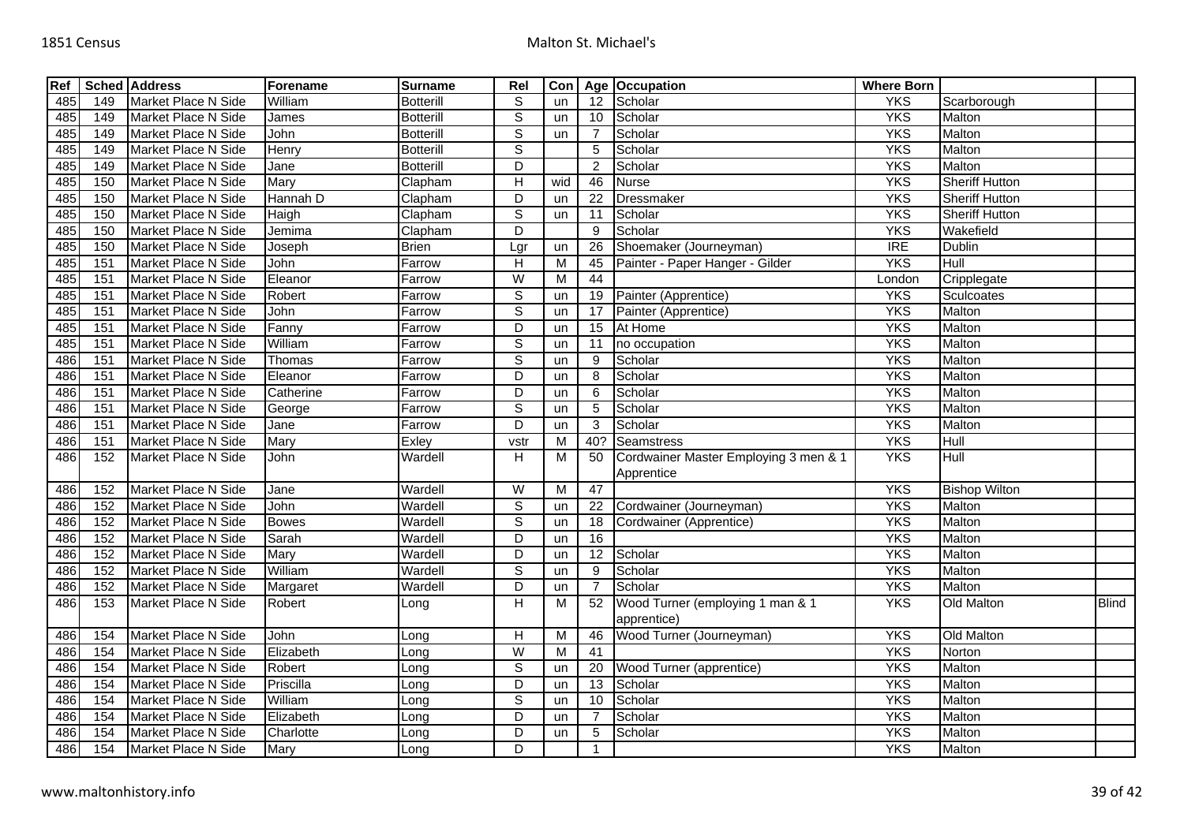| Ref | Sched | Address | Forename | Surname | Rel | Con | Age | Occupation | Where Born | | |
|---|---|---|---|---|---|---|---|---|---|---|---|
| 485 | 149 | Market Place N Side | William | Botterill | S | un | 12 | Scholar | YKS | Scarborough | |
| 485 | 149 | Market Place N Side | James | Botterill | S | un | 10 | Scholar | YKS | Malton | |
| 485 | 149 | Market Place N Side | John | Botterill | S | un | 7 | Scholar | YKS | Malton | |
| 485 | 149 | Market Place N Side | Henry | Botterill | S | | 5 | Scholar | YKS | Malton | |
| 485 | 149 | Market Place N Side | Jane | Botterill | D | | 2 | Scholar | YKS | Malton | |
| 485 | 150 | Market Place N Side | Mary | Clapham | H | wid | 46 | Nurse | YKS | Sheriff Hutton | |
| 485 | 150 | Market Place N Side | Hannah D | Clapham | D | un | 22 | Dressmaker | YKS | Sheriff Hutton | |
| 485 | 150 | Market Place N Side | Haigh | Clapham | S | un | 11 | Scholar | YKS | Sheriff Hutton | |
| 485 | 150 | Market Place N Side | Jemima | Clapham | D | | 9 | Scholar | YKS | Wakefield | |
| 485 | 150 | Market Place N Side | Joseph | Brien | Lgr | un | 26 | Shoemaker (Journeyman) | IRE | Dublin | |
| 485 | 151 | Market Place N Side | John | Farrow | H | M | 45 | Painter - Paper Hanger - Gilder | YKS | Hull | |
| 485 | 151 | Market Place N Side | Eleanor | Farrow | W | M | 44 | | London | Cripplegate | |
| 485 | 151 | Market Place N Side | Robert | Farrow | S | un | 19 | Painter (Apprentice) | YKS | Sculcoates | |
| 485 | 151 | Market Place N Side | John | Farrow | S | un | 17 | Painter (Apprentice) | YKS | Malton | |
| 485 | 151 | Market Place N Side | Fanny | Farrow | D | un | 15 | At Home | YKS | Malton | |
| 485 | 151 | Market Place N Side | William | Farrow | S | un | 11 | no occupation | YKS | Malton | |
| 486 | 151 | Market Place N Side | Thomas | Farrow | S | un | 9 | Scholar | YKS | Malton | |
| 486 | 151 | Market Place N Side | Eleanor | Farrow | D | un | 8 | Scholar | YKS | Malton | |
| 486 | 151 | Market Place N Side | Catherine | Farrow | D | un | 6 | Scholar | YKS | Malton | |
| 486 | 151 | Market Place N Side | George | Farrow | S | un | 5 | Scholar | YKS | Malton | |
| 486 | 151 | Market Place N Side | Jane | Farrow | D | un | 3 | Scholar | YKS | Malton | |
| 486 | 151 | Market Place N Side | Mary | Exley | vstr | M | 40? | Seamstress | YKS | Hull | |
| 486 | 152 | Market Place N Side | John | Wardell | H | M | 50 | Cordwainer Master Employing 3 men & 1 Apprentice | YKS | Hull | |
| 486 | 152 | Market Place N Side | Jane | Wardell | W | M | 47 | | YKS | Bishop Wilton | |
| 486 | 152 | Market Place N Side | John | Wardell | S | un | 22 | Cordwainer (Journeyman) | YKS | Malton | |
| 486 | 152 | Market Place N Side | Bowes | Wardell | S | un | 18 | Cordwainer (Apprentice) | YKS | Malton | |
| 486 | 152 | Market Place N Side | Sarah | Wardell | D | un | 16 | | YKS | Malton | |
| 486 | 152 | Market Place N Side | Mary | Wardell | D | un | 12 | Scholar | YKS | Malton | |
| 486 | 152 | Market Place N Side | William | Wardell | S | un | 9 | Scholar | YKS | Malton | |
| 486 | 152 | Market Place N Side | Margaret | Wardell | D | un | 7 | Scholar | YKS | Malton | |
| 486 | 153 | Market Place N Side | Robert | Long | H | M | 52 | Wood Turner (employing 1 man & 1 apprentice) | YKS | Old Malton | Blind |
| 486 | 154 | Market Place N Side | John | Long | H | M | 46 | Wood Turner (Journeyman) | YKS | Old Malton | |
| 486 | 154 | Market Place N Side | Elizabeth | Long | W | M | 41 | | YKS | Norton | |
| 486 | 154 | Market Place N Side | Robert | Long | S | un | 20 | Wood Turner (apprentice) | YKS | Malton | |
| 486 | 154 | Market Place N Side | Priscilla | Long | D | un | 13 | Scholar | YKS | Malton | |
| 486 | 154 | Market Place N Side | William | Long | S | un | 10 | Scholar | YKS | Malton | |
| 486 | 154 | Market Place N Side | Elizabeth | Long | D | un | 7 | Scholar | YKS | Malton | |
| 486 | 154 | Market Place N Side | Charlotte | Long | D | un | 5 | Scholar | YKS | Malton | |
| 486 | 154 | Market Place N Side | Mary | Long | D | | 1 | | YKS | Malton | |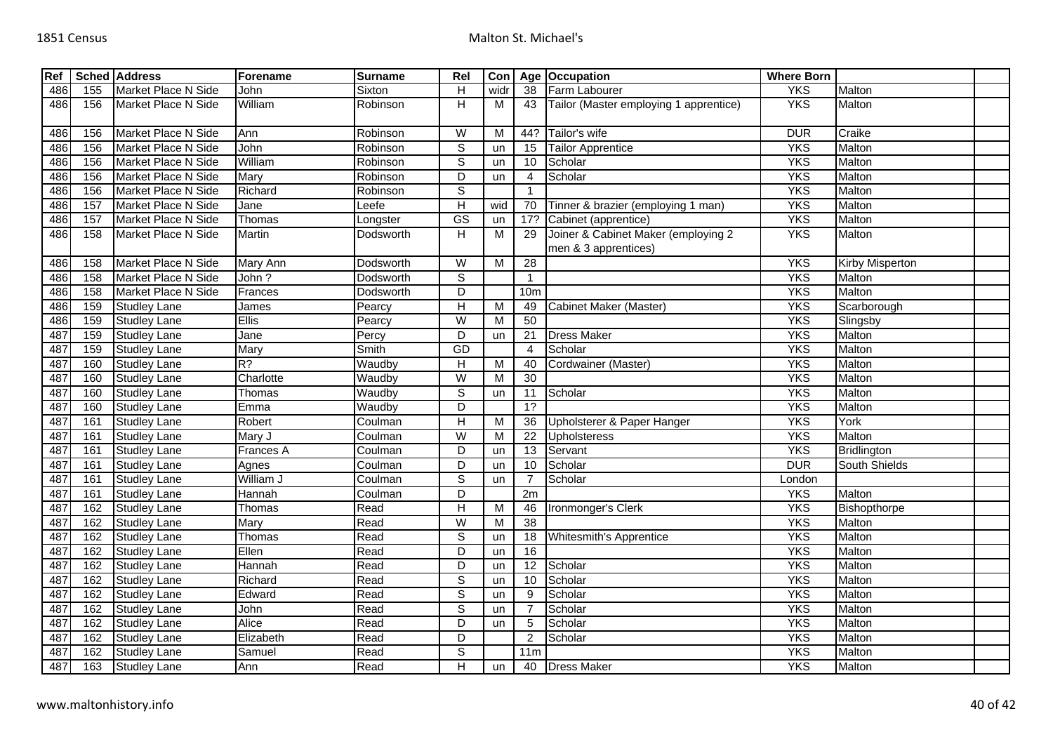| Ref | Sched | Address | Forename | Surname | Rel | Con | Age | Occupation | Where Born | | |
|---|---|---|---|---|---|---|---|---|---|---|---|
| 486 | 155 | Market Place N Side | John | Sixton | H | widr | 38 | Farm Labourer | YKS | Malton | |
| 486 | 156 | Market Place N Side | William | Robinson | H | M | 43 | Tailor (Master employing 1 apprentice) | YKS | Malton | |
| 486 | 156 | Market Place N Side | Ann | Robinson | W | M | 44? | Tailor's wife | DUR | Craike | |
| 486 | 156 | Market Place N Side | John | Robinson | S | un | 15 | Tailor Apprentice | YKS | Malton | |
| 486 | 156 | Market Place N Side | William | Robinson | S | un | 10 | Scholar | YKS | Malton | |
| 486 | 156 | Market Place N Side | Mary | Robinson | D | un | 4 | Scholar | YKS | Malton | |
| 486 | 156 | Market Place N Side | Richard | Robinson | S | | 1 | | YKS | Malton | |
| 486 | 157 | Market Place N Side | Jane | Leefe | H | wid | 70 | Tinner & brazier (employing 1 man) | YKS | Malton | |
| 486 | 157 | Market Place N Side | Thomas | Longster | GS | un | 17? | Cabinet (apprentice) | YKS | Malton | |
| 486 | 158 | Market Place N Side | Martin | Dodsworth | H | M | 29 | Joiner & Cabinet Maker (employing 2 men & 3 apprentices) | YKS | Malton | |
| 486 | 158 | Market Place N Side | Mary Ann | Dodsworth | W | M | 28 | | YKS | Kirby Misperton | |
| 486 | 158 | Market Place N Side | John ? | Dodsworth | S | | 1 | | YKS | Malton | |
| 486 | 158 | Market Place N Side | Frances | Dodsworth | D | | 10m | | YKS | Malton | |
| 486 | 159 | Studley Lane | James | Pearcy | H | M | 49 | Cabinet Maker (Master) | YKS | Scarborough | |
| 486 | 159 | Studley Lane | Ellis | Pearcy | W | M | 50 | | YKS | Slingsby | |
| 487 | 159 | Studley Lane | Jane | Percy | D | un | 21 | Dress Maker | YKS | Malton | |
| 487 | 159 | Studley Lane | Mary | Smith | GD | | 4 | Scholar | YKS | Malton | |
| 487 | 160 | Studley Lane | R? | Waudby | H | M | 40 | Cordwainer (Master) | YKS | Malton | |
| 487 | 160 | Studley Lane | Charlotte | Waudby | W | M | 30 | | YKS | Malton | |
| 487 | 160 | Studley Lane | Thomas | Waudby | S | un | 11 | Scholar | YKS | Malton | |
| 487 | 160 | Studley Lane | Emma | Waudby | D | | 1? | | YKS | Malton | |
| 487 | 161 | Studley Lane | Robert | Coulman | H | M | 36 | Upholsterer & Paper Hanger | YKS | York | |
| 487 | 161 | Studley Lane | Mary J | Coulman | W | M | 22 | Upholsteress | YKS | Malton | |
| 487 | 161 | Studley Lane | Frances A | Coulman | D | un | 13 | Servant | YKS | Bridlington | |
| 487 | 161 | Studley Lane | Agnes | Coulman | D | un | 10 | Scholar | DUR | South Shields | |
| 487 | 161 | Studley Lane | William J | Coulman | S | un | 7 | Scholar | London | | |
| 487 | 161 | Studley Lane | Hannah | Coulman | D | | 2m | | YKS | Malton | |
| 487 | 162 | Studley Lane | Thomas | Read | H | M | 46 | Ironmonger's Clerk | YKS | Bishopthorpe | |
| 487 | 162 | Studley Lane | Mary | Read | W | M | 38 | | YKS | Malton | |
| 487 | 162 | Studley Lane | Thomas | Read | S | un | 18 | Whitesmith's Apprentice | YKS | Malton | |
| 487 | 162 | Studley Lane | Ellen | Read | D | un | 16 | | YKS | Malton | |
| 487 | 162 | Studley Lane | Hannah | Read | D | un | 12 | Scholar | YKS | Malton | |
| 487 | 162 | Studley Lane | Richard | Read | S | un | 10 | Scholar | YKS | Malton | |
| 487 | 162 | Studley Lane | Edward | Read | S | un | 9 | Scholar | YKS | Malton | |
| 487 | 162 | Studley Lane | John | Read | S | un | 7 | Scholar | YKS | Malton | |
| 487 | 162 | Studley Lane | Alice | Read | D | un | 5 | Scholar | YKS | Malton | |
| 487 | 162 | Studley Lane | Elizabeth | Read | D | | 2 | Scholar | YKS | Malton | |
| 487 | 162 | Studley Lane | Samuel | Read | S | | 11m | | YKS | Malton | |
| 487 | 163 | Studley Lane | Ann | Read | H | un | 40 | Dress Maker | YKS | Malton | |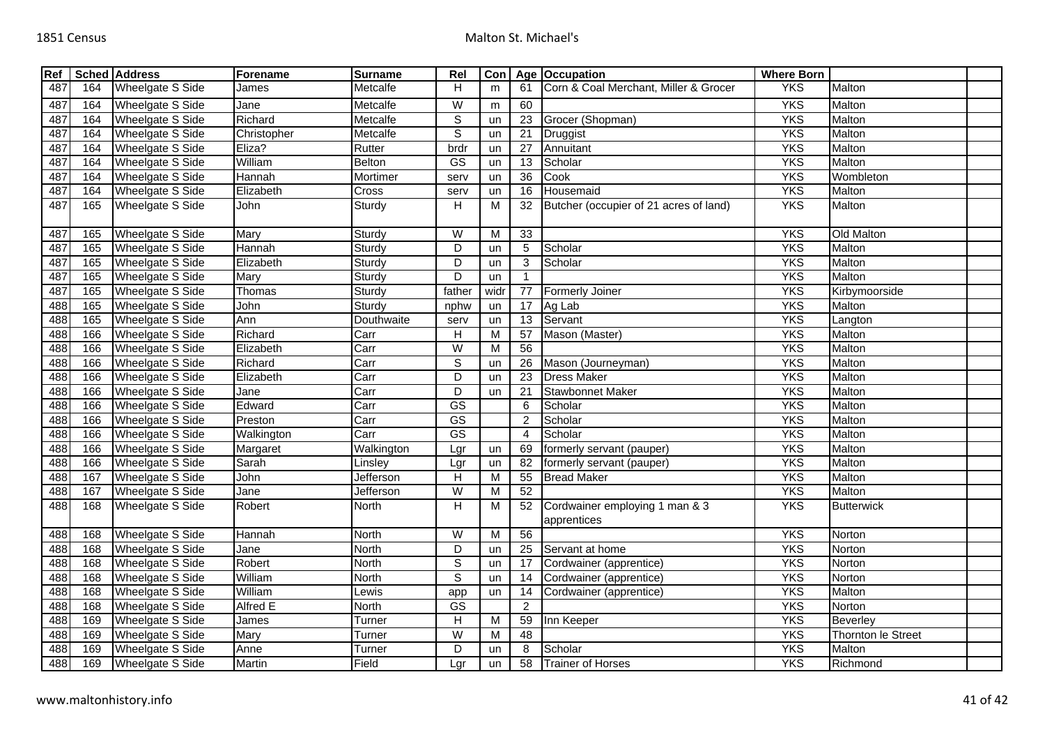| Ref | Sched | Address | Forename | Surname | Rel | Con | Age | Occupation | Where Born | | |
|---|---|---|---|---|---|---|---|---|---|---|---|
| 487 | 164 | Wheelgate S Side | James | Metcalfe | H | m | 61 | Corn & Coal Merchant, Miller & Grocer | YKS | Malton | |
| 487 | 164 | Wheelgate S Side | Jane | Metcalfe | W | m | 60 | | YKS | Malton | |
| 487 | 164 | Wheelgate S Side | Richard | Metcalfe | S | un | 23 | Grocer (Shopman) | YKS | Malton | |
| 487 | 164 | Wheelgate S Side | Christopher | Metcalfe | S | un | 21 | Druggist | YKS | Malton | |
| 487 | 164 | Wheelgate S Side | Eliza? | Rutter | brdr | un | 27 | Annuitant | YKS | Malton | |
| 487 | 164 | Wheelgate S Side | William | Belton | GS | un | 13 | Scholar | YKS | Malton | |
| 487 | 164 | Wheelgate S Side | Hannah | Mortimer | serv | un | 36 | Cook | YKS | Wombleton | |
| 487 | 164 | Wheelgate S Side | Elizabeth | Cross | serv | un | 16 | Housemaid | YKS | Malton | |
| 487 | 165 | Wheelgate S Side | John | Sturdy | H | M | 32 | Butcher (occupier of 21 acres of land) | YKS | Malton | |
| 487 | 165 | Wheelgate S Side | Mary | Sturdy | W | M | 33 | | YKS | Old Malton | |
| 487 | 165 | Wheelgate S Side | Hannah | Sturdy | D | un | 5 | Scholar | YKS | Malton | |
| 487 | 165 | Wheelgate S Side | Elizabeth | Sturdy | D | un | 3 | Scholar | YKS | Malton | |
| 487 | 165 | Wheelgate S Side | Mary | Sturdy | D | un | 1 | | YKS | Malton | |
| 487 | 165 | Wheelgate S Side | Thomas | Sturdy | father | widr | 77 | Formerly Joiner | YKS | Kirbymoorside | |
| 488 | 165 | Wheelgate S Side | John | Sturdy | nphw | un | 17 | Ag Lab | YKS | Malton | |
| 488 | 165 | Wheelgate S Side | Ann | Douthwaite | serv | un | 13 | Servant | YKS | Langton | |
| 488 | 166 | Wheelgate S Side | Richard | Carr | H | M | 57 | Mason (Master) | YKS | Malton | |
| 488 | 166 | Wheelgate S Side | Elizabeth | Carr | W | M | 56 | | YKS | Malton | |
| 488 | 166 | Wheelgate S Side | Richard | Carr | S | un | 26 | Mason (Journeyman) | YKS | Malton | |
| 488 | 166 | Wheelgate S Side | Elizabeth | Carr | D | un | 23 | Dress Maker | YKS | Malton | |
| 488 | 166 | Wheelgate S Side | Jane | Carr | D | un | 21 | Stawbonnet Maker | YKS | Malton | |
| 488 | 166 | Wheelgate S Side | Edward | Carr | GS | | 6 | Scholar | YKS | Malton | |
| 488 | 166 | Wheelgate S Side | Preston | Carr | GS | | 2 | Scholar | YKS | Malton | |
| 488 | 166 | Wheelgate S Side | Walkington | Carr | GS | | 4 | Scholar | YKS | Malton | |
| 488 | 166 | Wheelgate S Side | Margaret | Walkington | Lgr | un | 69 | formerly servant (pauper) | YKS | Malton | |
| 488 | 166 | Wheelgate S Side | Sarah | Linsley | Lgr | un | 82 | formerly servant (pauper) | YKS | Malton | |
| 488 | 167 | Wheelgate S Side | John | Jefferson | H | M | 55 | Bread Maker | YKS | Malton | |
| 488 | 167 | Wheelgate S Side | Jane | Jefferson | W | M | 52 | | YKS | Malton | |
| 488 | 168 | Wheelgate S Side | Robert | North | H | M | 52 | Cordwainer employing 1 man & 3 apprentices | YKS | Butterwick | |
| 488 | 168 | Wheelgate S Side | Hannah | North | W | M | 56 | | YKS | Norton | |
| 488 | 168 | Wheelgate S Side | Jane | North | D | un | 25 | Servant at home | YKS | Norton | |
| 488 | 168 | Wheelgate S Side | Robert | North | S | un | 17 | Cordwainer (apprentice) | YKS | Norton | |
| 488 | 168 | Wheelgate S Side | William | North | S | un | 14 | Cordwainer (apprentice) | YKS | Norton | |
| 488 | 168 | Wheelgate S Side | William | Lewis | app | un | 14 | Cordwainer (apprentice) | YKS | Malton | |
| 488 | 168 | Wheelgate S Side | Alfred E | North | GS | | 2 | | YKS | Norton | |
| 488 | 169 | Wheelgate S Side | James | Turner | H | M | 59 | Inn Keeper | YKS | Beverley | |
| 488 | 169 | Wheelgate S Side | Mary | Turner | W | M | 48 | | YKS | Thornton le Street | |
| 488 | 169 | Wheelgate S Side | Anne | Turner | D | un | 8 | Scholar | YKS | Malton | |
| 488 | 169 | Wheelgate S Side | Martin | Field | Lgr | un | 58 | Trainer of Horses | YKS | Richmond | |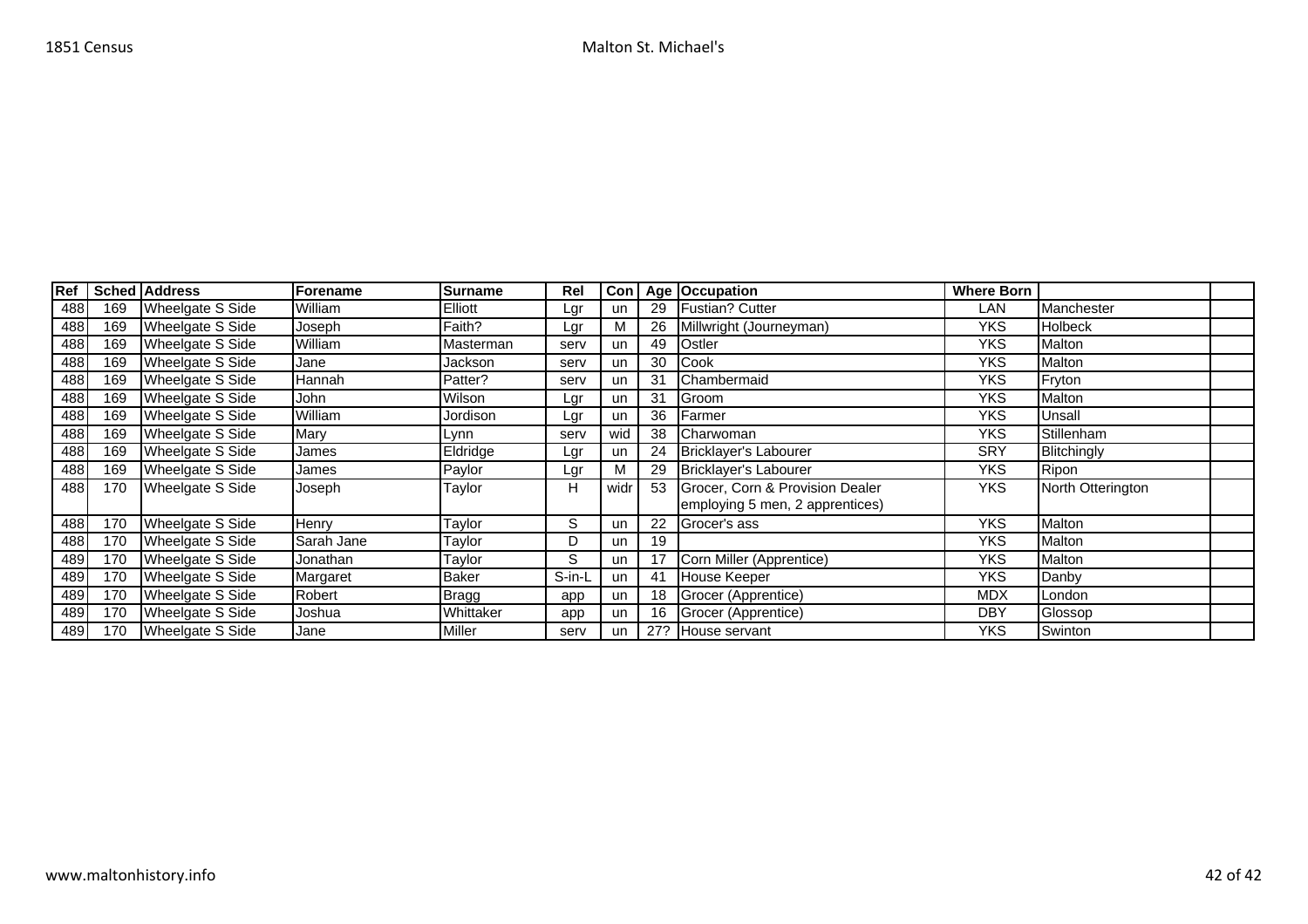| Ref | Sched | Address | Forename | Surname | Rel | Con | Age | Occupation | Where Born | | |
|---|---|---|---|---|---|---|---|---|---|---|---|
| 488 | 169 | Wheelgate S Side | William | Elliott | Lgr | un | 29 | Fustian? Cutter | LAN | Manchester | |
| 488 | 169 | Wheelgate S Side | Joseph | Faith? | Lgr | M | 26 | Millwright (Journeyman) | YKS | Holbeck | |
| 488 | 169 | Wheelgate S Side | William | Masterman | serv | un | 49 | Ostler | YKS | Malton | |
| 488 | 169 | Wheelgate S Side | Jane | Jackson | serv | un | 30 | Cook | YKS | Malton | |
| 488 | 169 | Wheelgate S Side | Hannah | Patter? | serv | un | 31 | Chambermaid | YKS | Fryton | |
| 488 | 169 | Wheelgate S Side | John | Wilson | Lgr | un | 31 | Groom | YKS | Malton | |
| 488 | 169 | Wheelgate S Side | William | Jordison | Lgr | un | 36 | Farmer | YKS | Unsall | |
| 488 | 169 | Wheelgate S Side | Mary | Lynn | serv | wid | 38 | Charwoman | YKS | Stillenham | |
| 488 | 169 | Wheelgate S Side | James | Eldridge | Lgr | un | 24 | Bricklayer's Labourer | SRY | Blitchingly | |
| 488 | 169 | Wheelgate S Side | James | Paylor | Lgr | M | 29 | Bricklayer's Labourer | YKS | Ripon | |
| 488 | 170 | Wheelgate S Side | Joseph | Taylor | H | widr | 53 | Grocer, Corn & Provision Dealer employing 5 men, 2 apprentices) | YKS | North Otterington | |
| 488 | 170 | Wheelgate S Side | Henry | Taylor | S | un | 22 | Grocer's ass | YKS | Malton | |
| 488 | 170 | Wheelgate S Side | Sarah Jane | Taylor | D | un | 19 | | YKS | Malton | |
| 489 | 170 | Wheelgate S Side | Jonathan | Taylor | S | un | 17 | Corn Miller (Apprentice) | YKS | Malton | |
| 489 | 170 | Wheelgate S Side | Margaret | Baker | S-in-L | un | 41 | House Keeper | YKS | Danby | |
| 489 | 170 | Wheelgate S Side | Robert | Bragg | app | un | 18 | Grocer (Apprentice) | MDX | London | |
| 489 | 170 | Wheelgate S Side | Joshua | Whittaker | app | un | 16 | Grocer (Apprentice) | DBY | Glossop | |
| 489 | 170 | Wheelgate S Side | Jane | Miller | serv | un | 27? | House servant | YKS | Swinton | |